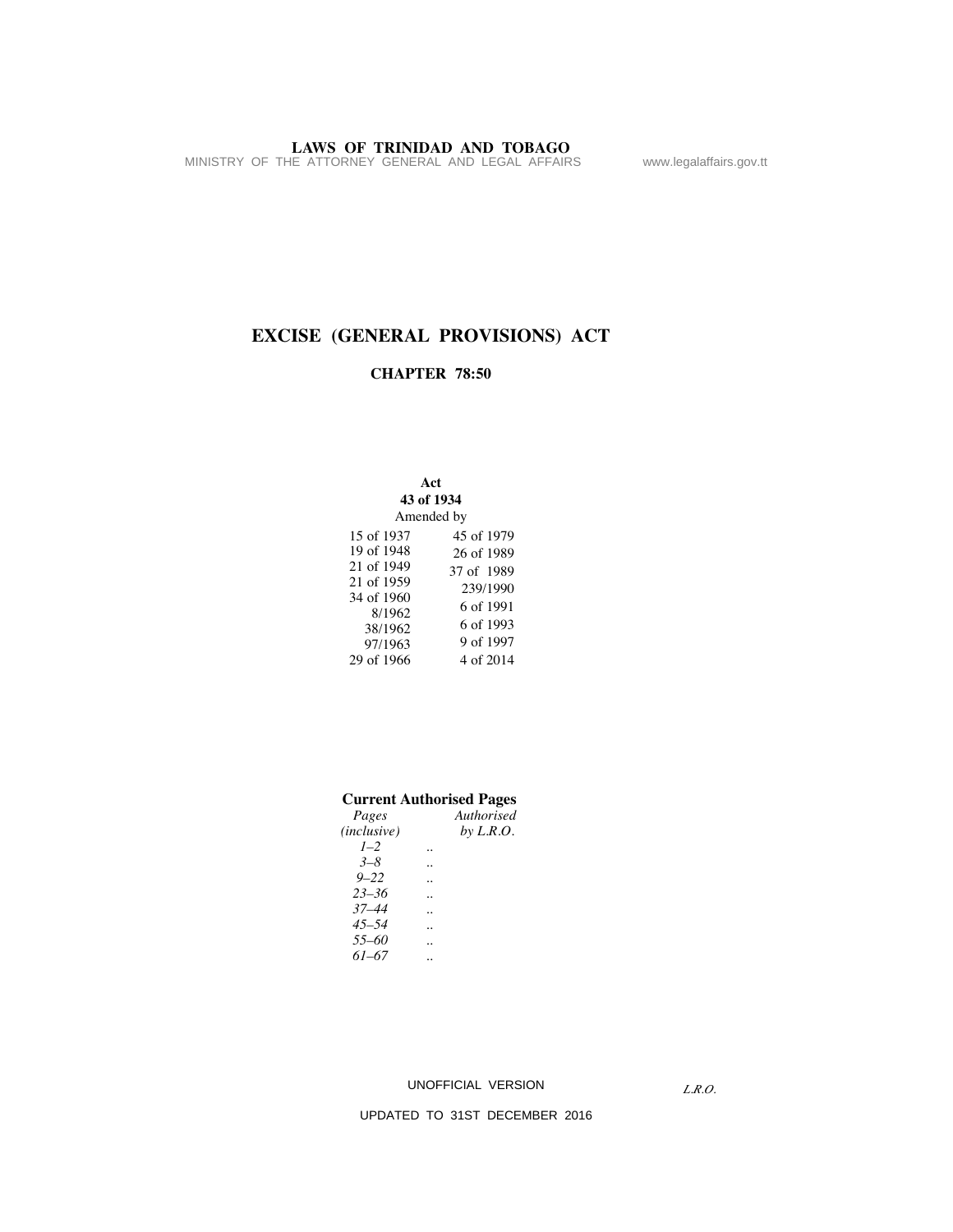**LAWS OF TRINIDAD AND TOBAGO**

MINISTRY OF THE ATTORNEY GENERAL AND LEGAL AFFAIRS www.legalaffairs.gov.tt

# EXCISE (GENERAL PROVISIONS) ACT

## CHAPTER 78:50

**Act**
**43 of 1934**
Amended by

| | |
|---|---|
| 15 of 1937 | 45 of 1979 |
| 19 of 1948 | 26 of 1989 |
| 21 of 1949 | 37 of 1989 |
| 21 of 1959 | 239/1990 |
| 34 of 1960 | 6 of 1991 |
| 8/1962 | 6 of 1993 |
| 38/1962 | 9 of 1997 |
| 97/1963 | 4 of 2014 |
| 29 of 1966 | |

**Current Authorised Pages**

| *Pages (inclusive)* | | *Authorised by L.R.O.* |
|---|---|---|
| *1–2* | .. | |
| *3–8* | .. | |
| *9–22* | .. | |
| *23–36* | .. | |
| *37–44* | .. | |
| *45–54* | .. | |
| *55–60* | .. | |
| *61–67* | .. | |

UNOFFICIAL VERSION

*L.R.O.*

UPDATED TO 31ST DECEMBER 2016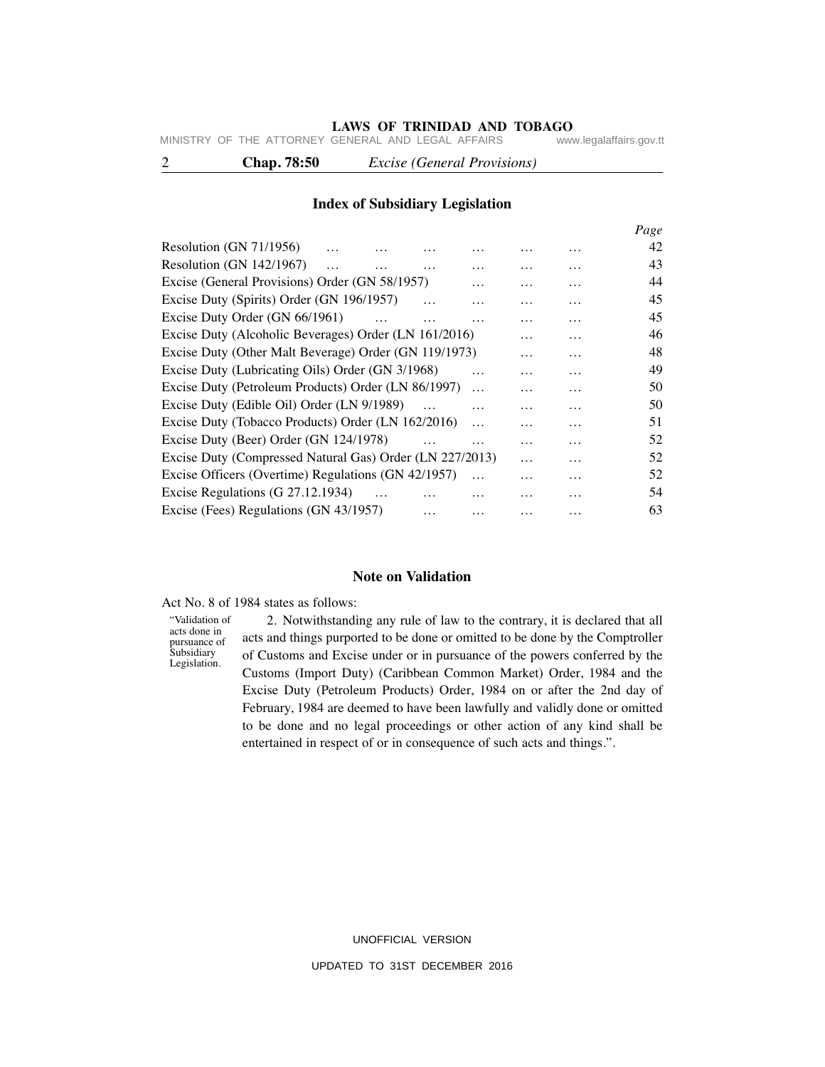## Index of Subsidiary Legislation

| | Page |
|---|---|
| Resolution (GN 71/1956) | 42 |
| Resolution (GN 142/1967) | 43 |
| Excise (General Provisions) Order (GN 58/1957) | 44 |
| Excise Duty (Spirits) Order (GN 196/1957) | 45 |
| Excise Duty Order (GN 66/1961) | 45 |
| Excise Duty (Alcoholic Beverages) Order (LN 161/2016) | 46 |
| Excise Duty (Other Malt Beverage) Order (GN 119/1973) | 48 |
| Excise Duty (Lubricating Oils) Order (GN 3/1968) | 49 |
| Excise Duty (Petroleum Products) Order (LN 86/1997) | 50 |
| Excise Duty (Edible Oil) Order (LN 9/1989) | 50 |
| Excise Duty (Tobacco Products) Order (LN 162/2016) | 51 |
| Excise Duty (Beer) Order (GN 124/1978) | 52 |
| Excise Duty (Compressed Natural Gas) Order (LN 227/2013) | 52 |
| Excise Officers (Overtime) Regulations (GN 42/1957) | 52 |
| Excise Regulations (G 27.12.1934) | 54 |
| Excise (Fees) Regulations (GN 43/1957) | 63 |

## Note on Validation

Act No. 8 of 1984 states as follows:

"Validation of acts done in pursuance of Subsidiary Legislation.

2. Notwithstanding any rule of law to the contrary, it is declared that all acts and things purported to be done or omitted to be done by the Comptroller of Customs and Excise under or in pursuance of the powers conferred by the Customs (Import Duty) (Caribbean Common Market) Order, 1984 and the Excise Duty (Petroleum Products) Order, 1984 on or after the 2nd day of February, 1984 are deemed to have been lawfully and validly done or omitted to be done and no legal proceedings or other action of any kind shall be entertained in respect of or in consequence of such acts and things.".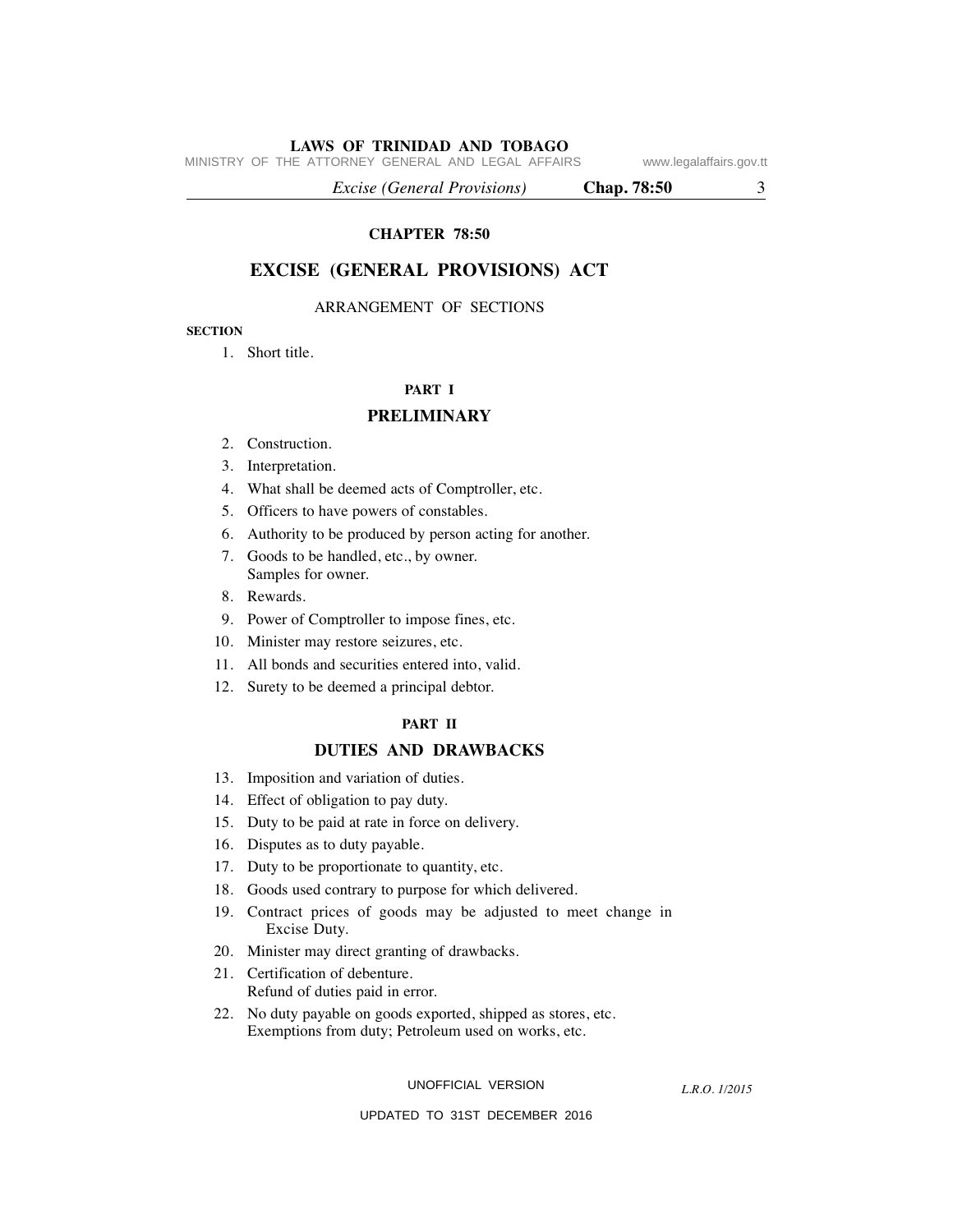# CHAPTER 78:50

# EXCISE (GENERAL PROVISIONS) ACT

ARRANGEMENT OF SECTIONS

**SECTION**

1. Short title.

## PART I

## PRELIMINARY

2. Construction.
3. Interpretation.
4. What shall be deemed acts of Comptroller, etc.
5. Officers to have powers of constables.
6. Authority to be produced by person acting for another.
7. Goods to be handled, etc., by owner. Samples for owner.
8. Rewards.
9. Power of Comptroller to impose fines, etc.
10. Minister may restore seizures, etc.
11. All bonds and securities entered into, valid.
12. Surety to be deemed a principal debtor.

## PART II

## DUTIES AND DRAWBACKS

13. Imposition and variation of duties.
14. Effect of obligation to pay duty.
15. Duty to be paid at rate in force on delivery.
16. Disputes as to duty payable.
17. Duty to be proportionate to quantity, etc.
18. Goods used contrary to purpose for which delivered.
19. Contract prices of goods may be adjusted to meet change in Excise Duty.
20. Minister may direct granting of drawbacks.
21. Certification of debenture. Refund of duties paid in error.
22. No duty payable on goods exported, shipped as stores, etc. Exemptions from duty; Petroleum used on works, etc.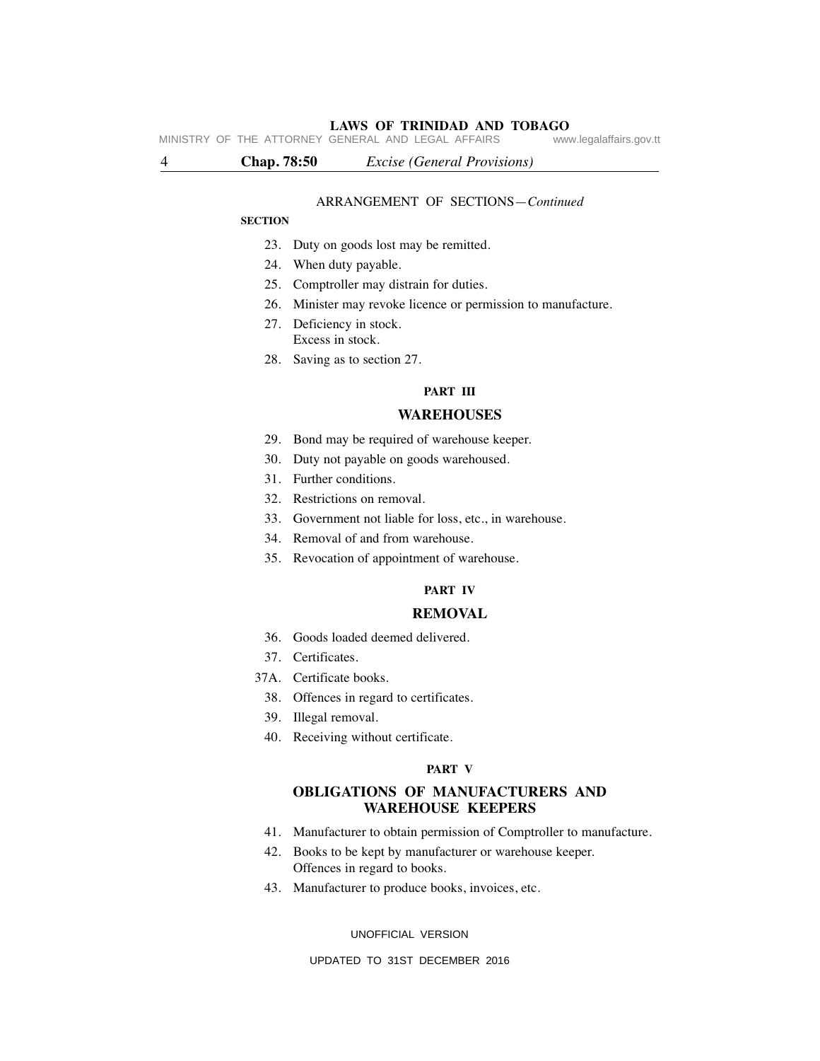ARRANGEMENT OF SECTIONS—*Continued*

**SECTION**

23. Duty on goods lost may be remitted.
24. When duty payable.
25. Comptroller may distrain for duties.
26. Minister may revoke licence or permission to manufacture.
27. Deficiency in stock.
    Excess in stock.
28. Saving as to section 27.

**PART III**

## WAREHOUSES

29. Bond may be required of warehouse keeper.
30. Duty not payable on goods warehoused.
31. Further conditions.
32. Restrictions on removal.
33. Government not liable for loss, etc., in warehouse.
34. Removal of and from warehouse.
35. Revocation of appointment of warehouse.

**PART IV**

## REMOVAL

36. Goods loaded deemed delivered.
37. Certificates.

37A. Certificate books.

38. Offences in regard to certificates.
39. Illegal removal.
40. Receiving without certificate.

**PART V**

## OBLIGATIONS OF MANUFACTURERS AND WAREHOUSE KEEPERS

41. Manufacturer to obtain permission of Comptroller to manufacture.
42. Books to be kept by manufacturer or warehouse keeper.
    Offences in regard to books.
43. Manufacturer to produce books, invoices, etc.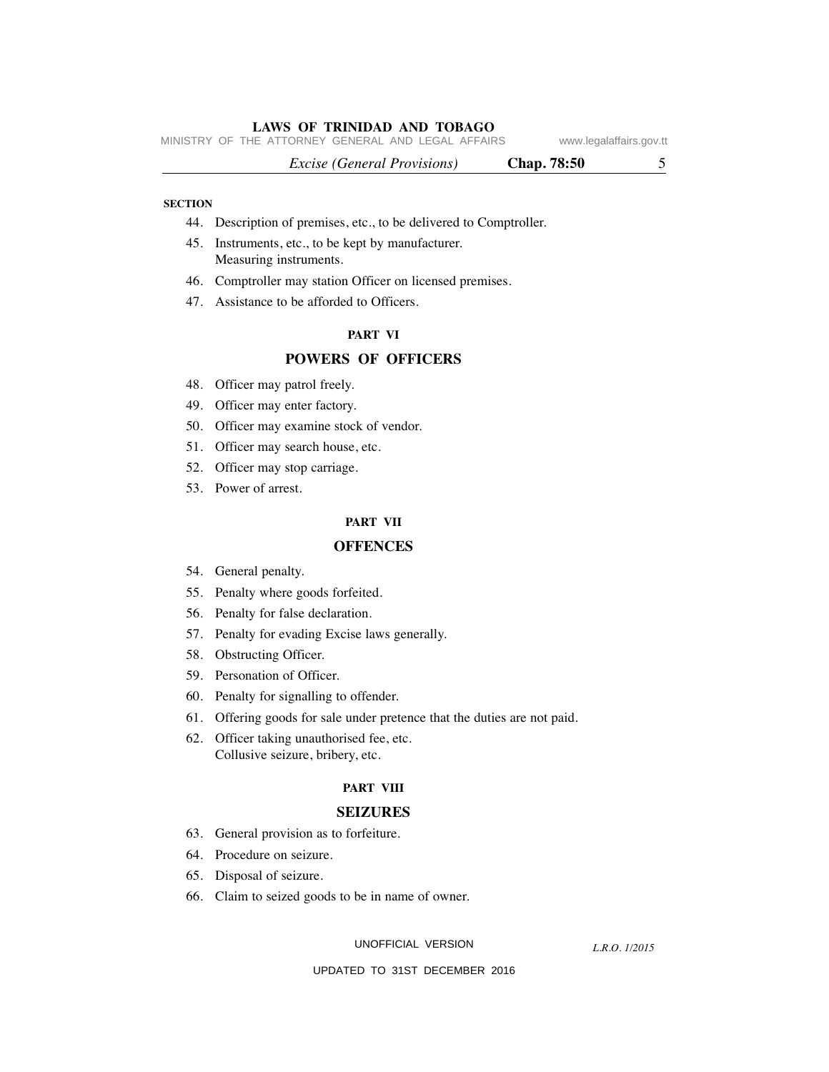**SECTION**

44. Description of premises, etc., to be delivered to Comptroller.
45. Instruments, etc., to be kept by manufacturer.
    Measuring instruments.
46. Comptroller may station Officer on licensed premises.
47. Assistance to be afforded to Officers.

**PART VI**

## POWERS OF OFFICERS

48. Officer may patrol freely.
49. Officer may enter factory.
50. Officer may examine stock of vendor.
51. Officer may search house, etc.
52. Officer may stop carriage.
53. Power of arrest.

**PART VII**

## OFFENCES

54. General penalty.
55. Penalty where goods forfeited.
56. Penalty for false declaration.
57. Penalty for evading Excise laws generally.
58. Obstructing Officer.
59. Personation of Officer.
60. Penalty for signalling to offender.
61. Offering goods for sale under pretence that the duties are not paid.
62. Officer taking unauthorised fee, etc.
    Collusive seizure, bribery, etc.

**PART VIII**

## SEIZURES

63. General provision as to forfeiture.
64. Procedure on seizure.
65. Disposal of seizure.
66. Claim to seized goods to be in name of owner.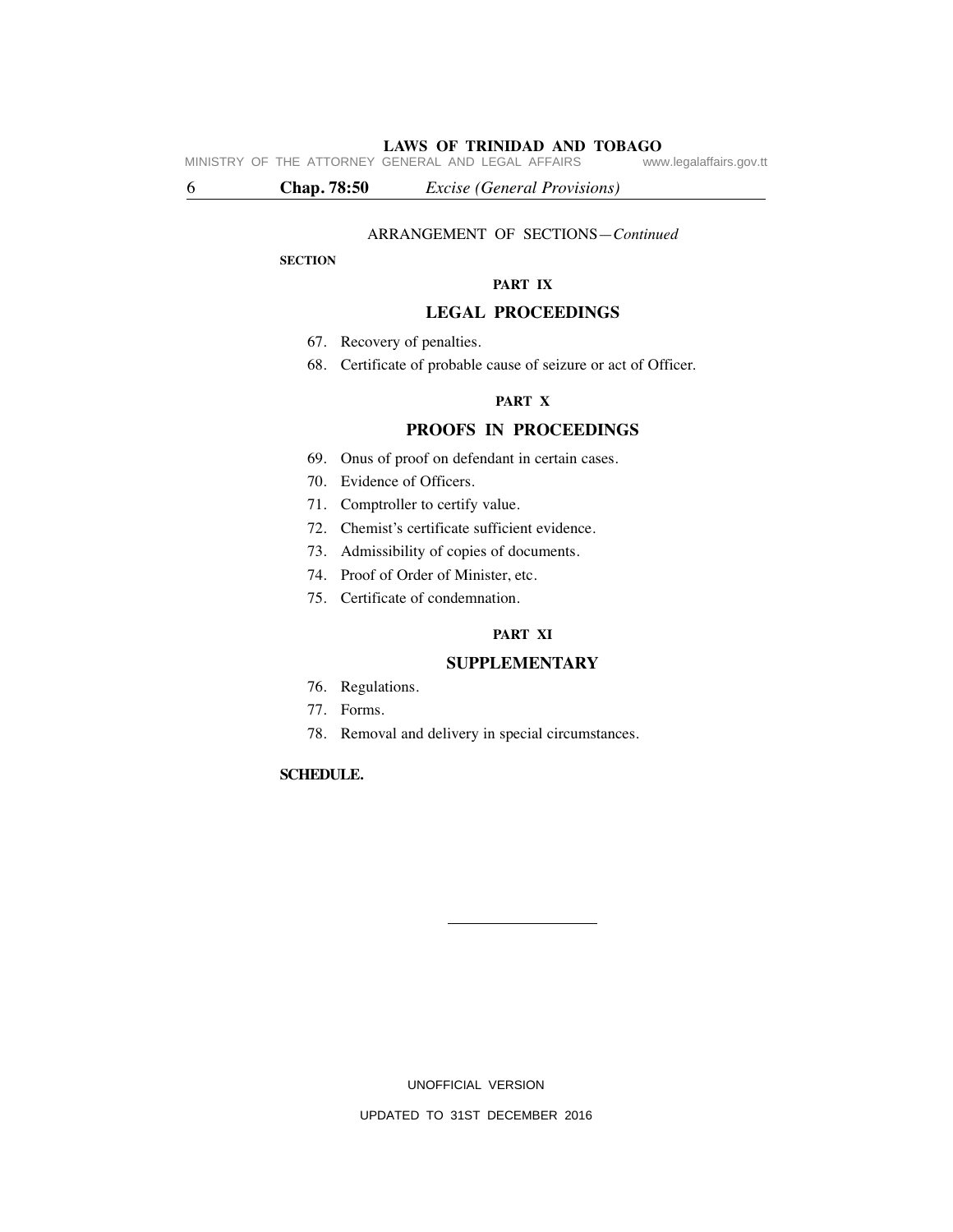ARRANGEMENT OF SECTIONS—*Continued*

**SECTION**

**PART IX**

## LEGAL PROCEEDINGS

67. Recovery of penalties.
68. Certificate of probable cause of seizure or act of Officer.

**PART X**

## PROOFS IN PROCEEDINGS

69. Onus of proof on defendant in certain cases.
70. Evidence of Officers.
71. Comptroller to certify value.
72. Chemist's certificate sufficient evidence.
73. Admissibility of copies of documents.
74. Proof of Order of Minister, etc.
75. Certificate of condemnation.

**PART XI**

## SUPPLEMENTARY

76. Regulations.
77. Forms.
78. Removal and delivery in special circumstances.

**SCHEDULE.**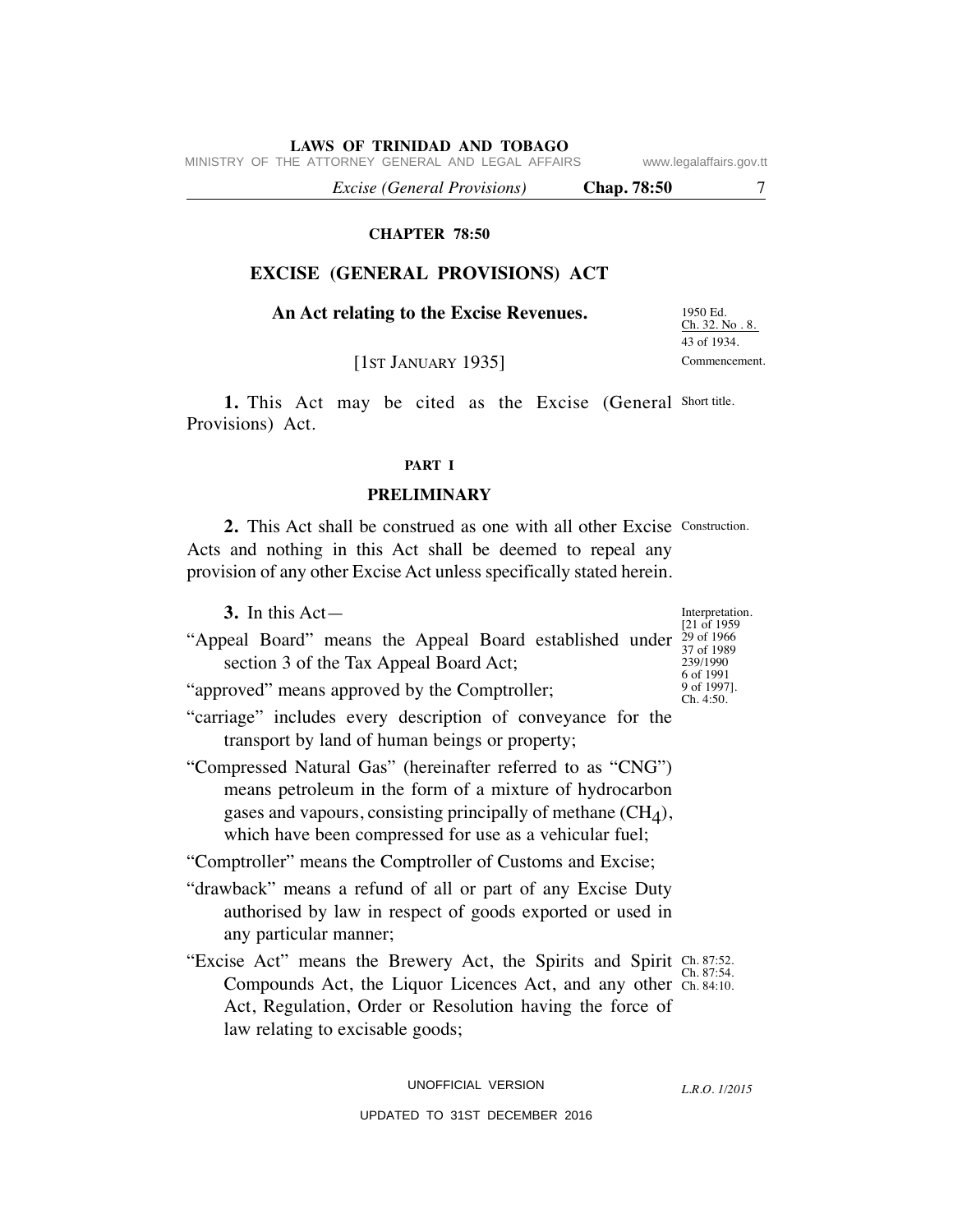# CHAPTER 78:50

## EXCISE (GENERAL PROVISIONS) ACT

**An Act relating to the Excise Revenues.**

1950 Ed. Ch. 32. No. 8. 43 of 1934.

[1ST JANUARY 1935]

Commencement.

**1.** This Act may be cited as the Excise (General Provisions) Act.

Short title.

### PART I

### PRELIMINARY

**2.** This Act shall be construed as one with all other Excise Acts and nothing in this Act shall be deemed to repeal any provision of any other Excise Act unless specifically stated herein.

Construction.

**3.** In this Act—

Interpretation. [21 of 1959 29 of 1966 37 of 1989 239/1990 6 of 1991 9 of 1997]. Ch. 4:50.

"Appeal Board" means the Appeal Board established under section 3 of the Tax Appeal Board Act;

"approved" means approved by the Comptroller;

"carriage" includes every description of conveyance for the transport by land of human beings or property;

"Compressed Natural Gas" (hereinafter referred to as "CNG") means petroleum in the form of a mixture of hydrocarbon gases and vapours, consisting principally of methane ($CH_4$), which have been compressed for use as a vehicular fuel;

"Comptroller" means the Comptroller of Customs and Excise;

"drawback" means a refund of all or part of any Excise Duty authorised by law in respect of goods exported or used in any particular manner;

"Excise Act" means the Brewery Act, the Spirits and Spirit Compounds Act, the Liquor Licences Act, and any other Act, Regulation, Order or Resolution having the force of law relating to excisable goods;

Ch. 87:52. Ch. 87:54. Ch. 84:10.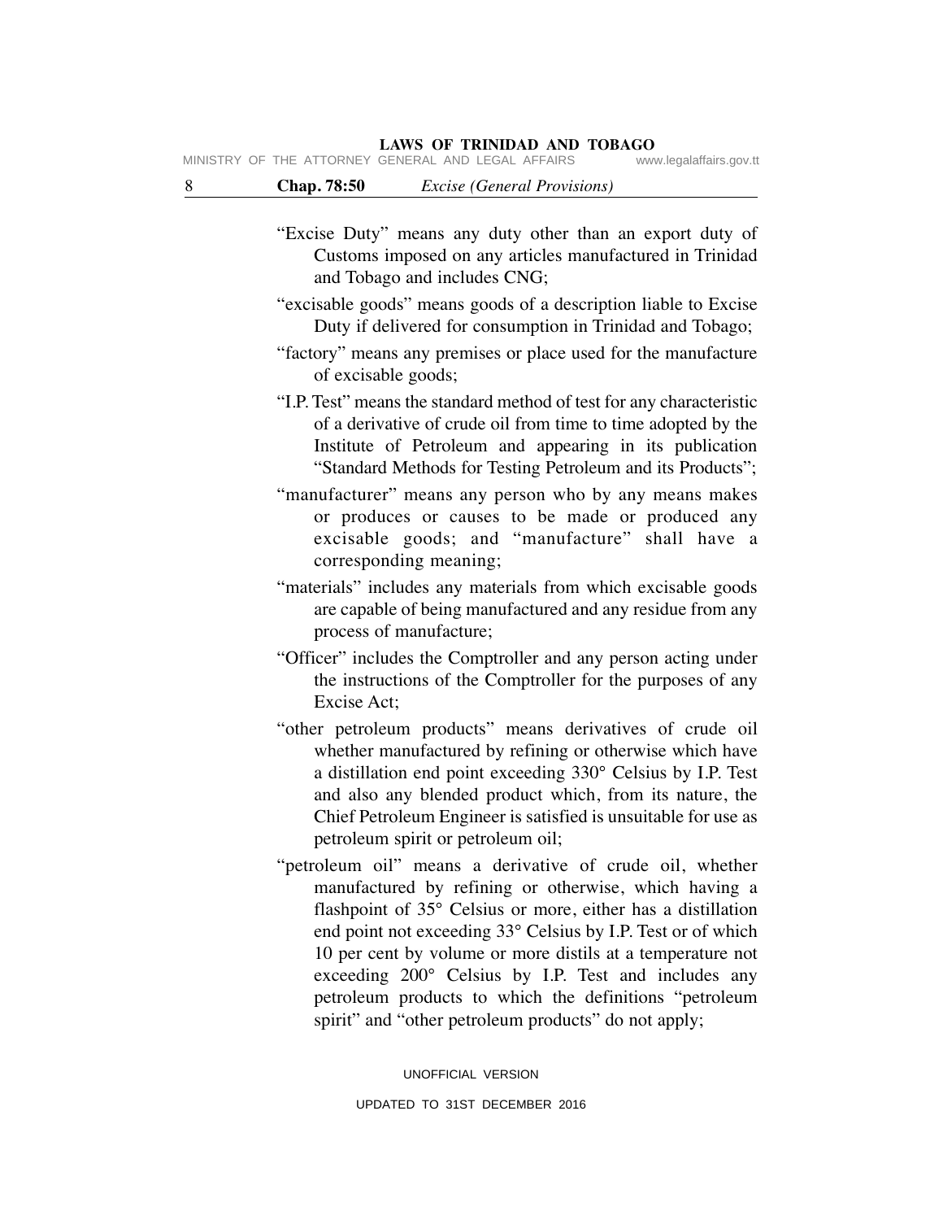"Excise Duty" means any duty other than an export duty of Customs imposed on any articles manufactured in Trinidad and Tobago and includes CNG;

"excisable goods" means goods of a description liable to Excise Duty if delivered for consumption in Trinidad and Tobago;

"factory" means any premises or place used for the manufacture of excisable goods;

"I.P. Test" means the standard method of test for any characteristic of a derivative of crude oil from time to time adopted by the Institute of Petroleum and appearing in its publication "Standard Methods for Testing Petroleum and its Products";

"manufacturer" means any person who by any means makes or produces or causes to be made or produced any excisable goods; and "manufacture" shall have a corresponding meaning;

"materials" includes any materials from which excisable goods are capable of being manufactured and any residue from any process of manufacture;

"Officer" includes the Comptroller and any person acting under the instructions of the Comptroller for the purposes of any Excise Act;

"other petroleum products" means derivatives of crude oil whether manufactured by refining or otherwise which have a distillation end point exceeding 330° Celsius by I.P. Test and also any blended product which, from its nature, the Chief Petroleum Engineer is satisfied is unsuitable for use as petroleum spirit or petroleum oil;

"petroleum oil" means a derivative of crude oil, whether manufactured by refining or otherwise, which having a flashpoint of 35° Celsius or more, either has a distillation end point not exceeding 33° Celsius by I.P. Test or of which 10 per cent by volume or more distils at a temperature not exceeding 200° Celsius by I.P. Test and includes any petroleum products to which the definitions "petroleum spirit" and "other petroleum products" do not apply;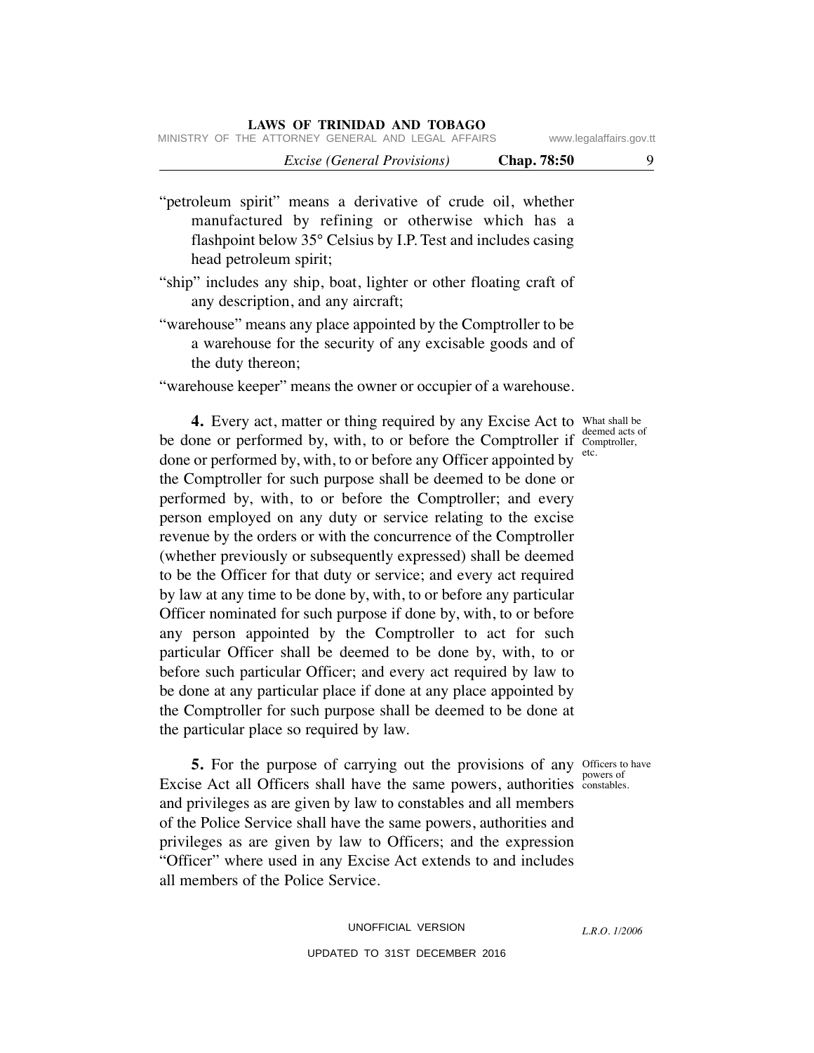"petroleum spirit" means a derivative of crude oil, whether manufactured by refining or otherwise which has a flashpoint below 35° Celsius by I.P. Test and includes casing head petroleum spirit;

"ship" includes any ship, boat, lighter or other floating craft of any description, and any aircraft;

"warehouse" means any place appointed by the Comptroller to be a warehouse for the security of any excisable goods and of the duty thereon;

"warehouse keeper" means the owner or occupier of a warehouse.

What shall be deemed acts of Comptroller, etc.

**4.** Every act, matter or thing required by any Excise Act to be done or performed by, with, to or before the Comptroller if done or performed by, with, to or before any Officer appointed by the Comptroller for such purpose shall be deemed to be done or performed by, with, to or before the Comptroller; and every person employed on any duty or service relating to the excise revenue by the orders or with the concurrence of the Comptroller (whether previously or subsequently expressed) shall be deemed to be the Officer for that duty or service; and every act required by law at any time to be done by, with, to or before any particular Officer nominated for such purpose if done by, with, to or before any person appointed by the Comptroller to act for such particular Officer shall be deemed to be done by, with, to or before such particular Officer; and every act required by law to be done at any particular place if done at any place appointed by the Comptroller for such purpose shall be deemed to be done at the particular place so required by law.

Officers to have powers of constables.

**5.** For the purpose of carrying out the provisions of any Excise Act all Officers shall have the same powers, authorities and privileges as are given by law to constables and all members of the Police Service shall have the same powers, authorities and privileges as are given by law to Officers; and the expression "Officer" where used in any Excise Act extends to and includes all members of the Police Service.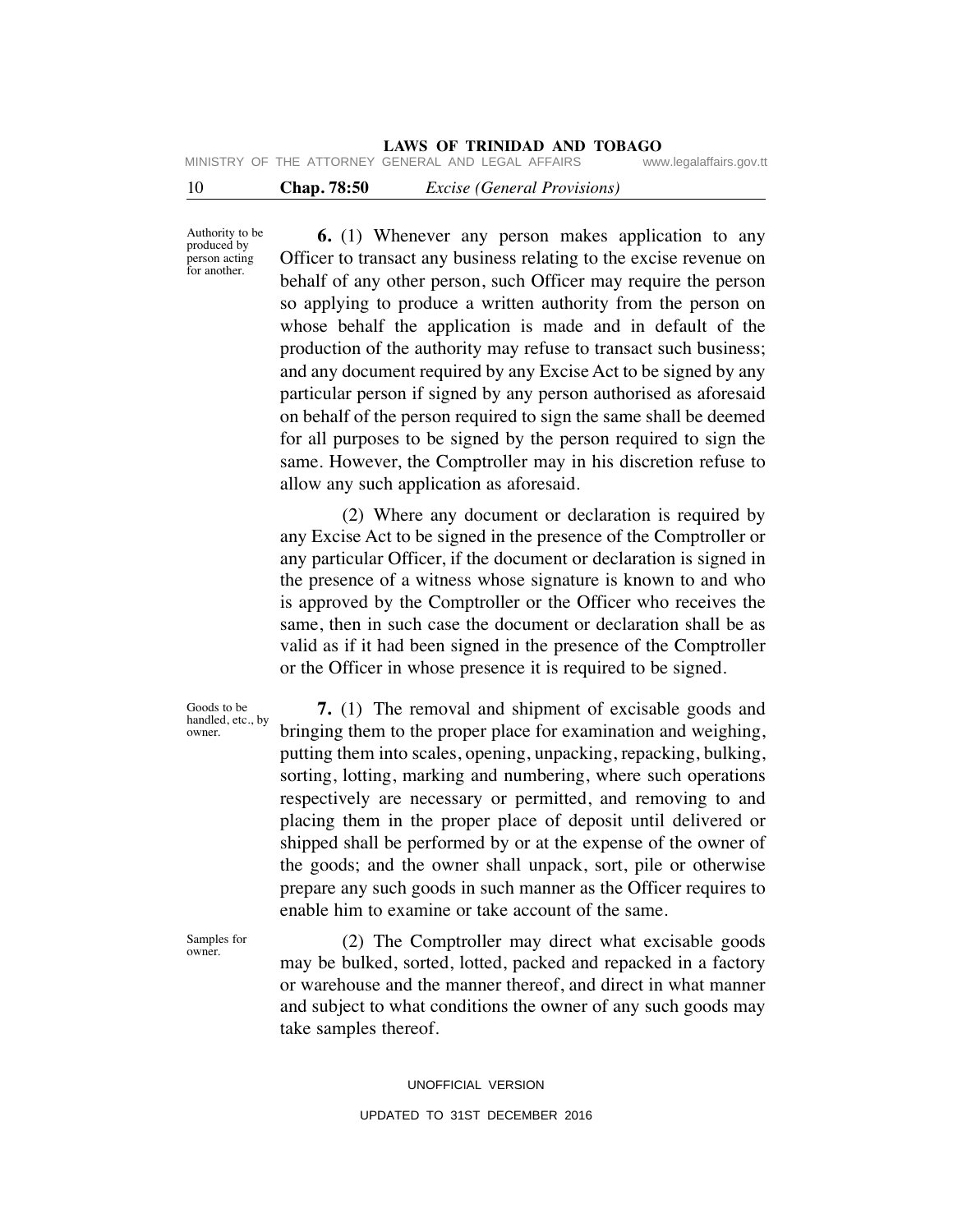Authority to be produced by person acting for another.

**6.** (1) Whenever any person makes application to any Officer to transact any business relating to the excise revenue on behalf of any other person, such Officer may require the person so applying to produce a written authority from the person on whose behalf the application is made and in default of the production of the authority may refuse to transact such business; and any document required by any Excise Act to be signed by any particular person if signed by any person authorised as aforesaid on behalf of the person required to sign the same shall be deemed for all purposes to be signed by the person required to sign the same. However, the Comptroller may in his discretion refuse to allow any such application as aforesaid.

(2) Where any document or declaration is required by any Excise Act to be signed in the presence of the Comptroller or any particular Officer, if the document or declaration is signed in the presence of a witness whose signature is known to and who is approved by the Comptroller or the Officer who receives the same, then in such case the document or declaration shall be as valid as if it had been signed in the presence of the Comptroller or the Officer in whose presence it is required to be signed.

Goods to be handled, etc., by owner.

**7.** (1) The removal and shipment of excisable goods and bringing them to the proper place for examination and weighing, putting them into scales, opening, unpacking, repacking, bulking, sorting, lotting, marking and numbering, where such operations respectively are necessary or permitted, and removing to and placing them in the proper place of deposit until delivered or shipped shall be performed by or at the expense of the owner of the goods; and the owner shall unpack, sort, pile or otherwise prepare any such goods in such manner as the Officer requires to enable him to examine or take account of the same.

Samples for owner.

(2) The Comptroller may direct what excisable goods may be bulked, sorted, lotted, packed and repacked in a factory or warehouse and the manner thereof, and direct in what manner and subject to what conditions the owner of any such goods may take samples thereof.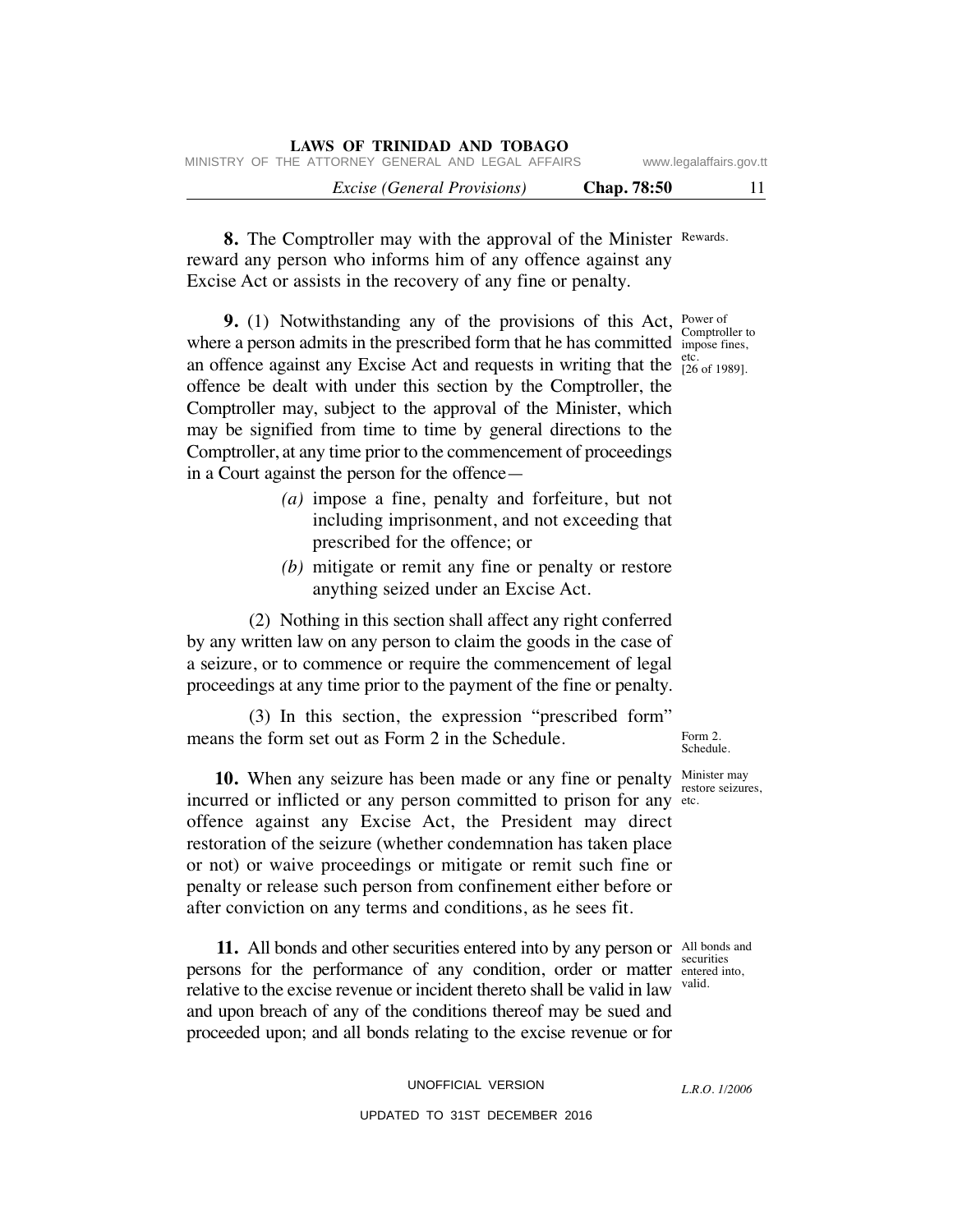**8.** The Comptroller may with the approval of the Minister reward any person who informs him of any offence against any Excise Act or assists in the recovery of any fine or penalty.

Rewards.

**9.** (1) Notwithstanding any of the provisions of this Act, where a person admits in the prescribed form that he has committed an offence against any Excise Act and requests in writing that the offence be dealt with under this section by the Comptroller, the Comptroller may, subject to the approval of the Minister, which may be signified from time to time by general directions to the Comptroller, at any time prior to the commencement of proceedings in a Court against the person for the offence—

Power of Comptroller to impose fines, etc. [26 of 1989].

*(a)* impose a fine, penalty and forfeiture, but not including imprisonment, and not exceeding that prescribed for the offence; or

*(b)* mitigate or remit any fine or penalty or restore anything seized under an Excise Act.

(2) Nothing in this section shall affect any right conferred by any written law on any person to claim the goods in the case of a seizure, or to commence or require the commencement of legal proceedings at any time prior to the payment of the fine or penalty.

(3) In this section, the expression "prescribed form" means the form set out as Form 2 in the Schedule.

Form 2. Schedule.

**10.** When any seizure has been made or any fine or penalty incurred or inflicted or any person committed to prison for any offence against any Excise Act, the President may direct restoration of the seizure (whether condemnation has taken place or not) or waive proceedings or mitigate or remit such fine or penalty or release such person from confinement either before or after conviction on any terms and conditions, as he sees fit.

Minister may restore seizures, etc.

**11.** All bonds and other securities entered into by any person or persons for the performance of any condition, order or matter relative to the excise revenue or incident thereto shall be valid in law and upon breach of any of the conditions thereof may be sued and proceeded upon; and all bonds relating to the excise revenue or for

All bonds and securities entered into, valid.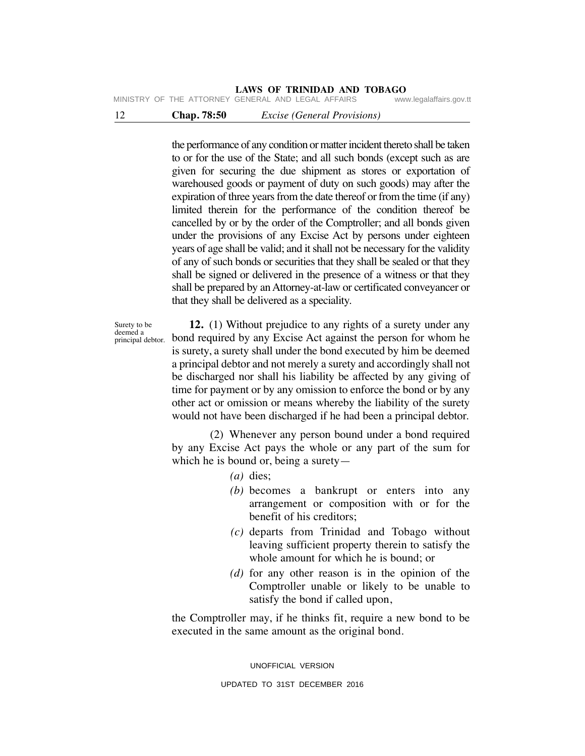the performance of any condition or matter incident thereto shall be taken to or for the use of the State; and all such bonds (except such as are given for securing the due shipment as stores or exportation of warehoused goods or payment of duty on such goods) may after the expiration of three years from the date thereof or from the time (if any) limited therein for the performance of the condition thereof be cancelled by or by the order of the Comptroller; and all bonds given under the provisions of any Excise Act by persons under eighteen years of age shall be valid; and it shall not be necessary for the validity of any of such bonds or securities that they shall be sealed or that they shall be signed or delivered in the presence of a witness or that they shall be prepared by an Attorney-at-law or certificated conveyancer or that they shall be delivered as a speciality.

Surety to be deemed a principal debtor.

**12.** (1) Without prejudice to any rights of a surety under any bond required by any Excise Act against the person for whom he is surety, a surety shall under the bond executed by him be deemed a principal debtor and not merely a surety and accordingly shall not be discharged nor shall his liability be affected by any giving of time for payment or by any omission to enforce the bond or by any other act or omission or means whereby the liability of the surety would not have been discharged if he had been a principal debtor.

(2) Whenever any person bound under a bond required by any Excise Act pays the whole or any part of the sum for which he is bound or, being a surety—

*(a)* dies;

*(b)* becomes a bankrupt or enters into any arrangement or composition with or for the benefit of his creditors;

*(c)* departs from Trinidad and Tobago without leaving sufficient property therein to satisfy the whole amount for which he is bound; or

*(d)* for any other reason is in the opinion of the Comptroller unable or likely to be unable to satisfy the bond if called upon,

the Comptroller may, if he thinks fit, require a new bond to be executed in the same amount as the original bond.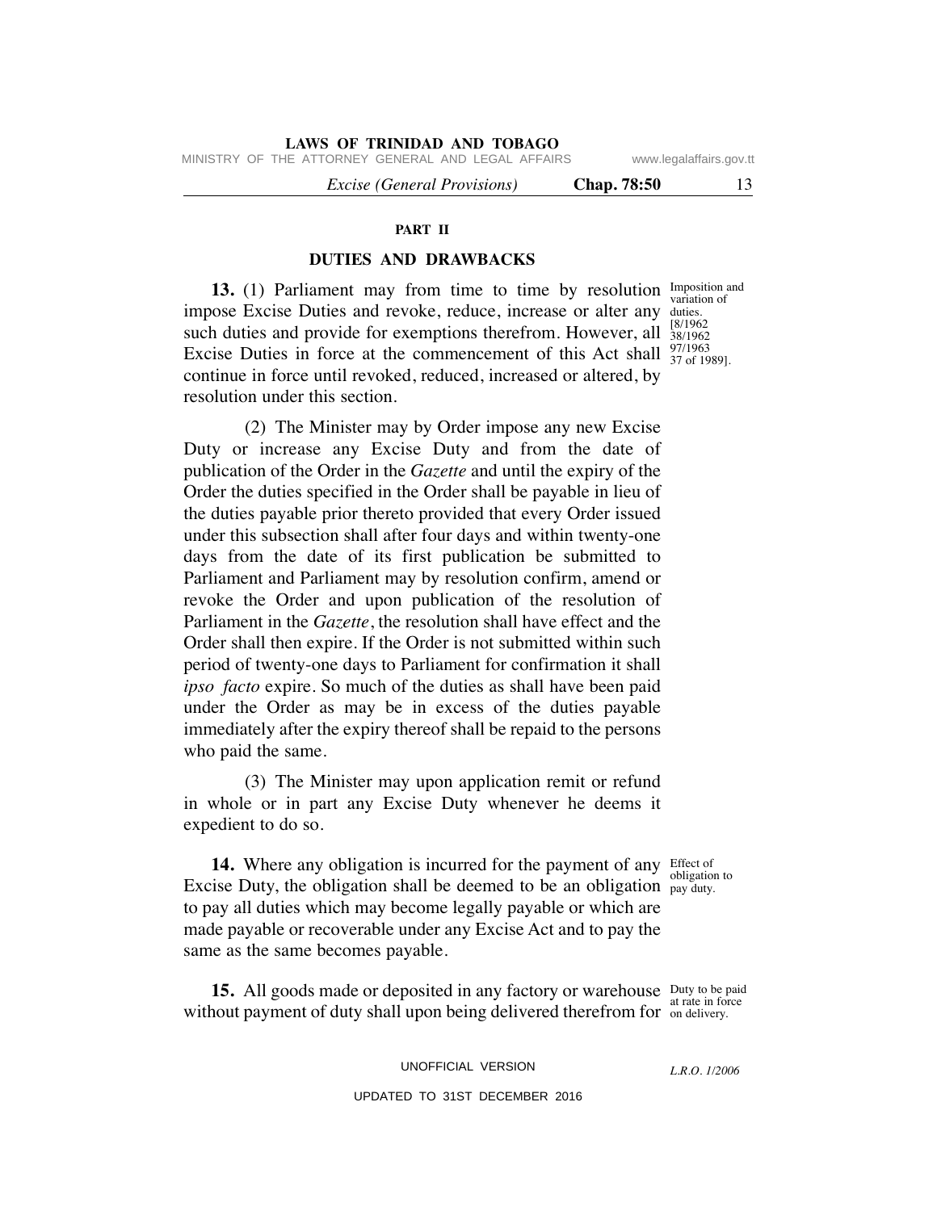## PART II

## DUTIES AND DRAWBACKS

Imposition and variation of duties. [8/1962 38/1962 97/1963 37 of 1989].

**13.** (1) Parliament may from time to time by resolution impose Excise Duties and revoke, reduce, increase or alter any such duties and provide for exemptions therefrom. However, all Excise Duties in force at the commencement of this Act shall continue in force until revoked, reduced, increased or altered, by resolution under this section.

(2) The Minister may by Order impose any new Excise Duty or increase any Excise Duty and from the date of publication of the Order in the *Gazette* and until the expiry of the Order the duties specified in the Order shall be payable in lieu of the duties payable prior thereto provided that every Order issued under this subsection shall after four days and within twenty-one days from the date of its first publication be submitted to Parliament and Parliament may by resolution confirm, amend or revoke the Order and upon publication of the resolution of Parliament in the *Gazette*, the resolution shall have effect and the Order shall then expire. If the Order is not submitted within such period of twenty-one days to Parliament for confirmation it shall *ipso facto* expire. So much of the duties as shall have been paid under the Order as may be in excess of the duties payable immediately after the expiry thereof shall be repaid to the persons who paid the same.

(3) The Minister may upon application remit or refund in whole or in part any Excise Duty whenever he deems it expedient to do so.

Effect of obligation to pay duty.

**14.** Where any obligation is incurred for the payment of any Excise Duty, the obligation shall be deemed to be an obligation to pay all duties which may become legally payable or which are made payable or recoverable under any Excise Act and to pay the same as the same becomes payable.

Duty to be paid at rate in force on delivery.

**15.** All goods made or deposited in any factory or warehouse without payment of duty shall upon being delivered therefrom for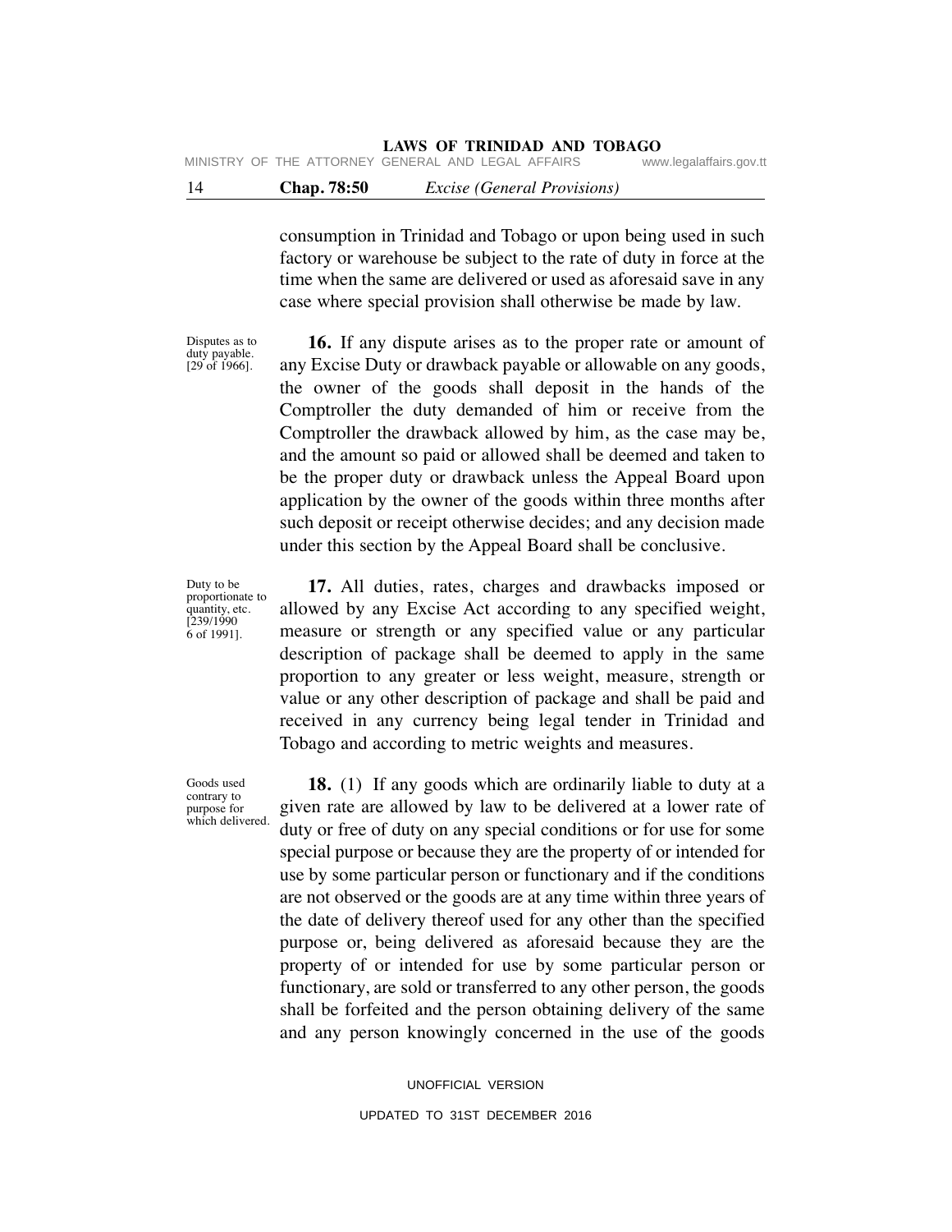consumption in Trinidad and Tobago or upon being used in such factory or warehouse be subject to the rate of duty in force at the time when the same are delivered or used as aforesaid save in any case where special provision shall otherwise be made by law.

Disputes as to duty payable. [29 of 1966].

**16.** If any dispute arises as to the proper rate or amount of any Excise Duty or drawback payable or allowable on any goods, the owner of the goods shall deposit in the hands of the Comptroller the duty demanded of him or receive from the Comptroller the drawback allowed by him, as the case may be, and the amount so paid or allowed shall be deemed and taken to be the proper duty or drawback unless the Appeal Board upon application by the owner of the goods within three months after such deposit or receipt otherwise decides; and any decision made under this section by the Appeal Board shall be conclusive.

Duty to be proportionate to quantity, etc. [239/1990 6 of 1991].

**17.** All duties, rates, charges and drawbacks imposed or allowed by any Excise Act according to any specified weight, measure or strength or any specified value or any particular description of package shall be deemed to apply in the same proportion to any greater or less weight, measure, strength or value or any other description of package and shall be paid and received in any currency being legal tender in Trinidad and Tobago and according to metric weights and measures.

Goods used contrary to purpose for which delivered.

**18.** (1) If any goods which are ordinarily liable to duty at a given rate are allowed by law to be delivered at a lower rate of duty or free of duty on any special conditions or for use for some special purpose or because they are the property of or intended for use by some particular person or functionary and if the conditions are not observed or the goods are at any time within three years of the date of delivery thereof used for any other than the specified purpose or, being delivered as aforesaid because they are the property of or intended for use by some particular person or functionary, are sold or transferred to any other person, the goods shall be forfeited and the person obtaining delivery of the same and any person knowingly concerned in the use of the goods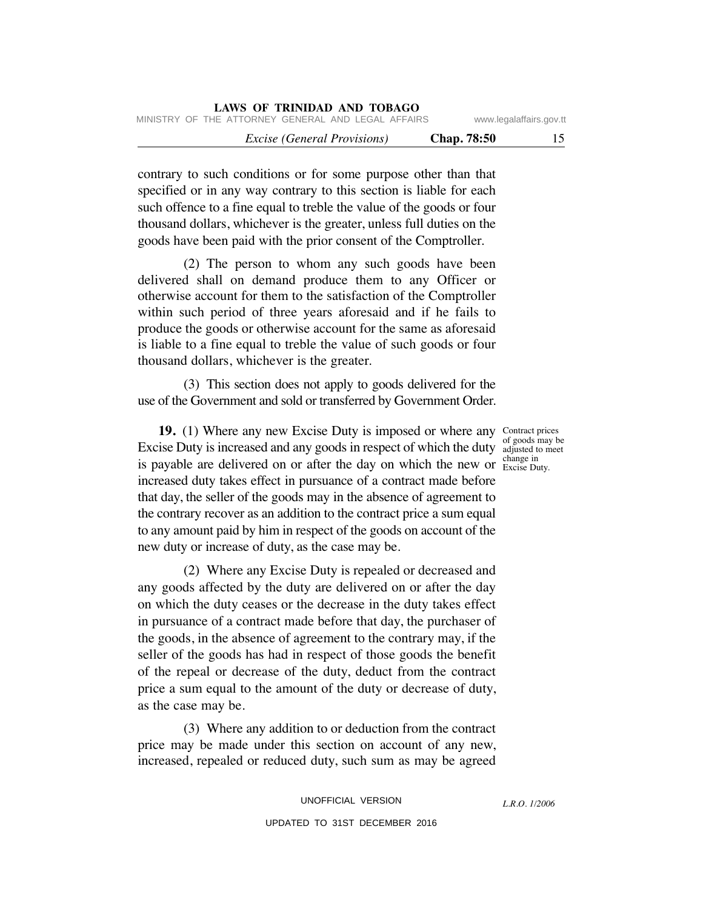contrary to such conditions or for some purpose other than that specified or in any way contrary to this section is liable for each such offence to a fine equal to treble the value of the goods or four thousand dollars, whichever is the greater, unless full duties on the goods have been paid with the prior consent of the Comptroller.

(2) The person to whom any such goods have been delivered shall on demand produce them to any Officer or otherwise account for them to the satisfaction of the Comptroller within such period of three years aforesaid and if he fails to produce the goods or otherwise account for the same as aforesaid is liable to a fine equal to treble the value of such goods or four thousand dollars, whichever is the greater.

(3) This section does not apply to goods delivered for the use of the Government and sold or transferred by Government Order.

*Contract prices of goods may be adjusted to meet change in Excise Duty.*

**19.** (1) Where any new Excise Duty is imposed or where any Excise Duty is increased and any goods in respect of which the duty is payable are delivered on or after the day on which the new or increased duty takes effect in pursuance of a contract made before that day, the seller of the goods may in the absence of agreement to the contrary recover as an addition to the contract price a sum equal to any amount paid by him in respect of the goods on account of the new duty or increase of duty, as the case may be.

(2) Where any Excise Duty is repealed or decreased and any goods affected by the duty are delivered on or after the day on which the duty ceases or the decrease in the duty takes effect in pursuance of a contract made before that day, the purchaser of the goods, in the absence of agreement to the contrary may, if the seller of the goods has had in respect of those goods the benefit of the repeal or decrease of the duty, deduct from the contract price a sum equal to the amount of the duty or decrease of duty, as the case may be.

(3) Where any addition to or deduction from the contract price may be made under this section on account of any new, increased, repealed or reduced duty, such sum as may be agreed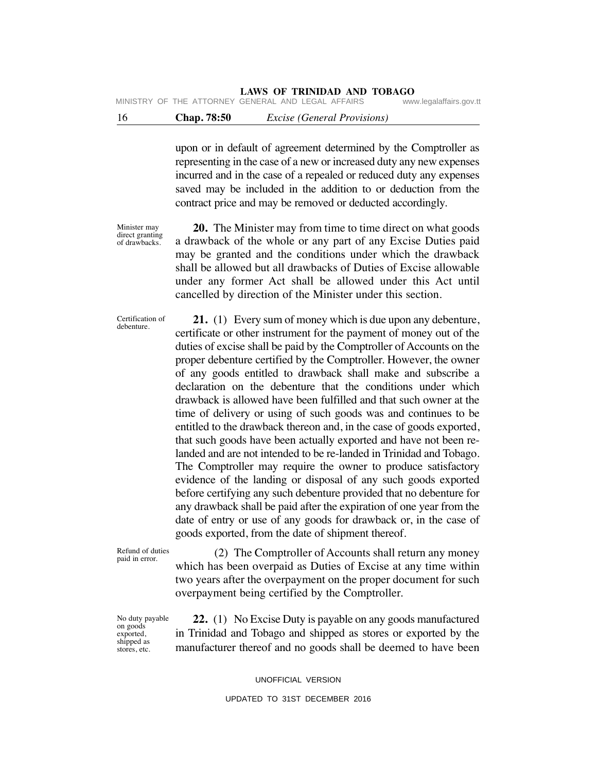upon or in default of agreement determined by the Comptroller as representing in the case of a new or increased duty any new expenses incurred and in the case of a repealed or reduced duty any expenses saved may be included in the addition to or deduction from the contract price and may be removed or deducted accordingly.

Minister may direct granting of drawbacks.

**20.** The Minister may from time to time direct on what goods a drawback of the whole or any part of any Excise Duties paid may be granted and the conditions under which the drawback shall be allowed but all drawbacks of Duties of Excise allowable under any former Act shall be allowed under this Act until cancelled by direction of the Minister under this section.

Certification of debenture.

**21.** (1) Every sum of money which is due upon any debenture, certificate or other instrument for the payment of money out of the duties of excise shall be paid by the Comptroller of Accounts on the proper debenture certified by the Comptroller. However, the owner of any goods entitled to drawback shall make and subscribe a declaration on the debenture that the conditions under which drawback is allowed have been fulfilled and that such owner at the time of delivery or using of such goods was and continues to be entitled to the drawback thereon and, in the case of goods exported, that such goods have been actually exported and have not been re-landed and are not intended to be re-landed in Trinidad and Tobago. The Comptroller may require the owner to produce satisfactory evidence of the landing or disposal of any such goods exported before certifying any such debenture provided that no debenture for any drawback shall be paid after the expiration of one year from the date of entry or use of any goods for drawback or, in the case of goods exported, from the date of shipment thereof.

Refund of duties paid in error.

(2) The Comptroller of Accounts shall return any money which has been overpaid as Duties of Excise at any time within two years after the overpayment on the proper document for such overpayment being certified by the Comptroller.

No duty payable on goods exported, shipped as stores, etc.

**22.** (1) No Excise Duty is payable on any goods manufactured in Trinidad and Tobago and shipped as stores or exported by the manufacturer thereof and no goods shall be deemed to have been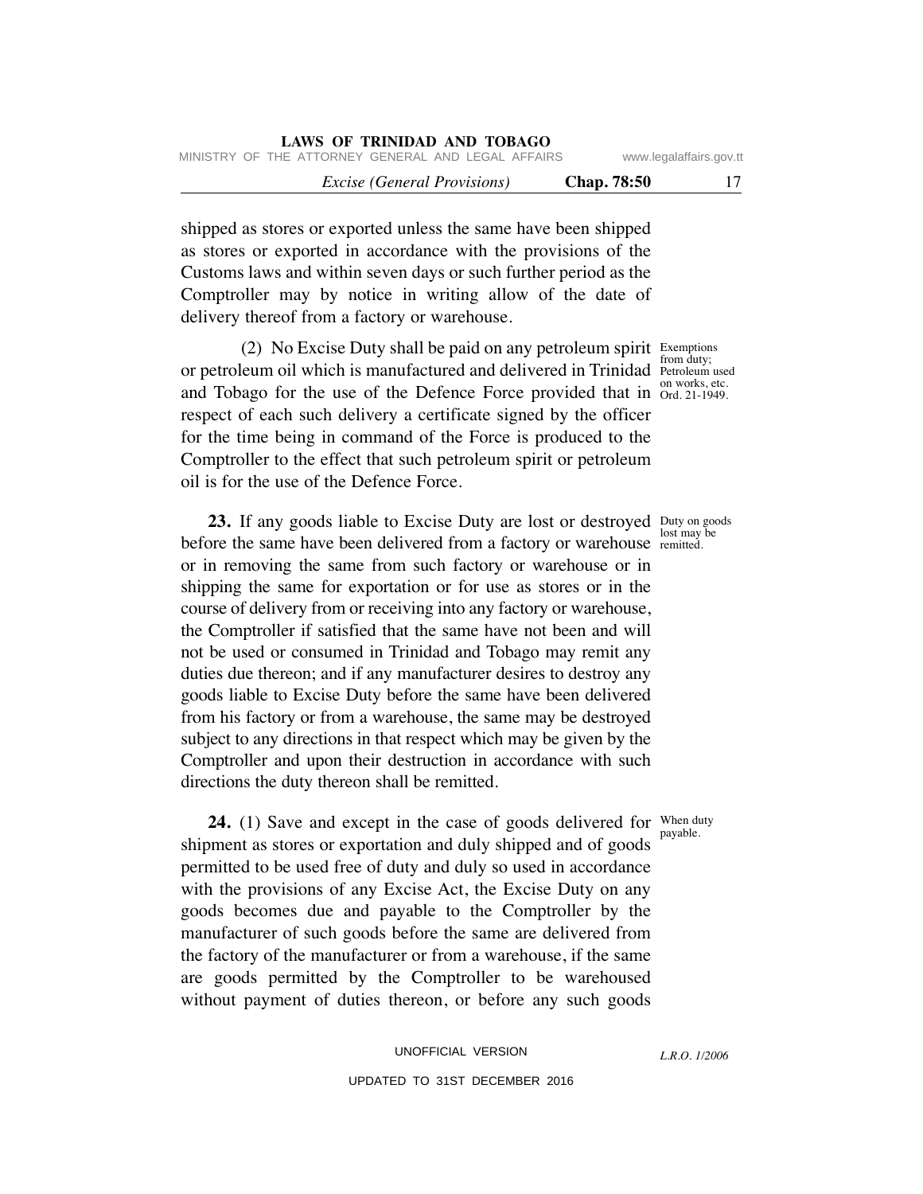shipped as stores or exported unless the same have been shipped as stores or exported in accordance with the provisions of the Customs laws and within seven days or such further period as the Comptroller may by notice in writing allow of the date of delivery thereof from a factory or warehouse.

Exemptions from duty; Petroleum used on works, etc. Ord. 21-1949.

(2) No Excise Duty shall be paid on any petroleum spirit or petroleum oil which is manufactured and delivered in Trinidad and Tobago for the use of the Defence Force provided that in respect of each such delivery a certificate signed by the officer for the time being in command of the Force is produced to the Comptroller to the effect that such petroleum spirit or petroleum oil is for the use of the Defence Force.

Duty on goods lost may be remitted.

**23.** If any goods liable to Excise Duty are lost or destroyed before the same have been delivered from a factory or warehouse or in removing the same from such factory or warehouse or in shipping the same for exportation or for use as stores or in the course of delivery from or receiving into any factory or warehouse, the Comptroller if satisfied that the same have not been and will not be used or consumed in Trinidad and Tobago may remit any duties due thereon; and if any manufacturer desires to destroy any goods liable to Excise Duty before the same have been delivered from his factory or from a warehouse, the same may be destroyed subject to any directions in that respect which may be given by the Comptroller and upon their destruction in accordance with such directions the duty thereon shall be remitted.

When duty payable.

**24.** (1) Save and except in the case of goods delivered for shipment as stores or exportation and duly shipped and of goods permitted to be used free of duty and duly so used in accordance with the provisions of any Excise Act, the Excise Duty on any goods becomes due and payable to the Comptroller by the manufacturer of such goods before the same are delivered from the factory of the manufacturer or from a warehouse, if the same are goods permitted by the Comptroller to be warehoused without payment of duties thereon, or before any such goods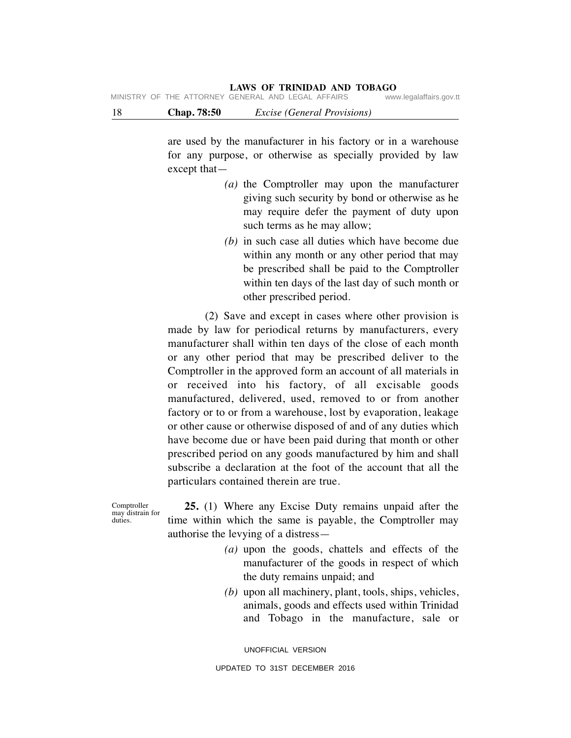are used by the manufacturer in his factory or in a warehouse for any purpose, or otherwise as specially provided by law except that—

*(a)* the Comptroller may upon the manufacturer giving such security by bond or otherwise as he may require defer the payment of duty upon such terms as he may allow;

*(b)* in such case all duties which have become due within any month or any other period that may be prescribed shall be paid to the Comptroller within ten days of the last day of such month or other prescribed period.

(2) Save and except in cases where other provision is made by law for periodical returns by manufacturers, every manufacturer shall within ten days of the close of each month or any other period that may be prescribed deliver to the Comptroller in the approved form an account of all materials in or received into his factory, of all excisable goods manufactured, delivered, used, removed to or from another factory or to or from a warehouse, lost by evaporation, leakage or other cause or otherwise disposed of and of any duties which have become due or have been paid during that month or other prescribed period on any goods manufactured by him and shall subscribe a declaration at the foot of the account that all the particulars contained therein are true.

Comptroller may distrain for duties.

**25.** (1) Where any Excise Duty remains unpaid after the time within which the same is payable, the Comptroller may authorise the levying of a distress—

*(a)* upon the goods, chattels and effects of the manufacturer of the goods in respect of which the duty remains unpaid; and

*(b)* upon all machinery, plant, tools, ships, vehicles, animals, goods and effects used within Trinidad and Tobago in the manufacture, sale or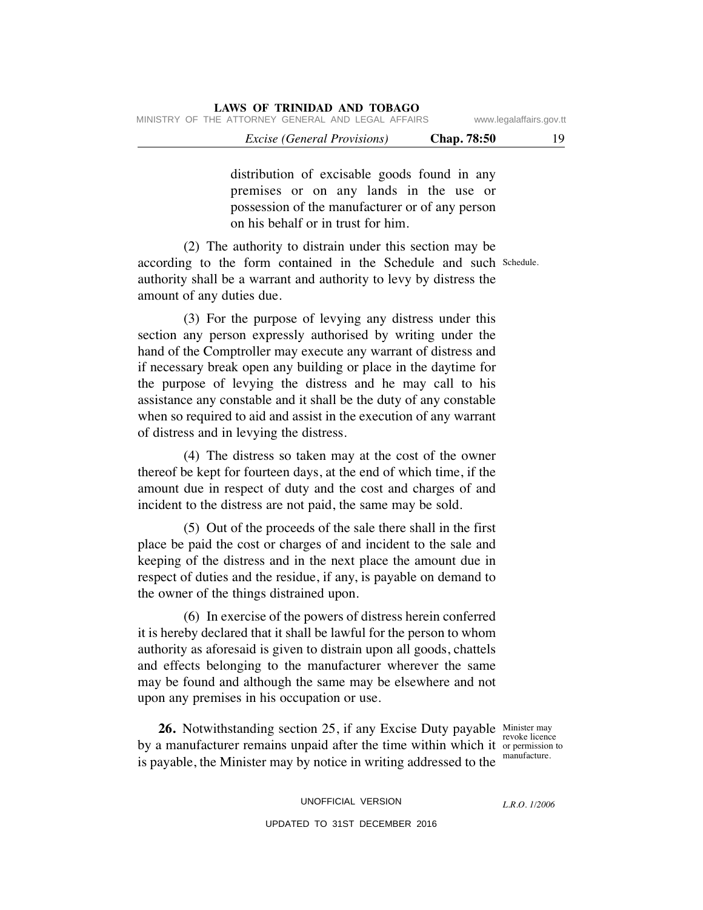distribution of excisable goods found in any premises or on any lands in the use or possession of the manufacturer or of any person on his behalf or in trust for him.

(2) The authority to distrain under this section may be according to the form contained in the Schedule and such authority shall be a warrant and authority to levy by distress the amount of any duties due.

Schedule.

(3) For the purpose of levying any distress under this section any person expressly authorised by writing under the hand of the Comptroller may execute any warrant of distress and if necessary break open any building or place in the daytime for the purpose of levying the distress and he may call to his assistance any constable and it shall be the duty of any constable when so required to aid and assist in the execution of any warrant of distress and in levying the distress.

(4) The distress so taken may at the cost of the owner thereof be kept for fourteen days, at the end of which time, if the amount due in respect of duty and the cost and charges of and incident to the distress are not paid, the same may be sold.

(5) Out of the proceeds of the sale there shall in the first place be paid the cost or charges of and incident to the sale and keeping of the distress and in the next place the amount due in respect of duties and the residue, if any, is payable on demand to the owner of the things distrained upon.

(6) In exercise of the powers of distress herein conferred it is hereby declared that it shall be lawful for the person to whom authority as aforesaid is given to distrain upon all goods, chattels and effects belonging to the manufacturer wherever the same may be found and although the same may be elsewhere and not upon any premises in his occupation or use.

Minister may revoke licence or permission to manufacture.

**26.** Notwithstanding section 25, if any Excise Duty payable by a manufacturer remains unpaid after the time within which it is payable, the Minister may by notice in writing addressed to the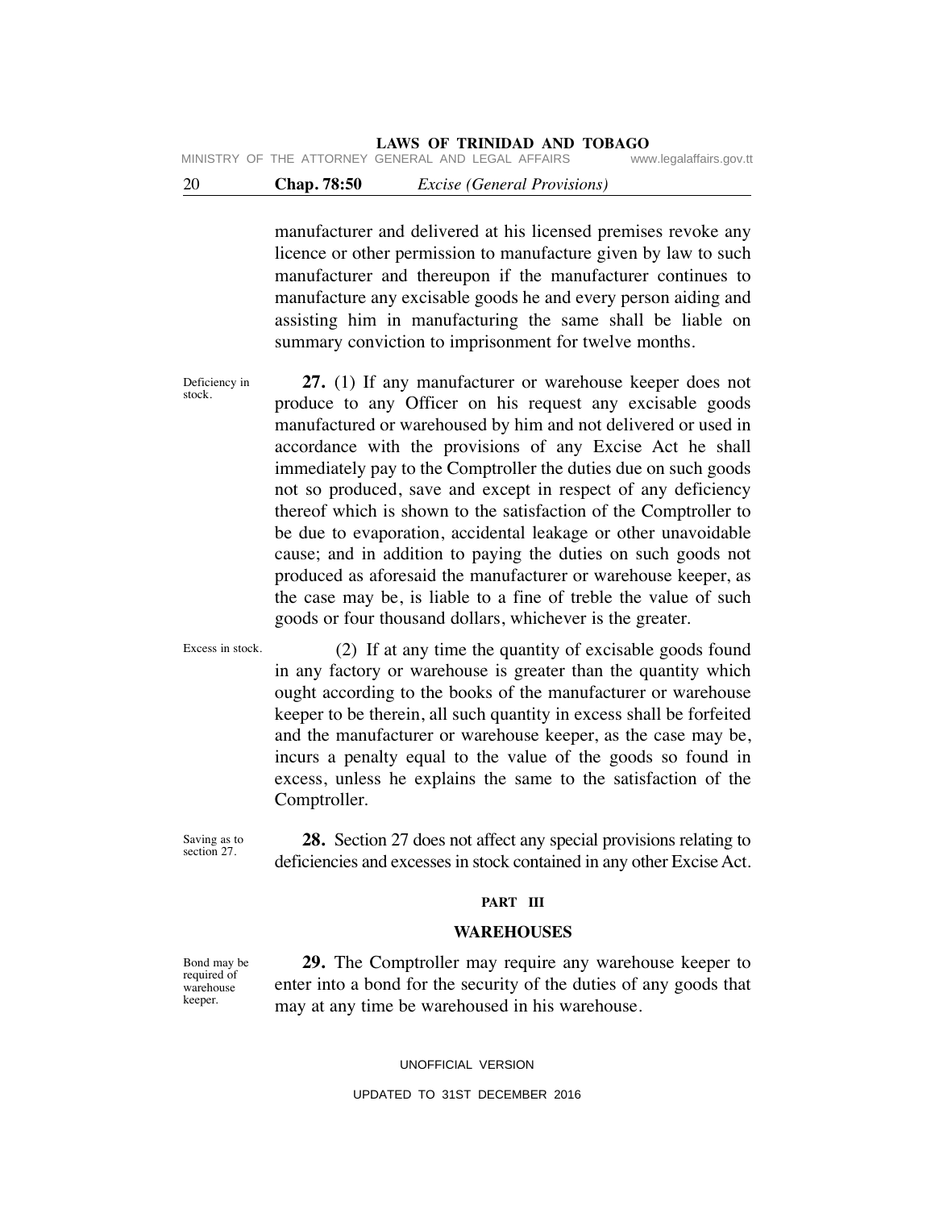manufacturer and delivered at his licensed premises revoke any licence or other permission to manufacture given by law to such manufacturer and thereupon if the manufacturer continues to manufacture any excisable goods he and every person aiding and assisting him in manufacturing the same shall be liable on summary conviction to imprisonment for twelve months.

Deficiency in stock.

**27.** (1) If any manufacturer or warehouse keeper does not produce to any Officer on his request any excisable goods manufactured or warehoused by him and not delivered or used in accordance with the provisions of any Excise Act he shall immediately pay to the Comptroller the duties due on such goods not so produced, save and except in respect of any deficiency thereof which is shown to the satisfaction of the Comptroller to be due to evaporation, accidental leakage or other unavoidable cause; and in addition to paying the duties on such goods not produced as aforesaid the manufacturer or warehouse keeper, as the case may be, is liable to a fine of treble the value of such goods or four thousand dollars, whichever is the greater.

Excess in stock.

(2) If at any time the quantity of excisable goods found in any factory or warehouse is greater than the quantity which ought according to the books of the manufacturer or warehouse keeper to be therein, all such quantity in excess shall be forfeited and the manufacturer or warehouse keeper, as the case may be, incurs a penalty equal to the value of the goods so found in excess, unless he explains the same to the satisfaction of the Comptroller.

Saving as to section 27.

**28.** Section 27 does not affect any special provisions relating to deficiencies and excesses in stock contained in any other Excise Act.

## PART III

## WAREHOUSES

Bond may be required of warehouse keeper.

**29.** The Comptroller may require any warehouse keeper to enter into a bond for the security of the duties of any goods that may at any time be warehoused in his warehouse.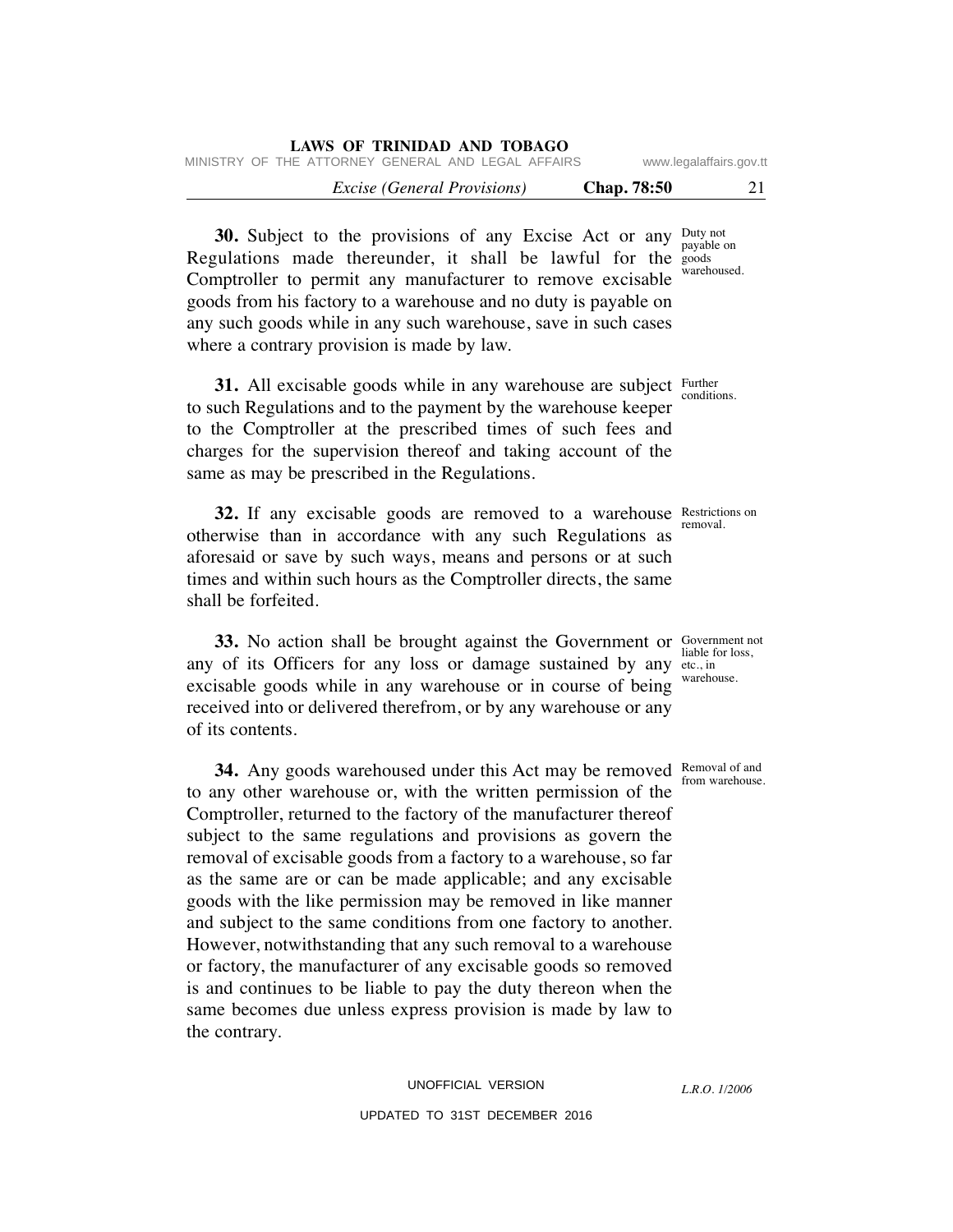**30.** Subject to the provisions of any Excise Act or any Regulations made thereunder, it shall be lawful for the Comptroller to permit any manufacturer to remove excisable goods from his factory to a warehouse and no duty is payable on any such goods while in any such warehouse, save in such cases where a contrary provision is made by law.

Duty not payable on goods warehoused.

**31.** All excisable goods while in any warehouse are subject to such Regulations and to the payment by the warehouse keeper to the Comptroller at the prescribed times of such fees and charges for the supervision thereof and taking account of the same as may be prescribed in the Regulations.

Further conditions.

**32.** If any excisable goods are removed to a warehouse otherwise than in accordance with any such Regulations as aforesaid or save by such ways, means and persons or at such times and within such hours as the Comptroller directs, the same shall be forfeited.

Restrictions on removal.

**33.** No action shall be brought against the Government or any of its Officers for any loss or damage sustained by any excisable goods while in any warehouse or in course of being received into or delivered therefrom, or by any warehouse or any of its contents.

Government not liable for loss, etc., in warehouse.

**34.** Any goods warehoused under this Act may be removed to any other warehouse or, with the written permission of the Comptroller, returned to the factory of the manufacturer thereof subject to the same regulations and provisions as govern the removal of excisable goods from a factory to a warehouse, so far as the same are or can be made applicable; and any excisable goods with the like permission may be removed in like manner and subject to the same conditions from one factory to another. However, notwithstanding that any such removal to a warehouse or factory, the manufacturer of any excisable goods so removed is and continues to be liable to pay the duty thereon when the same becomes due unless express provision is made by law to the contrary.

Removal of and from warehouse.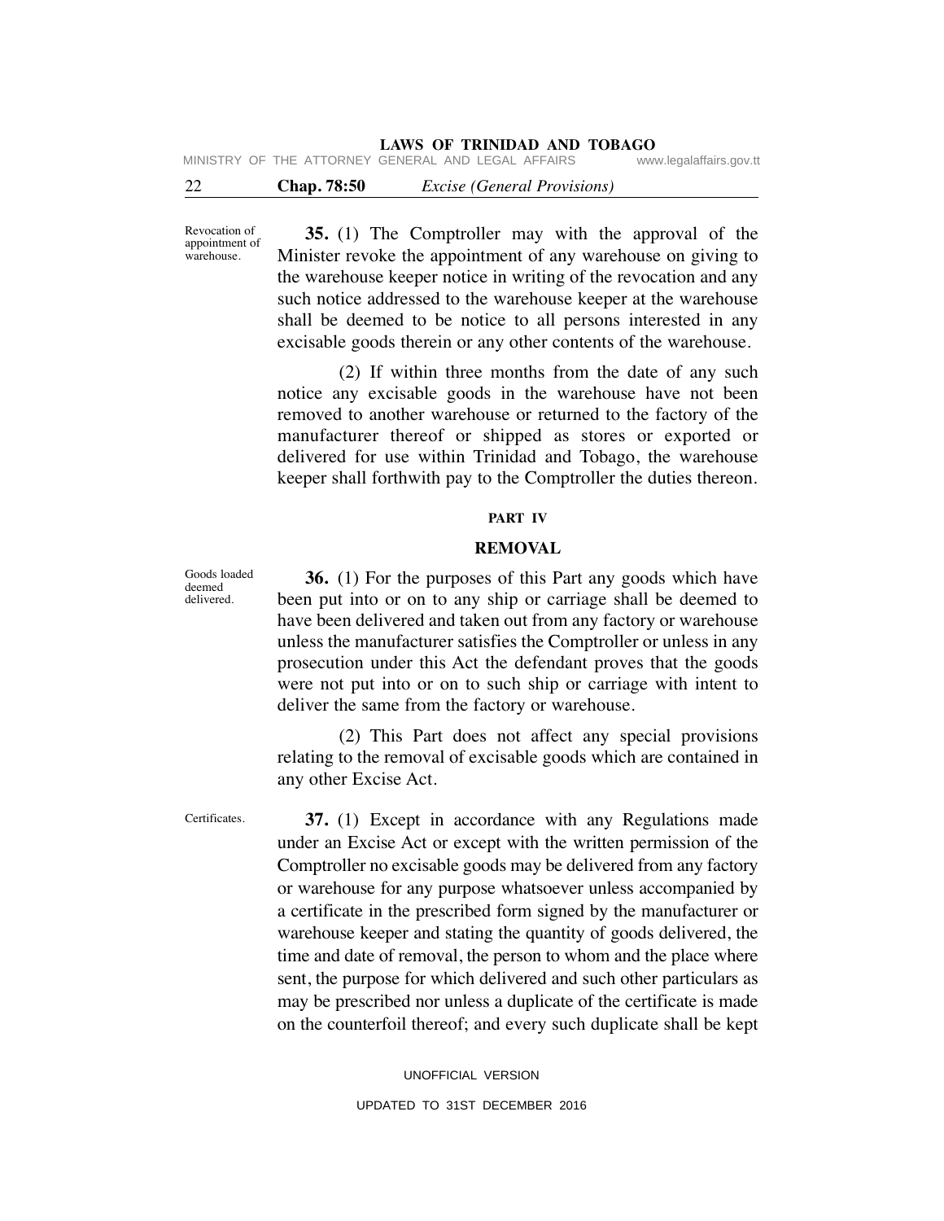Revocation of appointment of warehouse.

**35.** (1) The Comptroller may with the approval of the Minister revoke the appointment of any warehouse on giving to the warehouse keeper notice in writing of the revocation and any such notice addressed to the warehouse keeper at the warehouse shall be deemed to be notice to all persons interested in any excisable goods therein or any other contents of the warehouse.

(2) If within three months from the date of any such notice any excisable goods in the warehouse have not been removed to another warehouse or returned to the factory of the manufacturer thereof or shipped as stores or exported or delivered for use within Trinidad and Tobago, the warehouse keeper shall forthwith pay to the Comptroller the duties thereon.

## PART IV

## REMOVAL

Goods loaded deemed delivered.

**36.** (1) For the purposes of this Part any goods which have been put into or on to any ship or carriage shall be deemed to have been delivered and taken out from any factory or warehouse unless the manufacturer satisfies the Comptroller or unless in any prosecution under this Act the defendant proves that the goods were not put into or on to such ship or carriage with intent to deliver the same from the factory or warehouse.

(2) This Part does not affect any special provisions relating to the removal of excisable goods which are contained in any other Excise Act.

Certificates.

**37.** (1) Except in accordance with any Regulations made under an Excise Act or except with the written permission of the Comptroller no excisable goods may be delivered from any factory or warehouse for any purpose whatsoever unless accompanied by a certificate in the prescribed form signed by the manufacturer or warehouse keeper and stating the quantity of goods delivered, the time and date of removal, the person to whom and the place where sent, the purpose for which delivered and such other particulars as may be prescribed nor unless a duplicate of the certificate is made on the counterfoil thereof; and every such duplicate shall be kept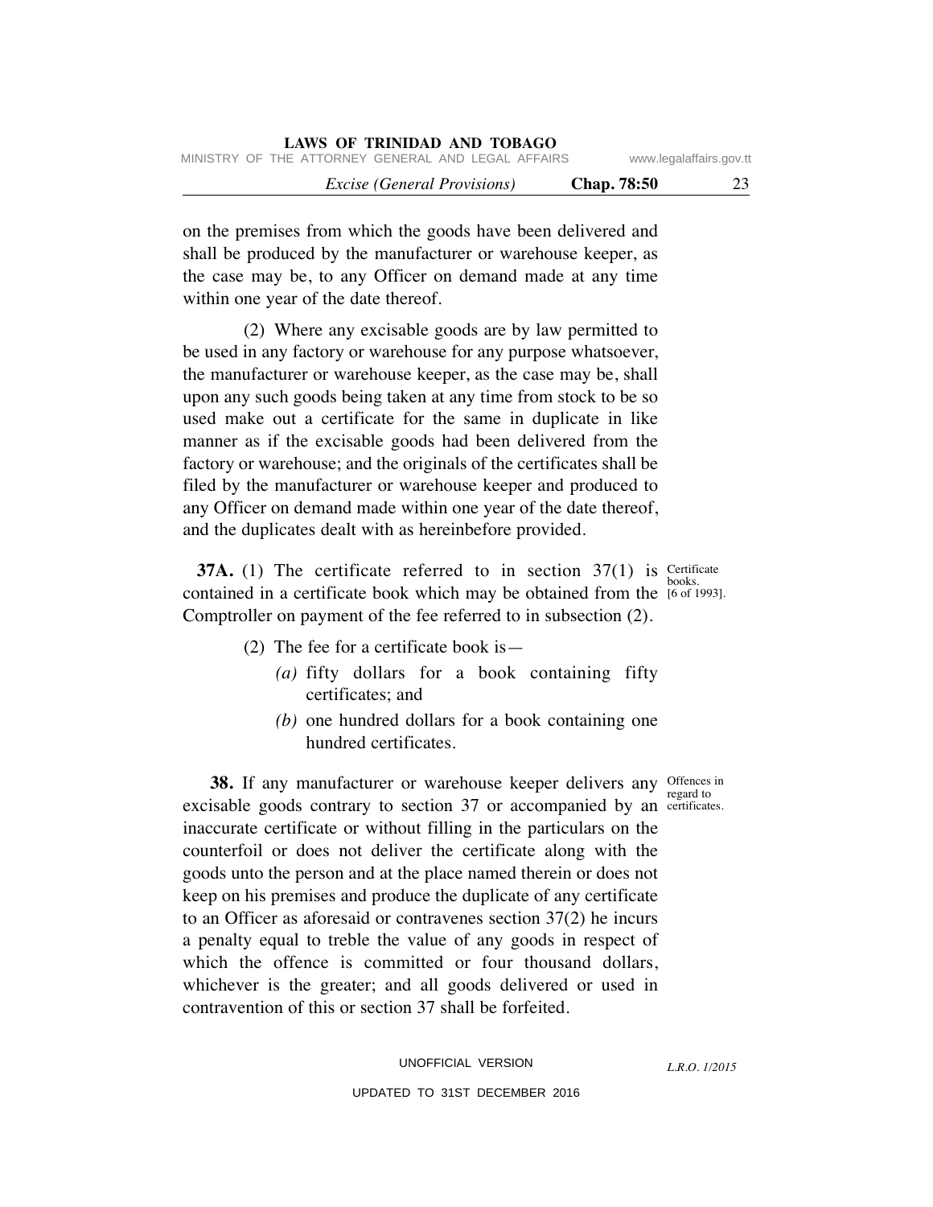on the premises from which the goods have been delivered and shall be produced by the manufacturer or warehouse keeper, as the case may be, to any Officer on demand made at any time within one year of the date thereof.

(2) Where any excisable goods are by law permitted to be used in any factory or warehouse for any purpose whatsoever, the manufacturer or warehouse keeper, as the case may be, shall upon any such goods being taken at any time from stock to be so used make out a certificate for the same in duplicate in like manner as if the excisable goods had been delivered from the factory or warehouse; and the originals of the certificates shall be filed by the manufacturer or warehouse keeper and produced to any Officer on demand made within one year of the date thereof, and the duplicates dealt with as hereinbefore provided.

Certificate books. [6 of 1993].

**37A.** (1) The certificate referred to in section 37(1) is contained in a certificate book which may be obtained from the Comptroller on payment of the fee referred to in subsection (2).

(2) The fee for a certificate book is—

*(a)* fifty dollars for a book containing fifty certificates; and

*(b)* one hundred dollars for a book containing one hundred certificates.

Offences in regard to certificates.

**38.** If any manufacturer or warehouse keeper delivers any excisable goods contrary to section 37 or accompanied by an inaccurate certificate or without filling in the particulars on the counterfoil or does not deliver the certificate along with the goods unto the person and at the place named therein or does not keep on his premises and produce the duplicate of any certificate to an Officer as aforesaid or contravenes section 37(2) he incurs a penalty equal to treble the value of any goods in respect of which the offence is committed or four thousand dollars, whichever is the greater; and all goods delivered or used in contravention of this or section 37 shall be forfeited.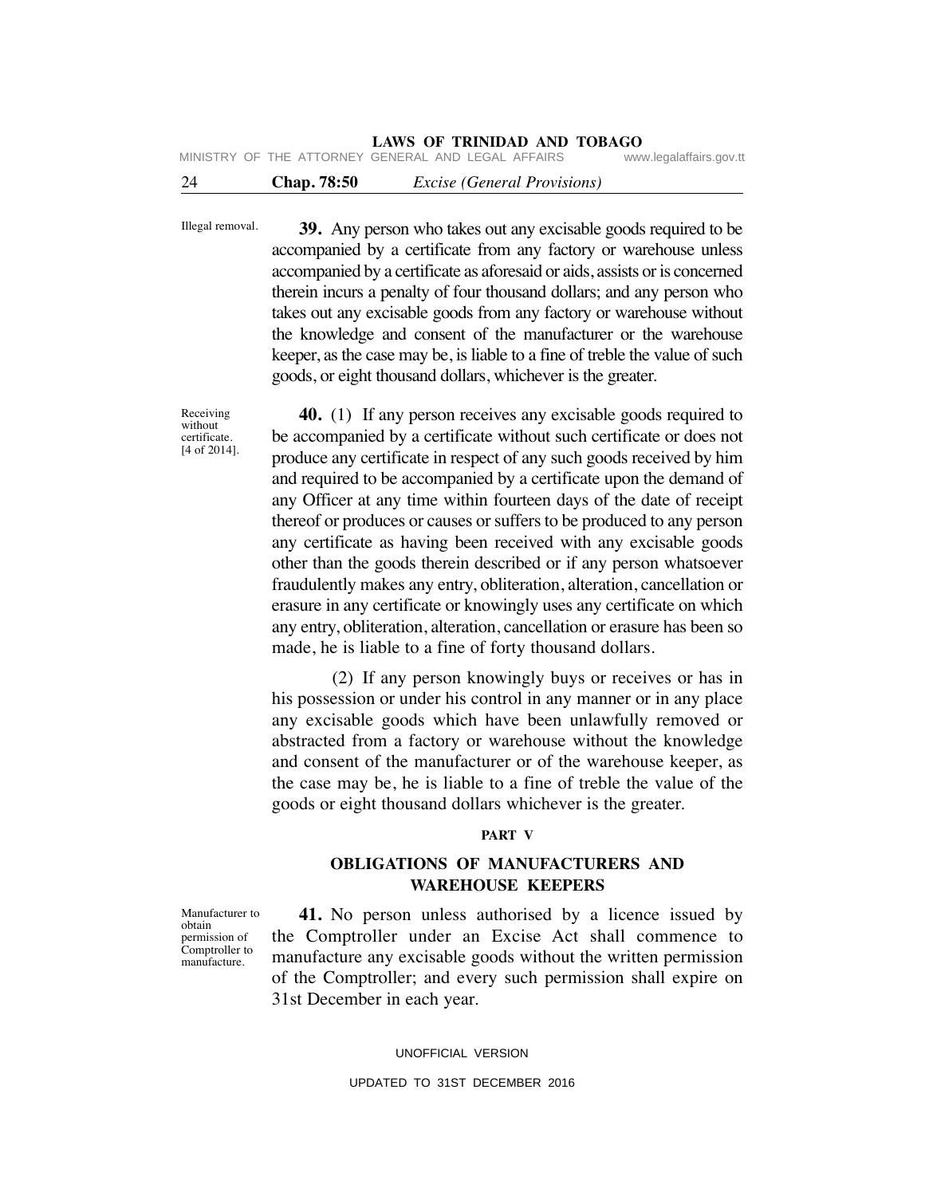Illegal removal.

**39.** Any person who takes out any excisable goods required to be accompanied by a certificate from any factory or warehouse unless accompanied by a certificate as aforesaid or aids, assists or is concerned therein incurs a penalty of four thousand dollars; and any person who takes out any excisable goods from any factory or warehouse without the knowledge and consent of the manufacturer or the warehouse keeper, as the case may be, is liable to a fine of treble the value of such goods, or eight thousand dollars, whichever is the greater.

Receiving without certificate. [4 of 2014].

**40.** (1) If any person receives any excisable goods required to be accompanied by a certificate without such certificate or does not produce any certificate in respect of any such goods received by him and required to be accompanied by a certificate upon the demand of any Officer at any time within fourteen days of the date of receipt thereof or produces or causes or suffers to be produced to any person any certificate as having been received with any excisable goods other than the goods therein described or if any person whatsoever fraudulently makes any entry, obliteration, alteration, cancellation or erasure in any certificate or knowingly uses any certificate on which any entry, obliteration, alteration, cancellation or erasure has been so made, he is liable to a fine of forty thousand dollars.

(2) If any person knowingly buys or receives or has in his possession or under his control in any manner or in any place any excisable goods which have been unlawfully removed or abstracted from a factory or warehouse without the knowledge and consent of the manufacturer or of the warehouse keeper, as the case may be, he is liable to a fine of treble the value of the goods or eight thousand dollars whichever is the greater.

## PART V

## OBLIGATIONS OF MANUFACTURERS AND WAREHOUSE KEEPERS

Manufacturer to obtain permission of Comptroller to manufacture.

**41.** No person unless authorised by a licence issued by the Comptroller under an Excise Act shall commence to manufacture any excisable goods without the written permission of the Comptroller; and every such permission shall expire on 31st December in each year.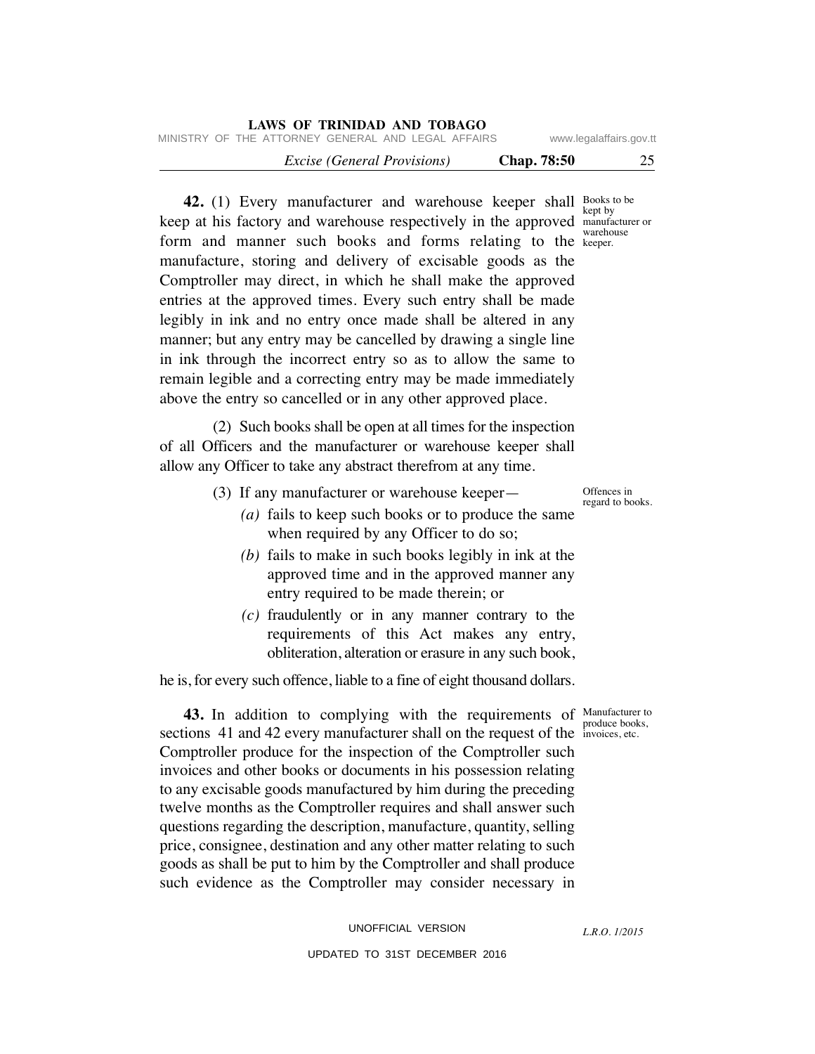**42.** (1) Every manufacturer and warehouse keeper shall keep at his factory and warehouse respectively in the approved form and manner such books and forms relating to the manufacture, storing and delivery of excisable goods as the Comptroller may direct, in which he shall make the approved entries at the approved times. Every such entry shall be made legibly in ink and no entry once made shall be altered in any manner; but any entry may be cancelled by drawing a single line in ink through the incorrect entry so as to allow the same to remain legible and a correcting entry may be made immediately above the entry so cancelled or in any other approved place.

Books to be kept by manufacturer or warehouse keeper.

(2) Such books shall be open at all times for the inspection of all Officers and the manufacturer or warehouse keeper shall allow any Officer to take any abstract therefrom at any time.

(3) If any manufacturer or warehouse keeper—

Offences in regard to books.

*(a)* fails to keep such books or to produce the same when required by any Officer to do so;

*(b)* fails to make in such books legibly in ink at the approved time and in the approved manner any entry required to be made therein; or

*(c)* fraudulently or in any manner contrary to the requirements of this Act makes any entry, obliteration, alteration or erasure in any such book,

he is, for every such offence, liable to a fine of eight thousand dollars.

**43.** In addition to complying with the requirements of sections 41 and 42 every manufacturer shall on the request of the Comptroller produce for the inspection of the Comptroller such invoices and other books or documents in his possession relating to any excisable goods manufactured by him during the preceding twelve months as the Comptroller requires and shall answer such questions regarding the description, manufacture, quantity, selling price, consignee, destination and any other matter relating to such goods as shall be put to him by the Comptroller and shall produce such evidence as the Comptroller may consider necessary in

Manufacturer to produce books, invoices, etc.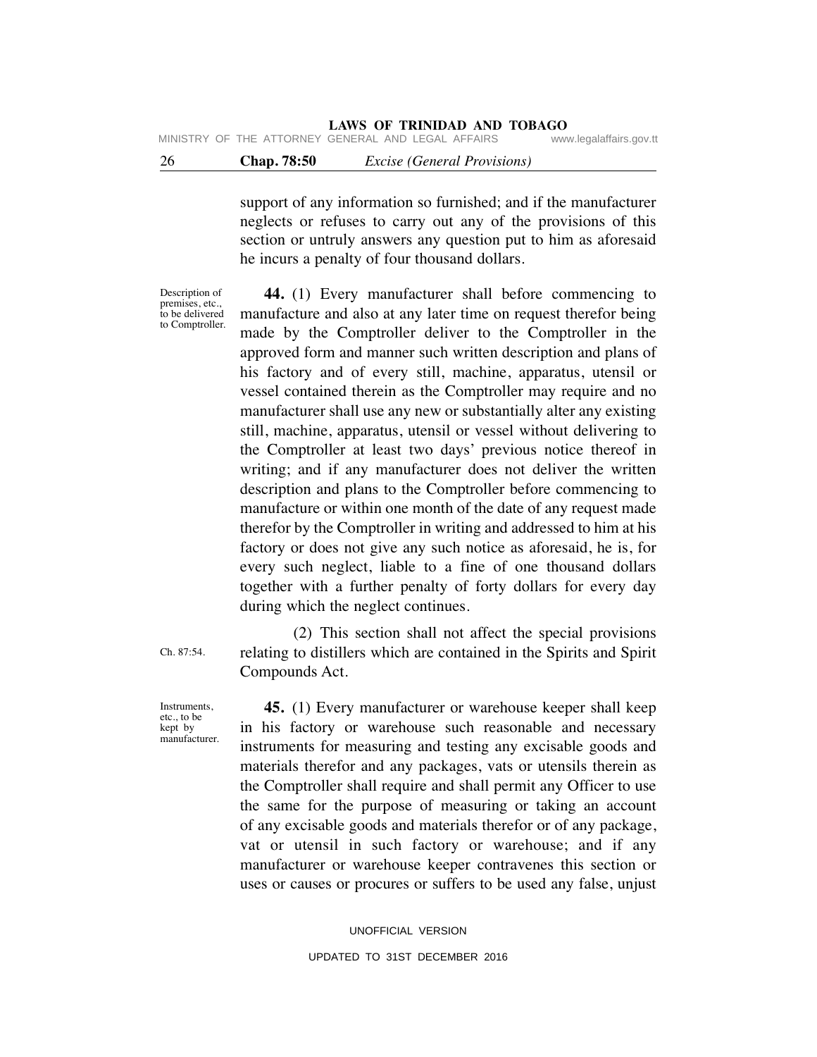support of any information so furnished; and if the manufacturer neglects or refuses to carry out any of the provisions of this section or untruly answers any question put to him as aforesaid he incurs a penalty of four thousand dollars.

Description of premises, etc., to be delivered to Comptroller.

**44.** (1) Every manufacturer shall before commencing to manufacture and also at any later time on request therefor being made by the Comptroller deliver to the Comptroller in the approved form and manner such written description and plans of his factory and of every still, machine, apparatus, utensil or vessel contained therein as the Comptroller may require and no manufacturer shall use any new or substantially alter any existing still, machine, apparatus, utensil or vessel without delivering to the Comptroller at least two days' previous notice thereof in writing; and if any manufacturer does not deliver the written description and plans to the Comptroller before commencing to manufacture or within one month of the date of any request made therefor by the Comptroller in writing and addressed to him at his factory or does not give any such notice as aforesaid, he is, for every such neglect, liable to a fine of one thousand dollars together with a further penalty of forty dollars for every day during which the neglect continues.

Ch. 87:54.

(2) This section shall not affect the special provisions relating to distillers which are contained in the Spirits and Spirit Compounds Act.

Instruments, etc., to be kept by manufacturer.

**45.** (1) Every manufacturer or warehouse keeper shall keep in his factory or warehouse such reasonable and necessary instruments for measuring and testing any excisable goods and materials therefor and any packages, vats or utensils therein as the Comptroller shall require and shall permit any Officer to use the same for the purpose of measuring or taking an account of any excisable goods and materials therefor or of any package, vat or utensil in such factory or warehouse; and if any manufacturer or warehouse keeper contravenes this section or uses or causes or procures or suffers to be used any false, unjust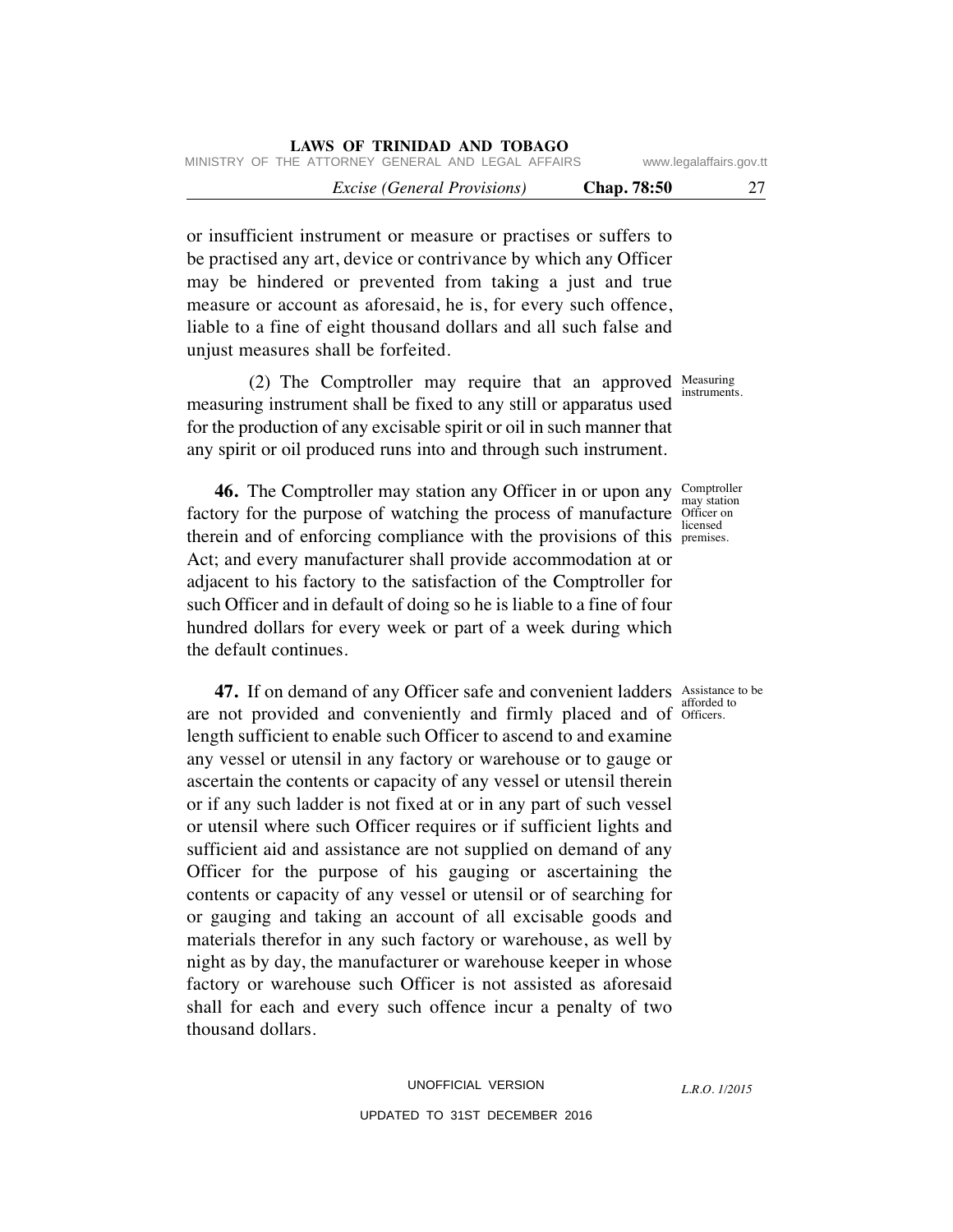or insufficient instrument or measure or practises or suffers to be practised any art, device or contrivance by which any Officer may be hindered or prevented from taking a just and true measure or account as aforesaid, he is, for every such offence, liable to a fine of eight thousand dollars and all such false and unjust measures shall be forfeited.

Measuring instruments.

(2) The Comptroller may require that an approved measuring instrument shall be fixed to any still or apparatus used for the production of any excisable spirit or oil in such manner that any spirit or oil produced runs into and through such instrument.

Comptroller may station Officer on licensed premises.

**46.** The Comptroller may station any Officer in or upon any factory for the purpose of watching the process of manufacture therein and of enforcing compliance with the provisions of this Act; and every manufacturer shall provide accommodation at or adjacent to his factory to the satisfaction of the Comptroller for such Officer and in default of doing so he is liable to a fine of four hundred dollars for every week or part of a week during which the default continues.

Assistance to be afforded to Officers.

**47.** If on demand of any Officer safe and convenient ladders are not provided and conveniently and firmly placed and of length sufficient to enable such Officer to ascend to and examine any vessel or utensil in any factory or warehouse or to gauge or ascertain the contents or capacity of any vessel or utensil therein or if any such ladder is not fixed at or in any part of such vessel or utensil where such Officer requires or if sufficient lights and sufficient aid and assistance are not supplied on demand of any Officer for the purpose of his gauging or ascertaining the contents or capacity of any vessel or utensil or of searching for or gauging and taking an account of all excisable goods and materials therefor in any such factory or warehouse, as well by night as by day, the manufacturer or warehouse keeper in whose factory or warehouse such Officer is not assisted as aforesaid shall for each and every such offence incur a penalty of two thousand dollars.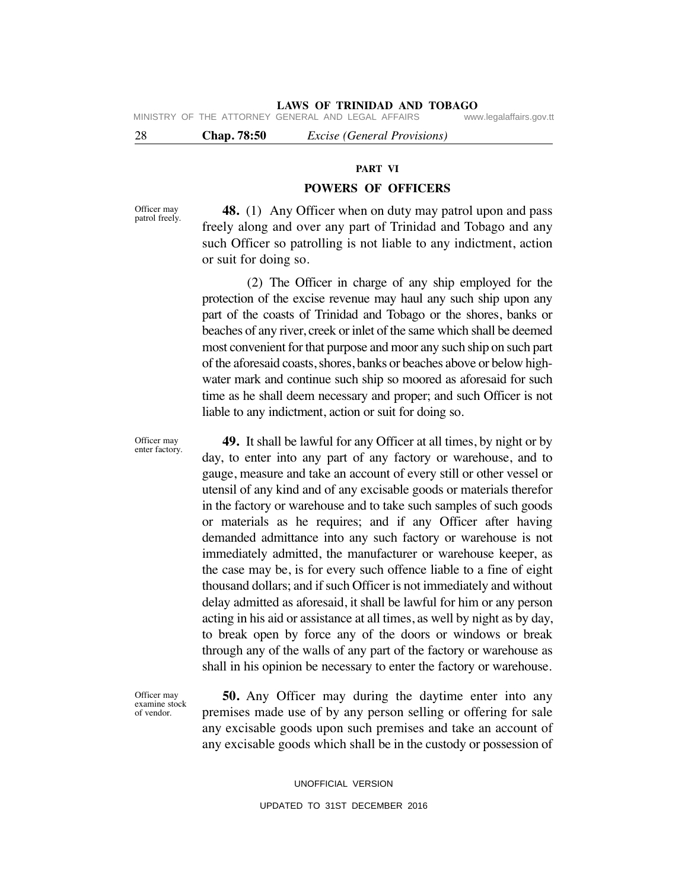## PART VI

## POWERS OF OFFICERS

Officer may patrol freely.

**48.** (1) Any Officer when on duty may patrol upon and pass freely along and over any part of Trinidad and Tobago and any such Officer so patrolling is not liable to any indictment, action or suit for doing so.

(2) The Officer in charge of any ship employed for the protection of the excise revenue may haul any such ship upon any part of the coasts of Trinidad and Tobago or the shores, banks or beaches of any river, creek or inlet of the same which shall be deemed most convenient for that purpose and moor any such ship on such part of the aforesaid coasts, shores, banks or beaches above or below high-water mark and continue such ship so moored as aforesaid for such time as he shall deem necessary and proper; and such Officer is not liable to any indictment, action or suit for doing so.

Officer may enter factory.

**49.** It shall be lawful for any Officer at all times, by night or by day, to enter into any part of any factory or warehouse, and to gauge, measure and take an account of every still or other vessel or utensil of any kind and of any excisable goods or materials therefor in the factory or warehouse and to take such samples of such goods or materials as he requires; and if any Officer after having demanded admittance into any such factory or warehouse is not immediately admitted, the manufacturer or warehouse keeper, as the case may be, is for every such offence liable to a fine of eight thousand dollars; and if such Officer is not immediately and without delay admitted as aforesaid, it shall be lawful for him or any person acting in his aid or assistance at all times, as well by night as by day, to break open by force any of the doors or windows or break through any of the walls of any part of the factory or warehouse as shall in his opinion be necessary to enter the factory or warehouse.

Officer may examine stock of vendor.

**50.** Any Officer may during the daytime enter into any premises made use of by any person selling or offering for sale any excisable goods upon such premises and take an account of any excisable goods which shall be in the custody or possession of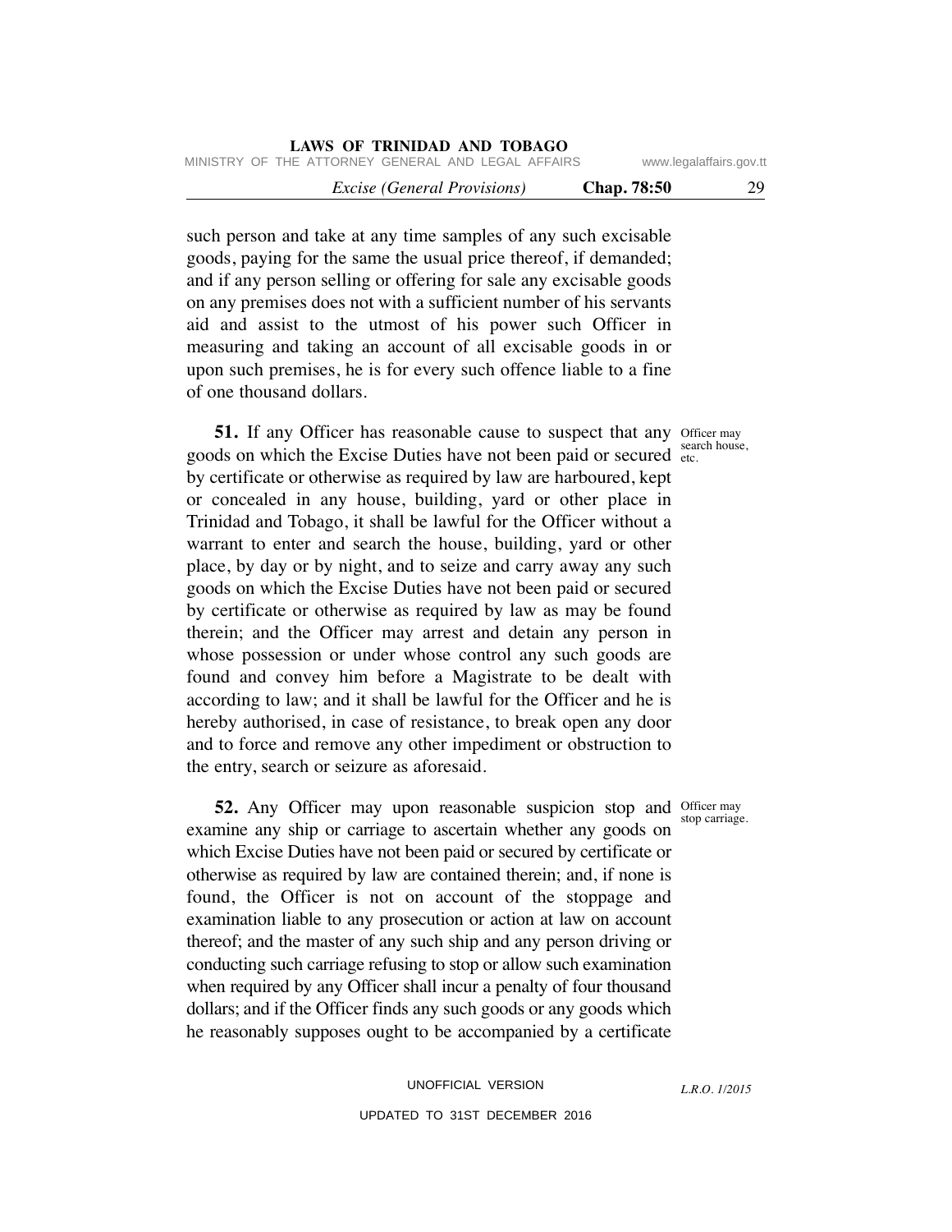such person and take at any time samples of any such excisable goods, paying for the same the usual price thereof, if demanded; and if any person selling or offering for sale any excisable goods on any premises does not with a sufficient number of his servants aid and assist to the utmost of his power such Officer in measuring and taking an account of all excisable goods in or upon such premises, he is for every such offence liable to a fine of one thousand dollars.

Officer may search house, etc.

**51.** If any Officer has reasonable cause to suspect that any goods on which the Excise Duties have not been paid or secured by certificate or otherwise as required by law are harboured, kept or concealed in any house, building, yard or other place in Trinidad and Tobago, it shall be lawful for the Officer without a warrant to enter and search the house, building, yard or other place, by day or by night, and to seize and carry away any such goods on which the Excise Duties have not been paid or secured by certificate or otherwise as required by law as may be found therein; and the Officer may arrest and detain any person in whose possession or under whose control any such goods are found and convey him before a Magistrate to be dealt with according to law; and it shall be lawful for the Officer and he is hereby authorised, in case of resistance, to break open any door and to force and remove any other impediment or obstruction to the entry, search or seizure as aforesaid.

Officer may stop carriage.

**52.** Any Officer may upon reasonable suspicion stop and examine any ship or carriage to ascertain whether any goods on which Excise Duties have not been paid or secured by certificate or otherwise as required by law are contained therein; and, if none is found, the Officer is not on account of the stoppage and examination liable to any prosecution or action at law on account thereof; and the master of any such ship and any person driving or conducting such carriage refusing to stop or allow such examination when required by any Officer shall incur a penalty of four thousand dollars; and if the Officer finds any such goods or any goods which he reasonably supposes ought to be accompanied by a certificate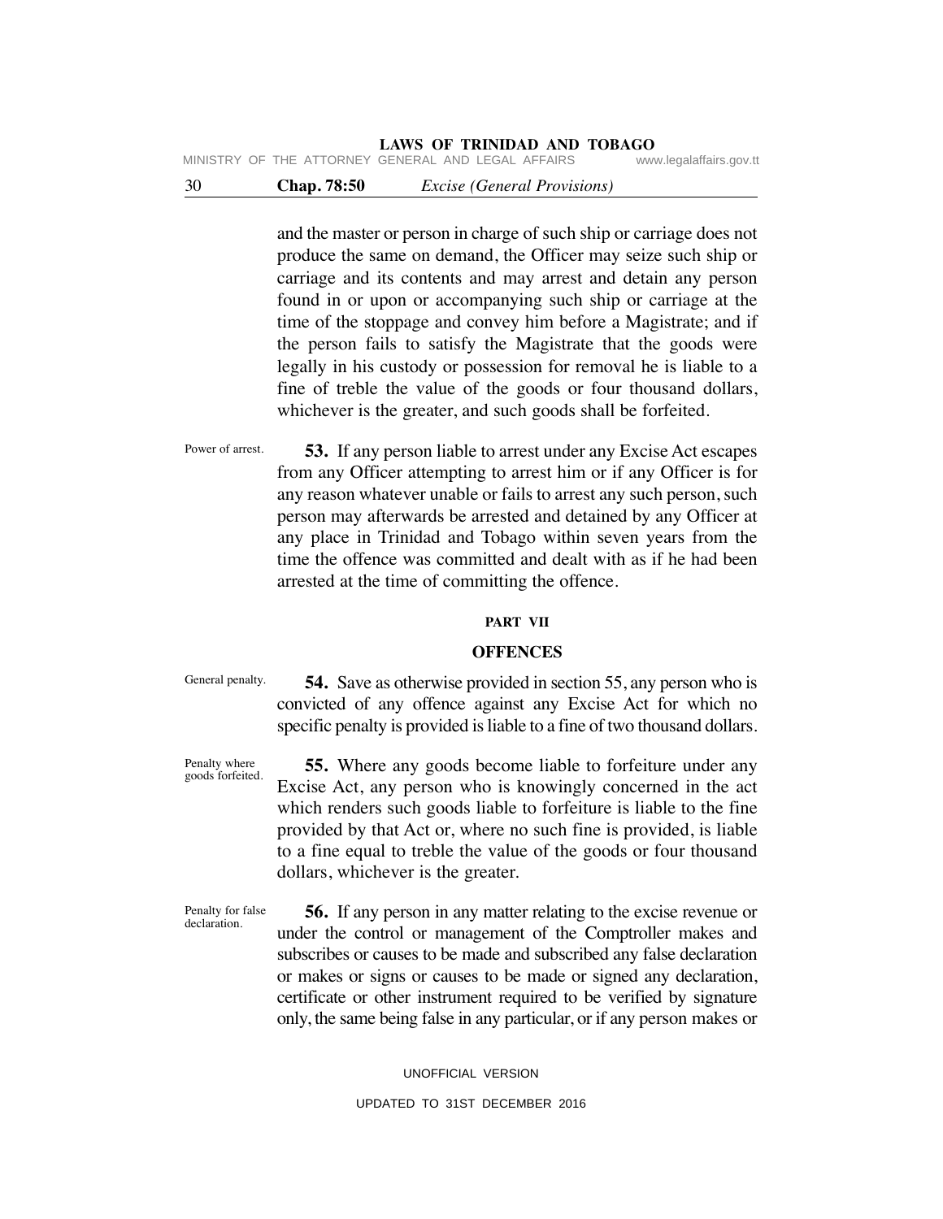and the master or person in charge of such ship or carriage does not produce the same on demand, the Officer may seize such ship or carriage and its contents and may arrest and detain any person found in or upon or accompanying such ship or carriage at the time of the stoppage and convey him before a Magistrate; and if the person fails to satisfy the Magistrate that the goods were legally in his custody or possession for removal he is liable to a fine of treble the value of the goods or four thousand dollars, whichever is the greater, and such goods shall be forfeited.

Power of arrest.

**53.** If any person liable to arrest under any Excise Act escapes from any Officer attempting to arrest him or if any Officer is for any reason whatever unable or fails to arrest any such person, such person may afterwards be arrested and detained by any Officer at any place in Trinidad and Tobago within seven years from the time the offence was committed and dealt with as if he had been arrested at the time of committing the offence.

## PART VII

## OFFENCES

General penalty.

**54.** Save as otherwise provided in section 55, any person who is convicted of any offence against any Excise Act for which no specific penalty is provided is liable to a fine of two thousand dollars.

Penalty where goods forfeited.

**55.** Where any goods become liable to forfeiture under any Excise Act, any person who is knowingly concerned in the act which renders such goods liable to forfeiture is liable to the fine provided by that Act or, where no such fine is provided, is liable to a fine equal to treble the value of the goods or four thousand dollars, whichever is the greater.

Penalty for false declaration.

**56.** If any person in any matter relating to the excise revenue or under the control or management of the Comptroller makes and subscribes or causes to be made and subscribed any false declaration or makes or signs or causes to be made or signed any declaration, certificate or other instrument required to be verified by signature only, the same being false in any particular, or if any person makes or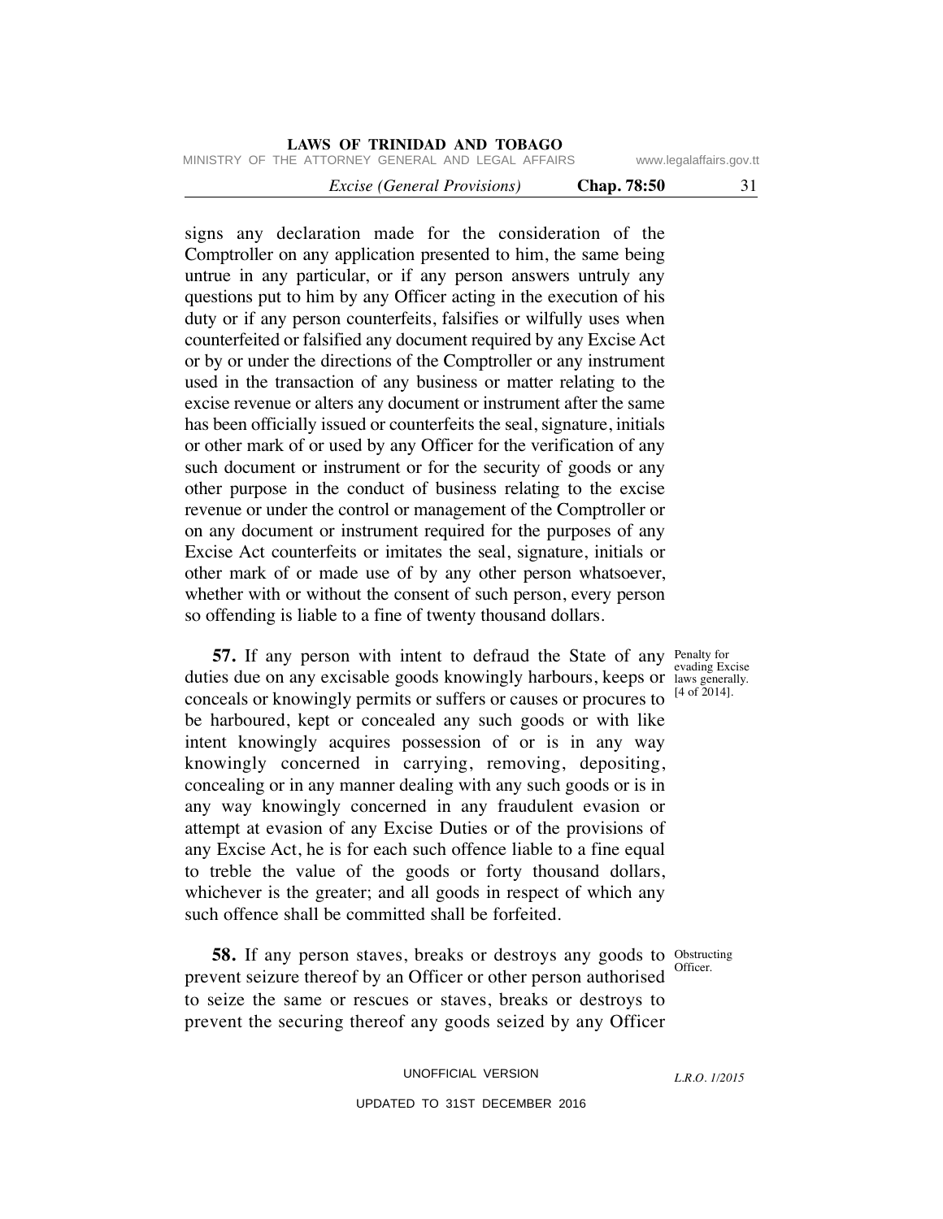signs any declaration made for the consideration of the Comptroller on any application presented to him, the same being untrue in any particular, or if any person answers untruly any questions put to him by any Officer acting in the execution of his duty or if any person counterfeits, falsifies or wilfully uses when counterfeited or falsified any document required by any Excise Act or by or under the directions of the Comptroller or any instrument used in the transaction of any business or matter relating to the excise revenue or alters any document or instrument after the same has been officially issued or counterfeits the seal, signature, initials or other mark of or used by any Officer for the verification of any such document or instrument or for the security of goods or any other purpose in the conduct of business relating to the excise revenue or under the control or management of the Comptroller or on any document or instrument required for the purposes of any Excise Act counterfeits or imitates the seal, signature, initials or other mark of or made use of by any other person whatsoever, whether with or without the consent of such person, every person so offending is liable to a fine of twenty thousand dollars.

Penalty for evading Excise laws generally. [4 of 2014].

**57.** If any person with intent to defraud the State of any duties due on any excisable goods knowingly harbours, keeps or conceals or knowingly permits or suffers or causes or procures to be harboured, kept or concealed any such goods or with like intent knowingly acquires possession of or is in any way knowingly concerned in carrying, removing, depositing, concealing or in any manner dealing with any such goods or is in any way knowingly concerned in any fraudulent evasion or attempt at evasion of any Excise Duties or of the provisions of any Excise Act, he is for each such offence liable to a fine equal to treble the value of the goods or forty thousand dollars, whichever is the greater; and all goods in respect of which any such offence shall be committed shall be forfeited.

Obstructing Officer.

**58.** If any person staves, breaks or destroys any goods to prevent seizure thereof by an Officer or other person authorised to seize the same or rescues or staves, breaks or destroys to prevent the securing thereof any goods seized by any Officer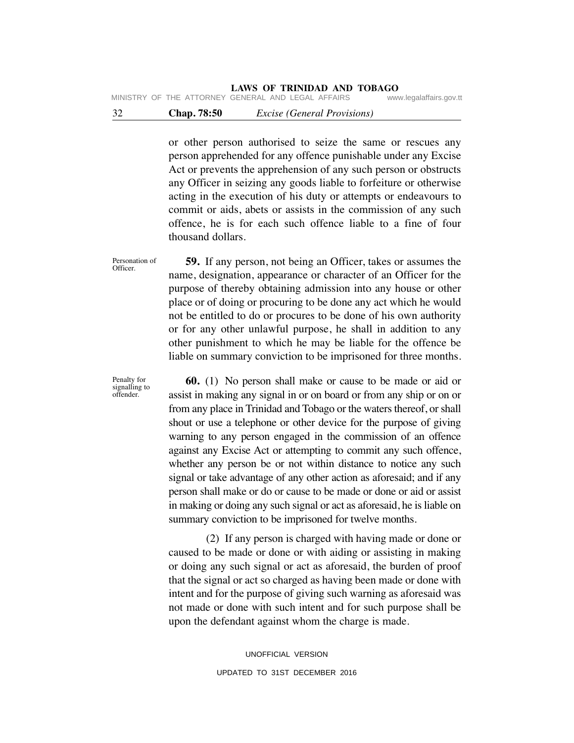or other person authorised to seize the same or rescues any person apprehended for any offence punishable under any Excise Act or prevents the apprehension of any such person or obstructs any Officer in seizing any goods liable to forfeiture or otherwise acting in the execution of his duty or attempts or endeavours to commit or aids, abets or assists in the commission of any such offence, he is for each such offence liable to a fine of four thousand dollars.

Personation of Officer.

**59.** If any person, not being an Officer, takes or assumes the name, designation, appearance or character of an Officer for the purpose of thereby obtaining admission into any house or other place or of doing or procuring to be done any act which he would not be entitled to do or procures to be done of his own authority or for any other unlawful purpose, he shall in addition to any other punishment to which he may be liable for the offence be liable on summary conviction to be imprisoned for three months.

Penalty for signalling to offender.

**60.** (1) No person shall make or cause to be made or aid or assist in making any signal in or on board or from any ship or on or from any place in Trinidad and Tobago or the waters thereof, or shall shout or use a telephone or other device for the purpose of giving warning to any person engaged in the commission of an offence against any Excise Act or attempting to commit any such offence, whether any person be or not within distance to notice any such signal or take advantage of any other action as aforesaid; and if any person shall make or do or cause to be made or done or aid or assist in making or doing any such signal or act as aforesaid, he is liable on summary conviction to be imprisoned for twelve months.

(2) If any person is charged with having made or done or caused to be made or done or with aiding or assisting in making or doing any such signal or act as aforesaid, the burden of proof that the signal or act so charged as having been made or done with intent and for the purpose of giving such warning as aforesaid was not made or done with such intent and for such purpose shall be upon the defendant against whom the charge is made.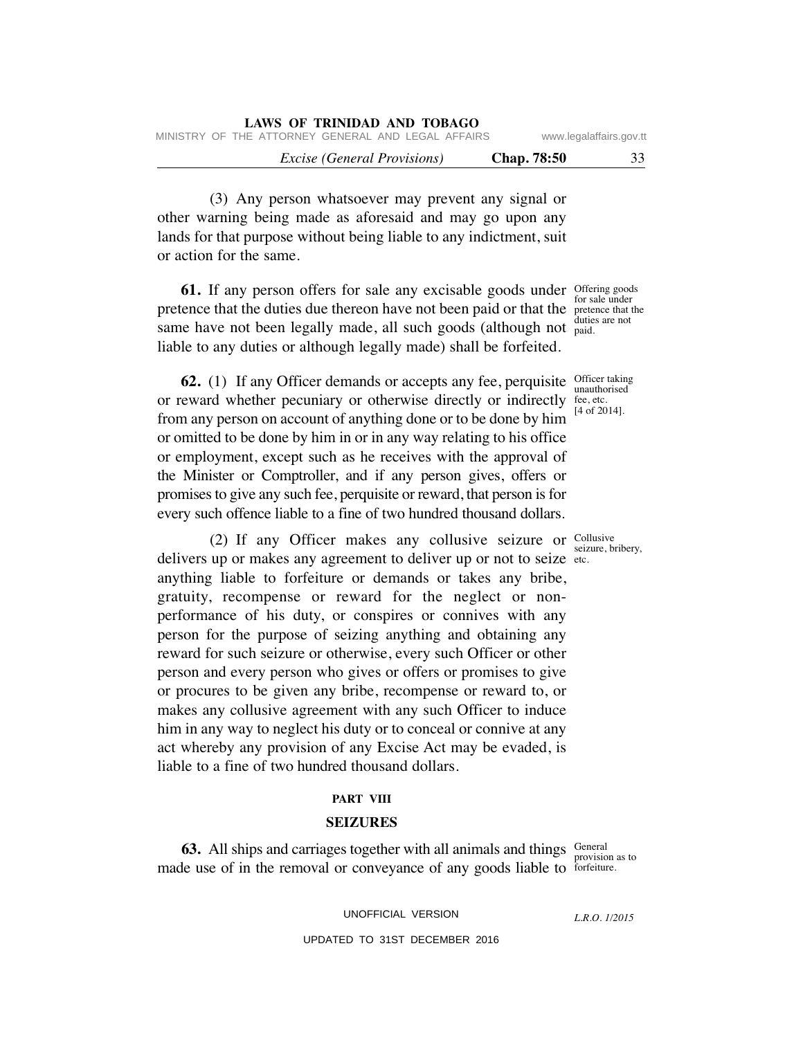(3) Any person whatsoever may prevent any signal or other warning being made as aforesaid and may go upon any lands for that purpose without being liable to any indictment, suit or action for the same.

Offering goods for sale under pretence that the duties are not paid.

**61.** If any person offers for sale any excisable goods under pretence that the duties due thereon have not been paid or that the same have not been legally made, all such goods (although not liable to any duties or although legally made) shall be forfeited.

Officer taking unauthorised fee, etc. [4 of 2014].

**62.** (1) If any Officer demands or accepts any fee, perquisite or reward whether pecuniary or otherwise directly or indirectly from any person on account of anything done or to be done by him or omitted to be done by him in or in any way relating to his office or employment, except such as he receives with the approval of the Minister or Comptroller, and if any person gives, offers or promises to give any such fee, perquisite or reward, that person is for every such offence liable to a fine of two hundred thousand dollars.

Collusive seizure, bribery, etc.

(2) If any Officer makes any collusive seizure or delivers up or makes any agreement to deliver up or not to seize anything liable to forfeiture or demands or takes any bribe, gratuity, recompense or reward for the neglect or non-performance of his duty, or conspires or connives with any person for the purpose of seizing anything and obtaining any reward for such seizure or otherwise, every such Officer or other person and every person who gives or offers or promises to give or procures to be given any bribe, recompense or reward to, or makes any collusive agreement with any such Officer to induce him in any way to neglect his duty or to conceal or connive at any act whereby any provision of any Excise Act may be evaded, is liable to a fine of two hundred thousand dollars.

## PART VIII

## SEIZURES

General provision as to forfeiture.

**63.** All ships and carriages together with all animals and things made use of in the removal or conveyance of any goods liable to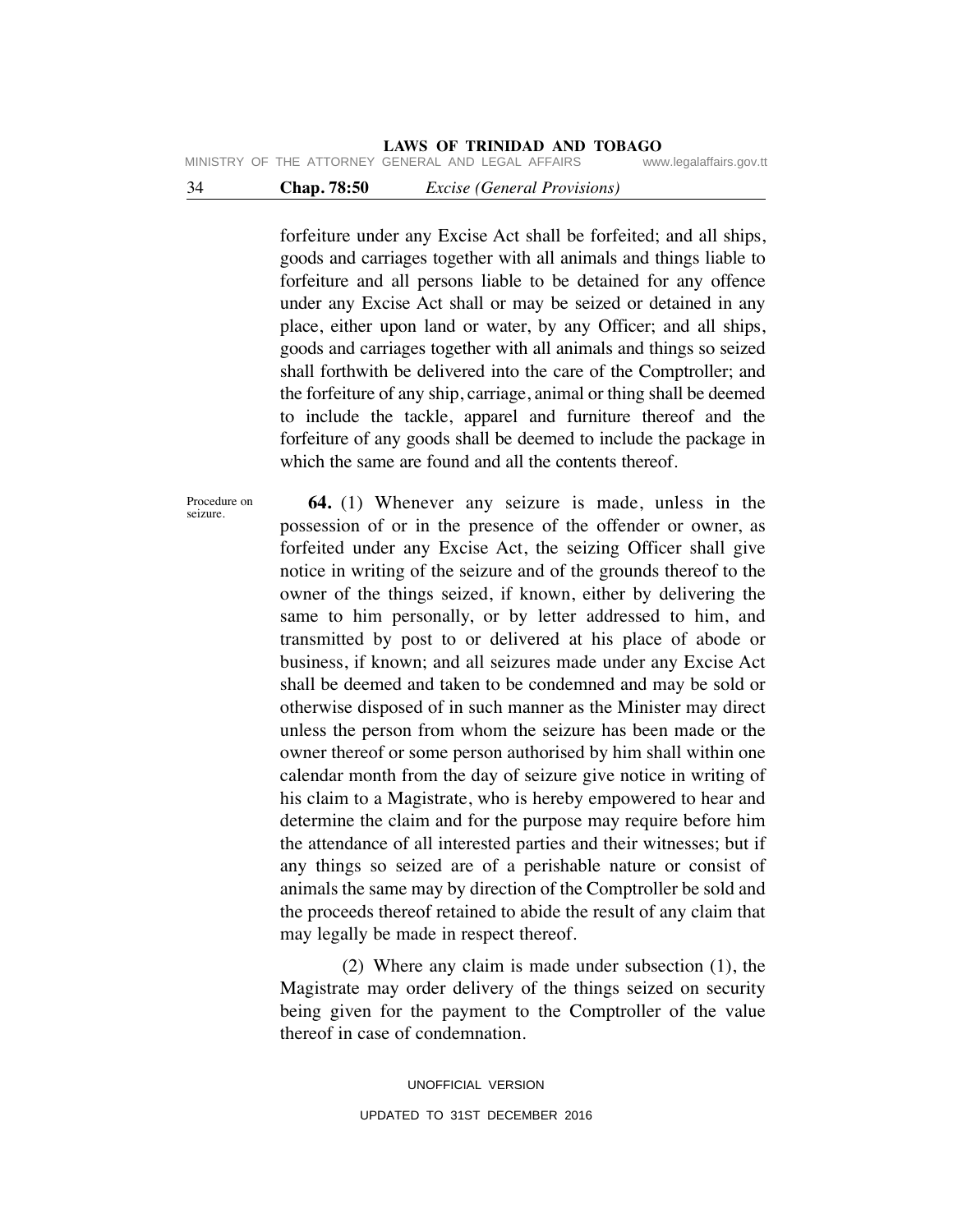forfeiture under any Excise Act shall be forfeited; and all ships, goods and carriages together with all animals and things liable to forfeiture and all persons liable to be detained for any offence under any Excise Act shall or may be seized or detained in any place, either upon land or water, by any Officer; and all ships, goods and carriages together with all animals and things so seized shall forthwith be delivered into the care of the Comptroller; and the forfeiture of any ship, carriage, animal or thing shall be deemed to include the tackle, apparel and furniture thereof and the forfeiture of any goods shall be deemed to include the package in which the same are found and all the contents thereof.

Procedure on seizure.

**64.** (1) Whenever any seizure is made, unless in the possession of or in the presence of the offender or owner, as forfeited under any Excise Act, the seizing Officer shall give notice in writing of the seizure and of the grounds thereof to the owner of the things seized, if known, either by delivering the same to him personally, or by letter addressed to him, and transmitted by post to or delivered at his place of abode or business, if known; and all seizures made under any Excise Act shall be deemed and taken to be condemned and may be sold or otherwise disposed of in such manner as the Minister may direct unless the person from whom the seizure has been made or the owner thereof or some person authorised by him shall within one calendar month from the day of seizure give notice in writing of his claim to a Magistrate, who is hereby empowered to hear and determine the claim and for the purpose may require before him the attendance of all interested parties and their witnesses; but if any things so seized are of a perishable nature or consist of animals the same may by direction of the Comptroller be sold and the proceeds thereof retained to abide the result of any claim that may legally be made in respect thereof.

(2) Where any claim is made under subsection (1), the Magistrate may order delivery of the things seized on security being given for the payment to the Comptroller of the value thereof in case of condemnation.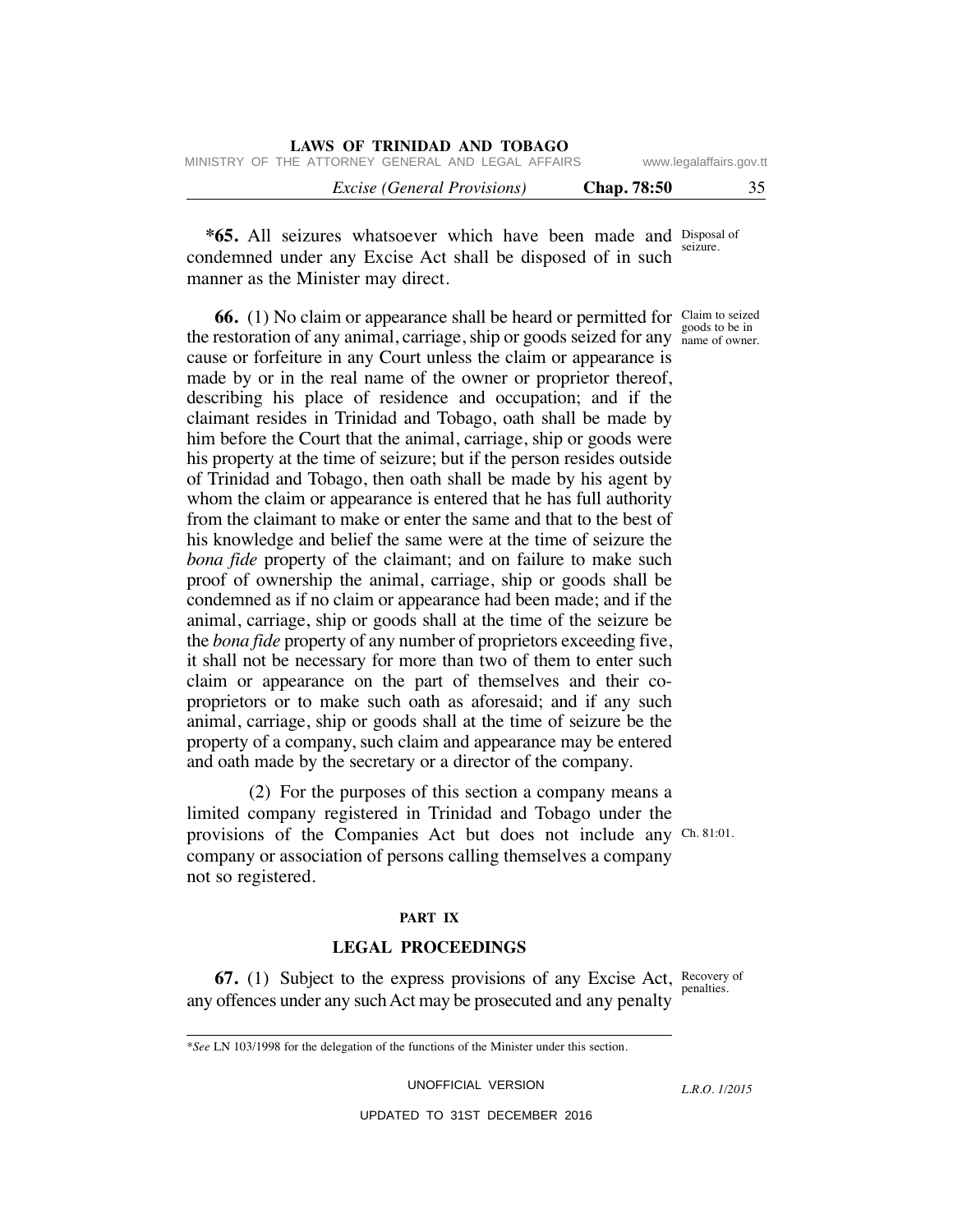**\*65.** All seizures whatsoever which have been made and condemned under any Excise Act shall be disposed of in such manner as the Minister may direct.

Disposal of seizure.

**66.** (1) No claim or appearance shall be heard or permitted for the restoration of any animal, carriage, ship or goods seized for any cause or forfeiture in any Court unless the claim or appearance is made by or in the real name of the owner or proprietor thereof, describing his place of residence and occupation; and if the claimant resides in Trinidad and Tobago, oath shall be made by him before the Court that the animal, carriage, ship or goods were his property at the time of seizure; but if the person resides outside of Trinidad and Tobago, then oath shall be made by his agent by whom the claim or appearance is entered that he has full authority from the claimant to make or enter the same and that to the best of his knowledge and belief the same were at the time of seizure the *bona fide* property of the claimant; and on failure to make such proof of ownership the animal, carriage, ship or goods shall be condemned as if no claim or appearance had been made; and if the animal, carriage, ship or goods shall at the time of the seizure be the *bona fide* property of any number of proprietors exceeding five, it shall not be necessary for more than two of them to enter such claim or appearance on the part of themselves and their co-proprietors or to make such oath as aforesaid; and if any such animal, carriage, ship or goods shall at the time of seizure be the property of a company, such claim and appearance may be entered and oath made by the secretary or a director of the company.

Claim to seized goods to be in name of owner.

(2) For the purposes of this section a company means a limited company registered in Trinidad and Tobago under the provisions of the Companies Act but does not include any company or association of persons calling themselves a company not so registered.

Ch. 81:01.

## PART IX

## LEGAL PROCEEDINGS

**67.** (1) Subject to the express provisions of any Excise Act, any offences under any such Act may be prosecuted and any penalty

Recovery of penalties.

\*See LN 103/1998 for the delegation of the functions of the Minister under this section.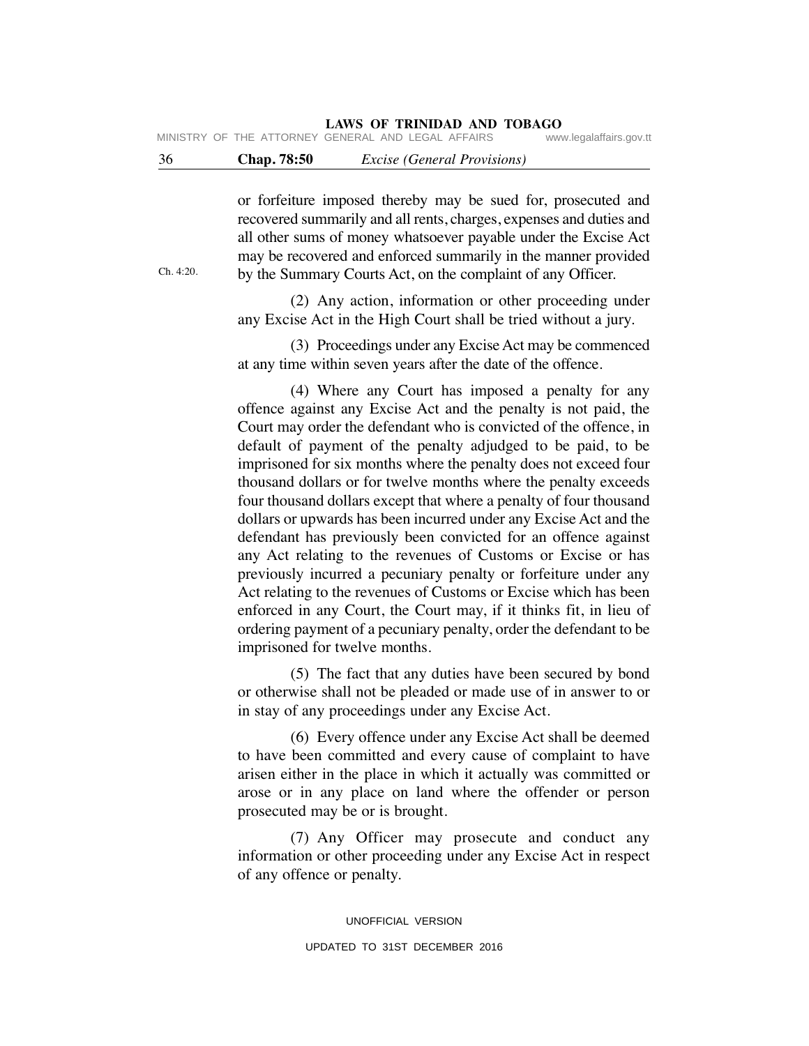or forfeiture imposed thereby may be sued for, prosecuted and recovered summarily and all rents, charges, expenses and duties and all other sums of money whatsoever payable under the Excise Act may be recovered and enforced summarily in the manner provided by the Summary Courts Act, on the complaint of any Officer.

Ch. 4:20.

(2) Any action, information or other proceeding under any Excise Act in the High Court shall be tried without a jury.

(3) Proceedings under any Excise Act may be commenced at any time within seven years after the date of the offence.

(4) Where any Court has imposed a penalty for any offence against any Excise Act and the penalty is not paid, the Court may order the defendant who is convicted of the offence, in default of payment of the penalty adjudged to be paid, to be imprisoned for six months where the penalty does not exceed four thousand dollars or for twelve months where the penalty exceeds four thousand dollars except that where a penalty of four thousand dollars or upwards has been incurred under any Excise Act and the defendant has previously been convicted for an offence against any Act relating to the revenues of Customs or Excise or has previously incurred a pecuniary penalty or forfeiture under any Act relating to the revenues of Customs or Excise which has been enforced in any Court, the Court may, if it thinks fit, in lieu of ordering payment of a pecuniary penalty, order the defendant to be imprisoned for twelve months.

(5) The fact that any duties have been secured by bond or otherwise shall not be pleaded or made use of in answer to or in stay of any proceedings under any Excise Act.

(6) Every offence under any Excise Act shall be deemed to have been committed and every cause of complaint to have arisen either in the place in which it actually was committed or arose or in any place on land where the offender or person prosecuted may be or is brought.

(7) Any Officer may prosecute and conduct any information or other proceeding under any Excise Act in respect of any offence or penalty.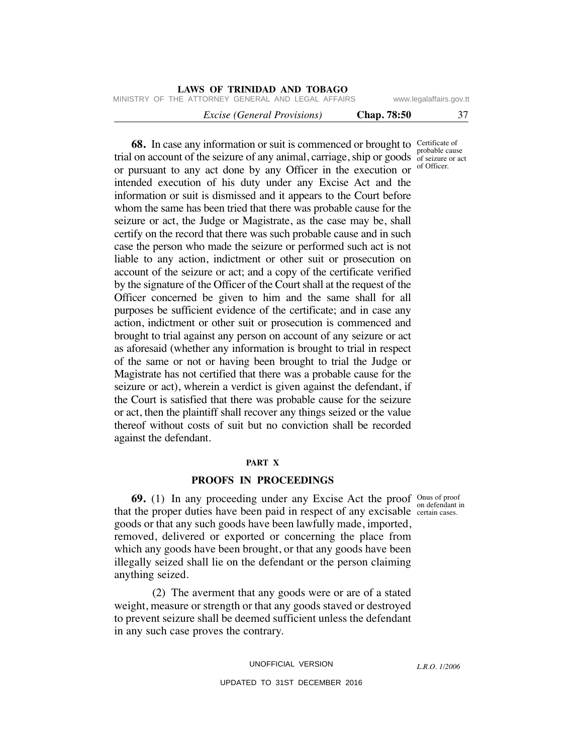**68.** In case any information or suit is commenced or brought to trial on account of the seizure of any animal, carriage, ship or goods or pursuant to any act done by any Officer in the execution or intended execution of his duty under any Excise Act and the information or suit is dismissed and it appears to the Court before whom the same has been tried that there was probable cause for the seizure or act, the Judge or Magistrate, as the case may be, shall certify on the record that there was such probable cause and in such case the person who made the seizure or performed such act is not liable to any action, indictment or other suit or prosecution on account of the seizure or act; and a copy of the certificate verified by the signature of the Officer of the Court shall at the request of the Officer concerned be given to him and the same shall for all purposes be sufficient evidence of the certificate; and in case any action, indictment or other suit or prosecution is commenced and brought to trial against any person on account of any seizure or act as aforesaid (whether any information is brought to trial in respect of the same or not or having been brought to trial the Judge or Magistrate has not certified that there was a probable cause for the seizure or act), wherein a verdict is given against the defendant, if the Court is satisfied that there was probable cause for the seizure or act, then the plaintiff shall recover any things seized or the value thereof without costs of suit but no conviction shall be recorded against the defendant.

Certificate of probable cause of seizure or act of Officer.

## PART X

## PROOFS IN PROCEEDINGS

**69.** (1) In any proceeding under any Excise Act the proof that the proper duties have been paid in respect of any excisable goods or that any such goods have been lawfully made, imported, removed, delivered or exported or concerning the place from which any goods have been brought, or that any goods have been illegally seized shall lie on the defendant or the person claiming anything seized.

Onus of proof on defendant in certain cases.

(2) The averment that any goods were or are of a stated weight, measure or strength or that any goods staved or destroyed to prevent seizure shall be deemed sufficient unless the defendant in any such case proves the contrary.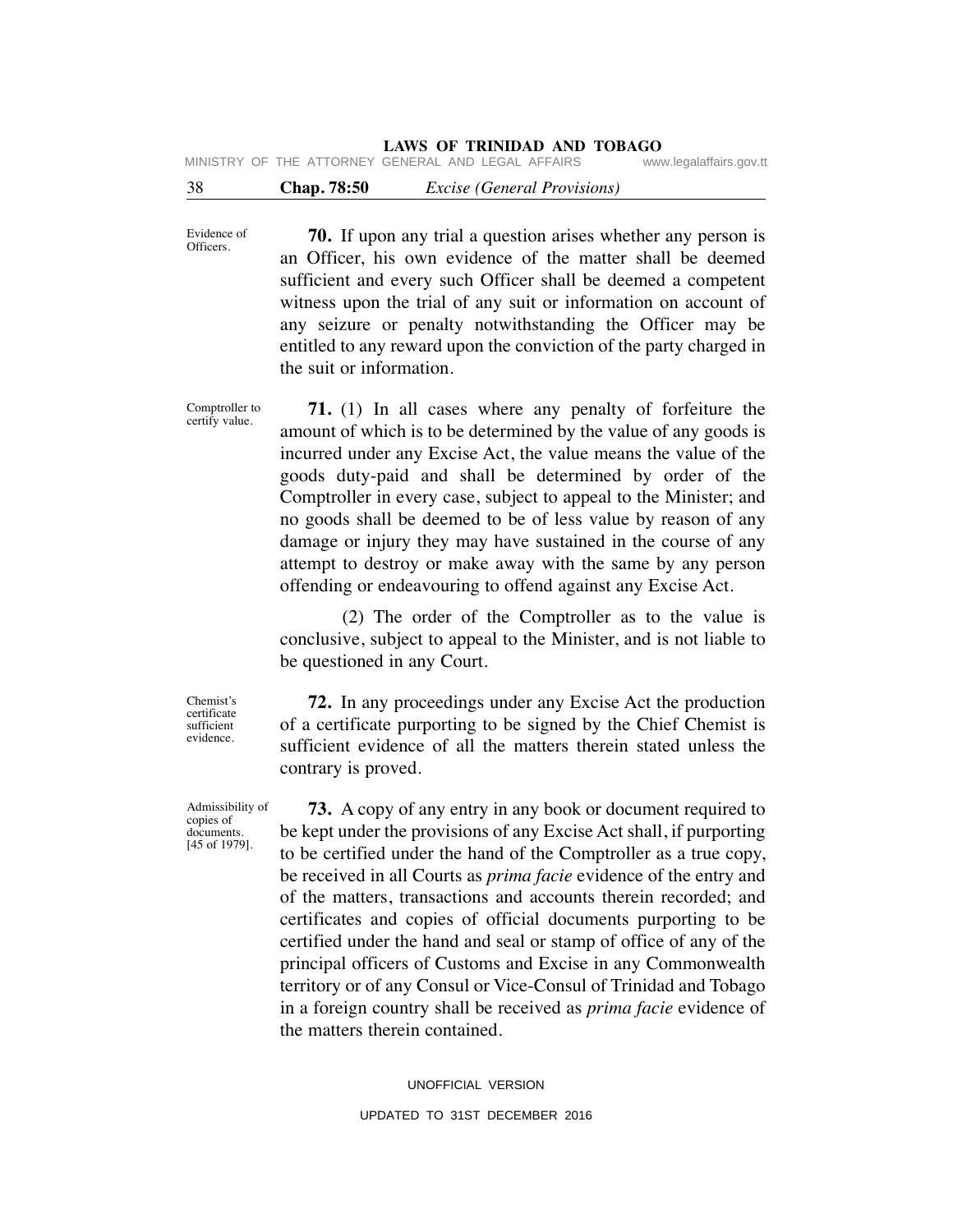Evidence of Officers.

**70.** If upon any trial a question arises whether any person is an Officer, his own evidence of the matter shall be deemed sufficient and every such Officer shall be deemed a competent witness upon the trial of any suit or information on account of any seizure or penalty notwithstanding the Officer may be entitled to any reward upon the conviction of the party charged in the suit or information.

Comptroller to certify value.

**71.** (1) In all cases where any penalty of forfeiture the amount of which is to be determined by the value of any goods is incurred under any Excise Act, the value means the value of the goods duty-paid and shall be determined by order of the Comptroller in every case, subject to appeal to the Minister; and no goods shall be deemed to be of less value by reason of any damage or injury they may have sustained in the course of any attempt to destroy or make away with the same by any person offending or endeavouring to offend against any Excise Act.

(2) The order of the Comptroller as to the value is conclusive, subject to appeal to the Minister, and is not liable to be questioned in any Court.

Chemist's certificate sufficient evidence.

**72.** In any proceedings under any Excise Act the production of a certificate purporting to be signed by the Chief Chemist is sufficient evidence of all the matters therein stated unless the contrary is proved.

Admissibility of copies of documents. [45 of 1979].

**73.** A copy of any entry in any book or document required to be kept under the provisions of any Excise Act shall, if purporting to be certified under the hand of the Comptroller as a true copy, be received in all Courts as *prima facie* evidence of the entry and of the matters, transactions and accounts therein recorded; and certificates and copies of official documents purporting to be certified under the hand and seal or stamp of office of any of the principal officers of Customs and Excise in any Commonwealth territory or of any Consul or Vice-Consul of Trinidad and Tobago in a foreign country shall be received as *prima facie* evidence of the matters therein contained.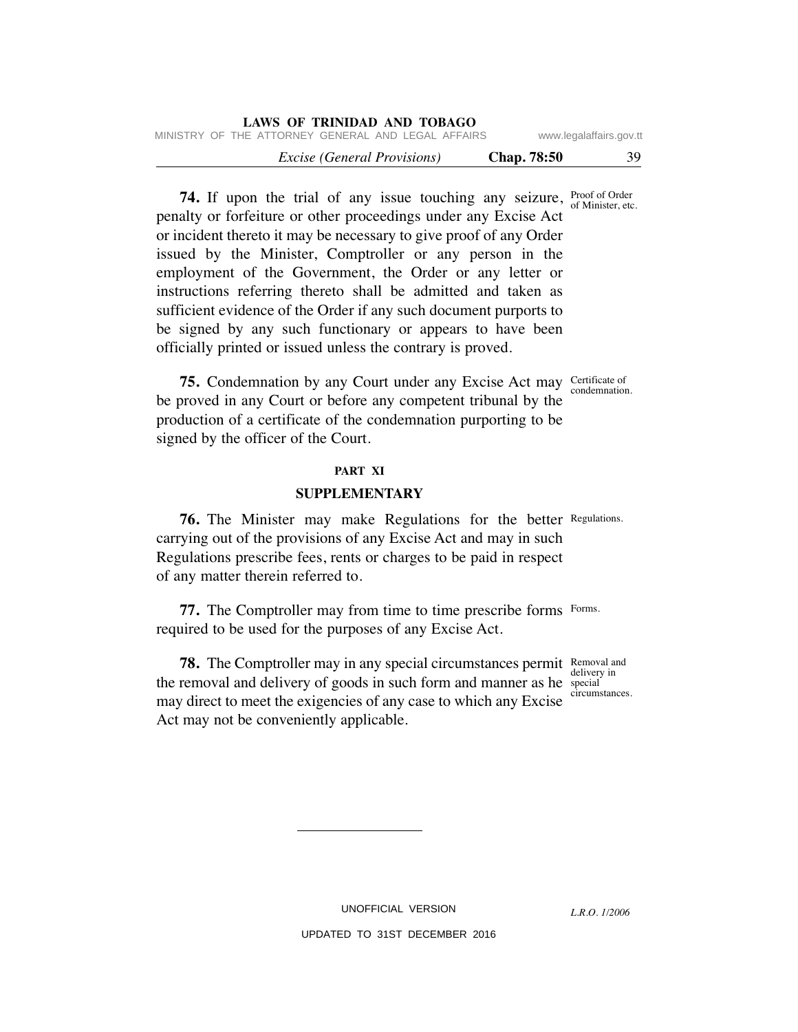**74.** If upon the trial of any issue touching any seizure, penalty or forfeiture or other proceedings under any Excise Act or incident thereto it may be necessary to give proof of any Order issued by the Minister, Comptroller or any person in the employment of the Government, the Order or any letter or instructions referring thereto shall be admitted and taken as sufficient evidence of the Order if any such document purports to be signed by any such functionary or appears to have been officially printed or issued unless the contrary is proved.

Proof of Order of Minister, etc.

**75.** Condemnation by any Court under any Excise Act may be proved in any Court or before any competent tribunal by the production of a certificate of the condemnation purporting to be signed by the officer of the Court.

Certificate of condemnation.

## PART XI

## SUPPLEMENTARY

**76.** The Minister may make Regulations for the better carrying out of the provisions of any Excise Act and may in such Regulations prescribe fees, rents or charges to be paid in respect of any matter therein referred to.

Regulations.

**77.** The Comptroller may from time to time prescribe forms required to be used for the purposes of any Excise Act.

Forms.

**78.** The Comptroller may in any special circumstances permit the removal and delivery of goods in such form and manner as he may direct to meet the exigencies of any case to which any Excise Act may not be conveniently applicable.

Removal and delivery in special circumstances.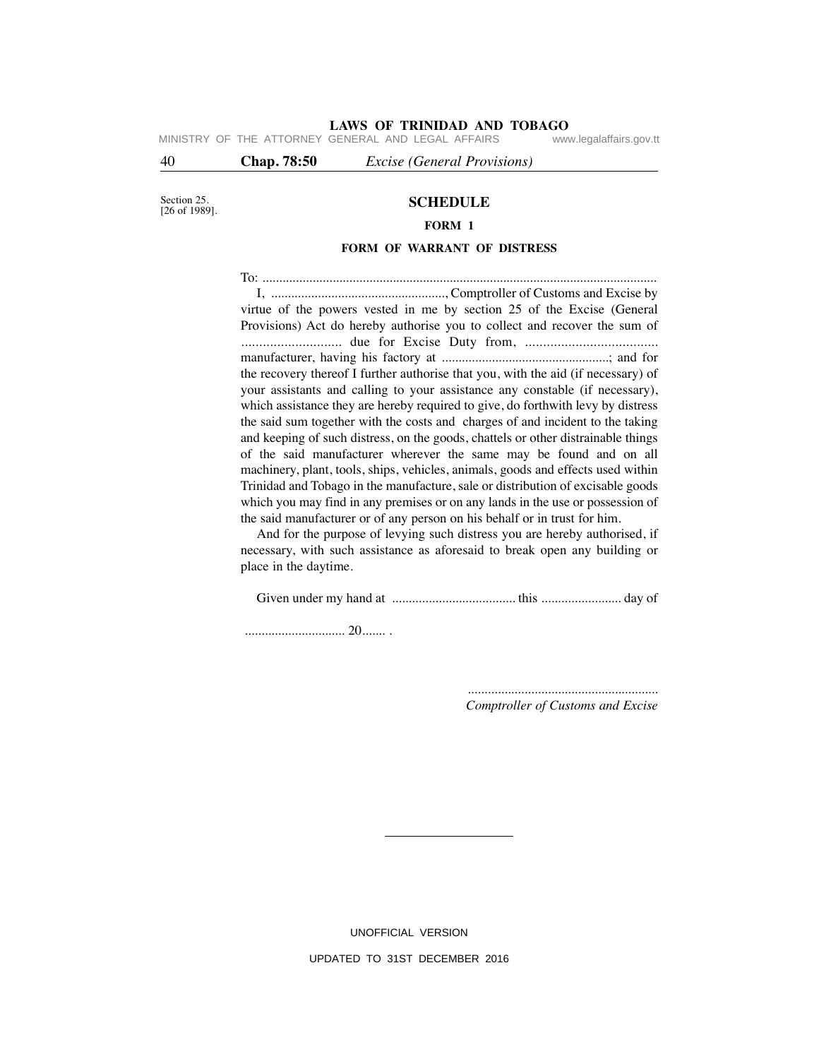Section 25.
[26 of 1989].

## SCHEDULE

### FORM 1

### FORM OF WARRANT OF DISTRESS

To: ......................................................................................................................

I, ....................................................., Comptroller of Customs and Excise by virtue of the powers vested in me by section 25 of the Excise (General Provisions) Act do hereby authorise you to collect and recover the sum of ............................ due for Excise Duty from, ..................................... manufacturer, having his factory at ..................................................; and for the recovery thereof I further authorise that you, with the aid (if necessary) of your assistants and calling to your assistance any constable (if necessary), which assistance they are hereby required to give, do forthwith levy by distress the said sum together with the costs and charges of and incident to the taking and keeping of such distress, on the goods, chattels or other distrainable things of the said manufacturer wherever the same may be found and on all machinery, plant, tools, ships, vehicles, animals, goods and effects used within Trinidad and Tobago in the manufacture, sale or distribution of excisable goods which you may find in any premises or on any lands in the use or possession of the said manufacturer or of any person on his behalf or in trust for him.

And for the purpose of levying such distress you are hereby authorised, if necessary, with such assistance as aforesaid to break open any building or place in the daytime.

Given under my hand at ..................................... this ........................ day of

.............................. 20....... .

..........................................................
*Comptroller of Customs and Excise*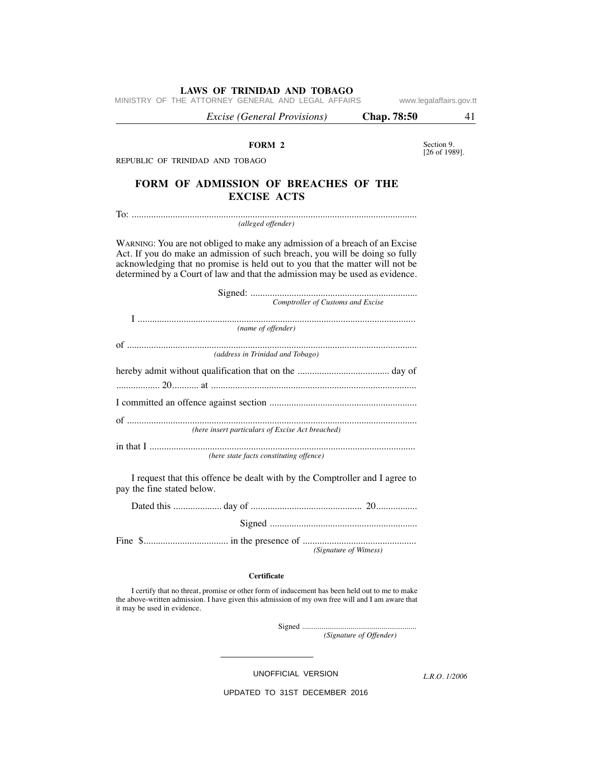**FORM 2**

Section 9.
[26 of 1989].

REPUBLIC OF TRINIDAD AND TOBAGO

## FORM OF ADMISSION OF BREACHES OF THE EXCISE ACTS

To: .....................................................................................................................
*(alleged offender)*

WARNING: You are not obliged to make any admission of a breach of an Excise Act. If you do make an admission of such breach, you will be doing so fully acknowledging that no promise is held out to you that the matter will not be determined by a Court of law and that the admission may be used as evidence.

Signed: ....................................................................
*Comptroller of Customs and Excise*

I .................................................................................................................
*(name of offender)*

of .......................................................................................................................
*(address in Trinidad and Tobago)*

hereby admit without qualification that on the ...................................... day of

................. 20........... at ....................................................................................

I committed an offence against section .............................................................

of .......................................................................................................................
*(here insert particulars of Excise Act breached)*

in that I .............................................................................................................
*(here state facts constituting offence)*

I request that this offence be dealt with by the Comptroller and I agree to pay the fine stated below.

Dated this .................... day of .............................................. 20.................

Signed .............................................................

Fine $................................... in the presence of ...............................................
*(Signature of Witness)*

**Certificate**

I certify that no threat, promise or other form of inducement has been held out to me to make the above-written admission. I have given this admission of my own free will and I am aware that it may be used in evidence.

Signed ..........................................................
*(Signature of Offender)*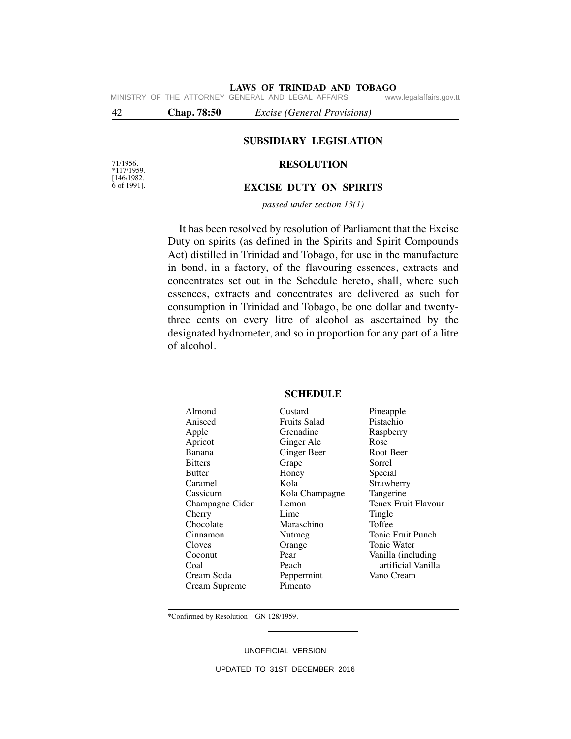## SUBSIDIARY LEGISLATION

### RESOLUTION

71/1956.
*117/1959.
[146/1982.
6 of 1991].

### EXCISE DUTY ON SPIRITS

*passed under section 13(1)*

It has been resolved by resolution of Parliament that the Excise Duty on spirits (as defined in the Spirits and Spirit Compounds Act) distilled in Trinidad and Tobago, for use in the manufacture in bond, in a factory, of the flavouring essences, extracts and concentrates set out in the Schedule hereto, shall, where such essences, extracts and concentrates are delivered as such for consumption in Trinidad and Tobago, be one dollar and twenty-three cents on every litre of alcohol as ascertained by the designated hydrometer, and so in proportion for any part of a litre of alcohol.

### SCHEDULE

| | | |
|---|---|---|
| Almond | Custard | Pineapple |
| Aniseed | Fruits Salad | Pistachio |
| Apple | Grenadine | Raspberry |
| Apricot | Ginger Ale | Rose |
| Banana | Ginger Beer | Root Beer |
| Bitters | Grape | Sorrel |
| Butter | Honey | Special |
| Caramel | Kola | Strawberry |
| Cassicum | Kola Champagne | Tangerine |
| Champagne Cider | Lemon | Tenex Fruit Flavour |
| Cherry | Lime | Tingle |
| Chocolate | Maraschino | Toffee |
| Cinnamon | Nutmeg | Tonic Fruit Punch |
| Cloves | Orange | Tonic Water |
| Coconut | Pear | Vanilla (including artificial Vanilla |
| Coal | Peach | Vano Cream |
| Cream Soda | Peppermint | |
| Cream Supreme | Pimento | |

*Confirmed by Resolution—GN 128/1959.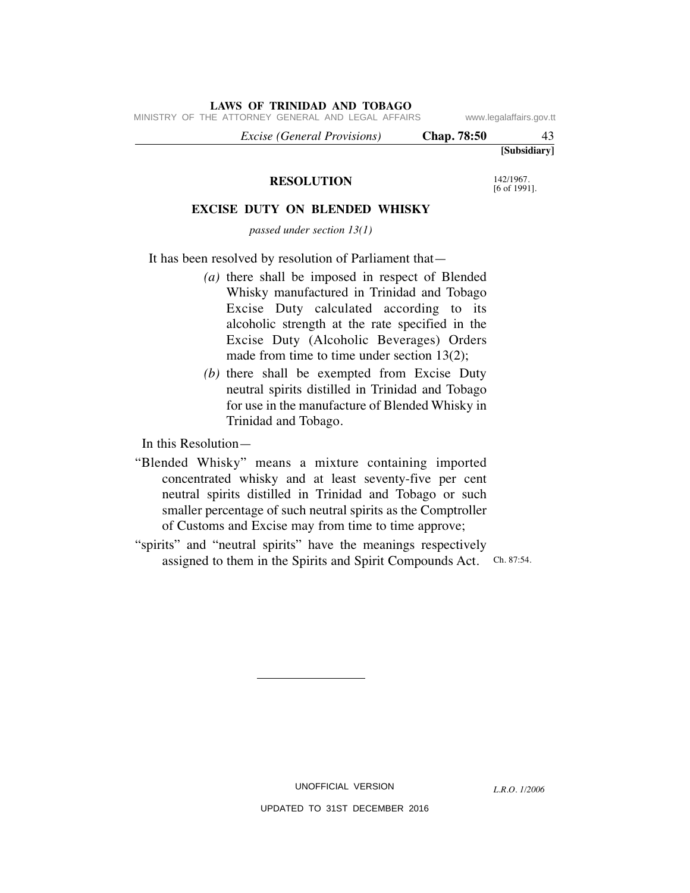**[Subsidiary]**

## RESOLUTION

142/1967.
[6 of 1991].

### EXCISE DUTY ON BLENDED WHISKY

*passed under section 13(1)*

It has been resolved by resolution of Parliament that—

*(a)* there shall be imposed in respect of Blended Whisky manufactured in Trinidad and Tobago Excise Duty calculated according to its alcoholic strength at the rate specified in the Excise Duty (Alcoholic Beverages) Orders made from time to time under section 13(2);

*(b)* there shall be exempted from Excise Duty neutral spirits distilled in Trinidad and Tobago for use in the manufacture of Blended Whisky in Trinidad and Tobago.

In this Resolution—

"Blended Whisky" means a mixture containing imported concentrated whisky and at least seventy-five per cent neutral spirits distilled in Trinidad and Tobago or such smaller percentage of such neutral spirits as the Comptroller of Customs and Excise may from time to time approve;

"spirits" and "neutral spirits" have the meanings respectively assigned to them in the Spirits and Spirit Compounds Act. Ch. 87:54.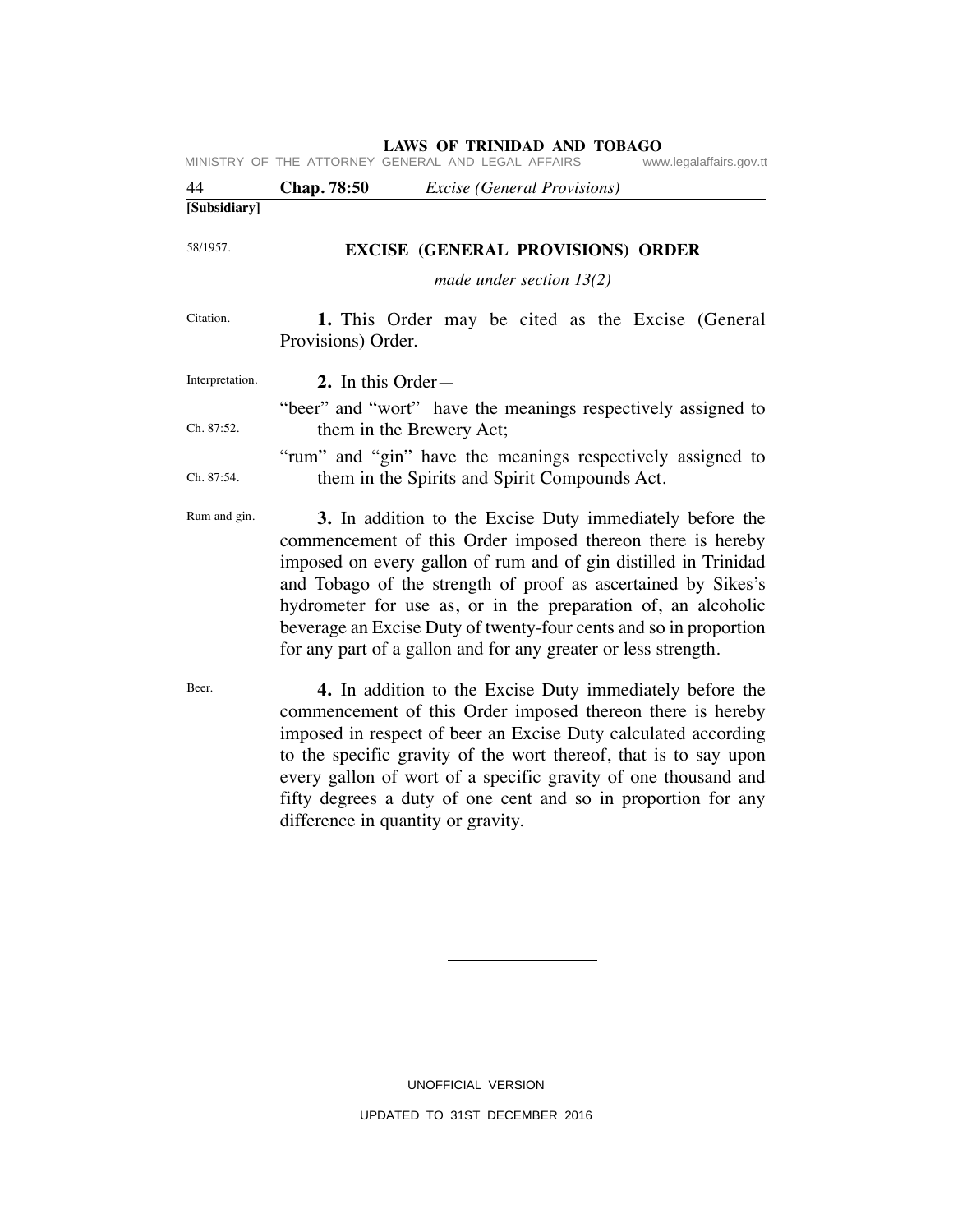**[Subsidiary]**

58/1957.

## EXCISE (GENERAL PROVISIONS) ORDER

*made under section 13(2)*

Citation.

**1.** This Order may be cited as the Excise (General Provisions) Order.

Interpretation.

**2.** In this Order—

"beer" and "wort" have the meanings respectively assigned to them in the Brewery Act; (Ch. 87:52.)

"rum" and "gin" have the meanings respectively assigned to them in the Spirits and Spirit Compounds Act. (Ch. 87:54.)

Rum and gin.

**3.** In addition to the Excise Duty immediately before the commencement of this Order imposed thereon there is hereby imposed on every gallon of rum and of gin distilled in Trinidad and Tobago of the strength of proof as ascertained by Sikes's hydrometer for use as, or in the preparation of, an alcoholic beverage an Excise Duty of twenty-four cents and so in proportion for any part of a gallon and for any greater or less strength.

Beer.

**4.** In addition to the Excise Duty immediately before the commencement of this Order imposed thereon there is hereby imposed in respect of beer an Excise Duty calculated according to the specific gravity of the wort thereof, that is to say upon every gallon of wort of a specific gravity of one thousand and fifty degrees a duty of one cent and so in proportion for any difference in quantity or gravity.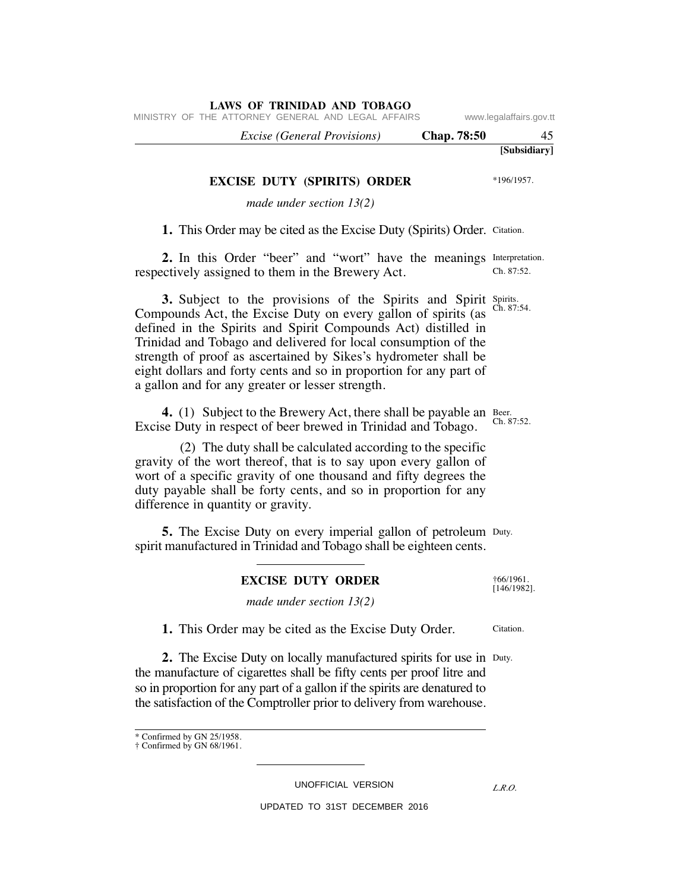**[Subsidiary]**

## EXCISE DUTY (SPIRITS) ORDER

*196/1957.

*made under section 13(2)*

**1.** This Order may be cited as the Excise Duty (Spirits) Order. Citation.

**2.** In this Order "beer" and "wort" have the meanings respectively assigned to them in the Brewery Act. Interpretation. Ch. 87:52.

**3.** Subject to the provisions of the Spirits and Spirit Compounds Act, the Excise Duty on every gallon of spirits (as defined in the Spirits and Spirit Compounds Act) distilled in Trinidad and Tobago and delivered for local consumption of the strength of proof as ascertained by Sikes's hydrometer shall be eight dollars and forty cents and so in proportion for any part of a gallon and for any greater or lesser strength. Spirits. Ch. 87:54.

**4.** (1) Subject to the Brewery Act, there shall be payable an Excise Duty in respect of beer brewed in Trinidad and Tobago. Beer. Ch. 87:52.

(2) The duty shall be calculated according to the specific gravity of the wort thereof, that is to say upon every gallon of wort of a specific gravity of one thousand and fifty degrees the duty payable shall be forty cents, and so in proportion for any difference in quantity or gravity.

**5.** The Excise Duty on every imperial gallon of petroleum spirit manufactured in Trinidad and Tobago shall be eighteen cents. Duty.

---

## EXCISE DUTY ORDER

†66/1961. [146/1982].

*made under section 13(2)*

**1.** This Order may be cited as the Excise Duty Order. Citation.

**2.** The Excise Duty on locally manufactured spirits for use in the manufacture of cigarettes shall be fifty cents per proof litre and so in proportion for any part of a gallon if the spirits are denatured to the satisfaction of the Comptroller prior to delivery from warehouse. Duty.

---

* Confirmed by GN 25/1958.
† Confirmed by GN 68/1961.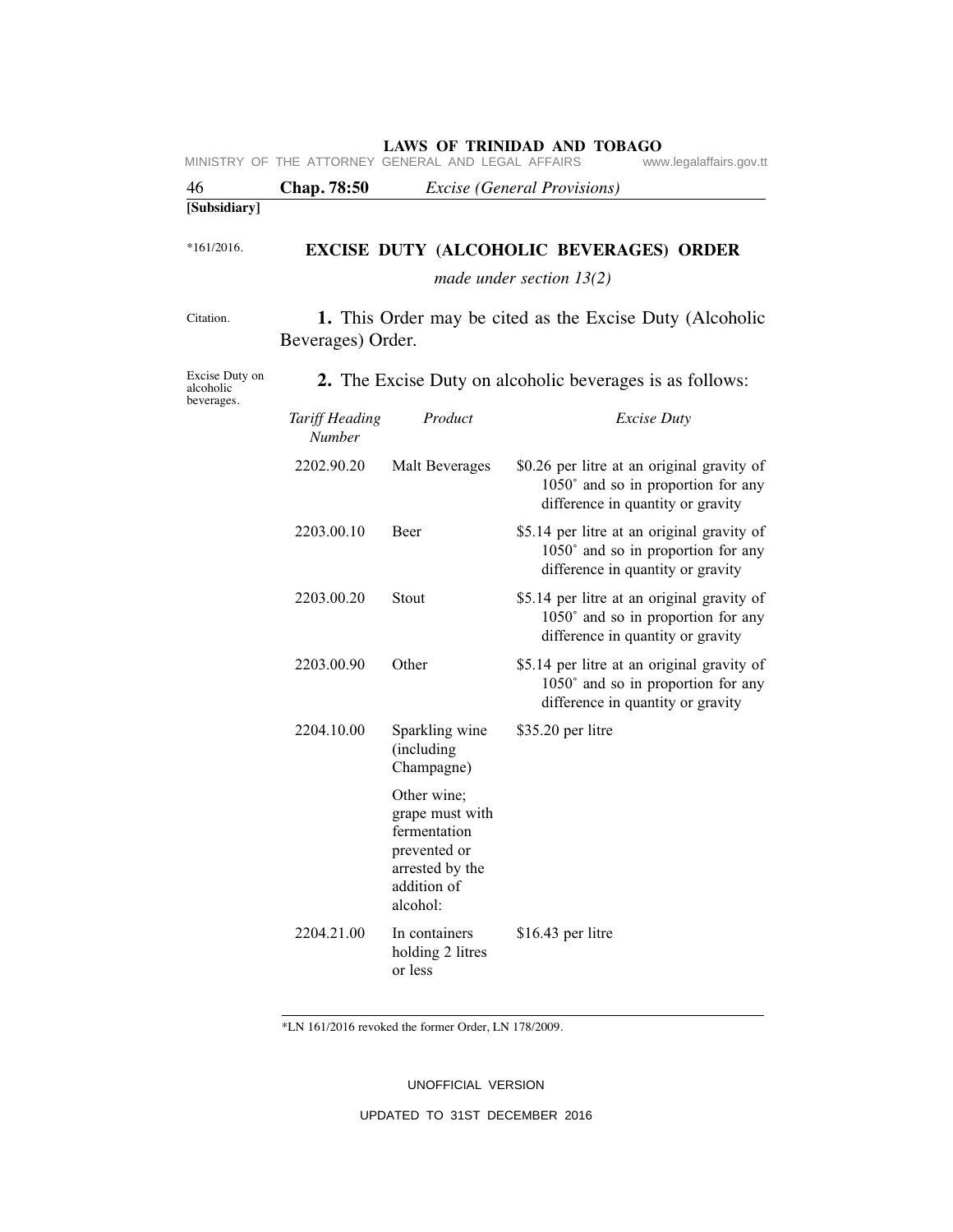[Subsidiary]

*161/2016.

## EXCISE DUTY (ALCOHOLIC BEVERAGES) ORDER

*made under section 13(2)*

Citation.

**1.** This Order may be cited as the Excise Duty (Alcoholic Beverages) Order.

Excise Duty on alcoholic beverages.

**2.** The Excise Duty on alcoholic beverages is as follows:

| *Tariff Heading Number* | *Product* | *Excise Duty* |
|---|---|---|
| 2202.90.20 | Malt Beverages | $0.26 per litre at an original gravity of 1050˚ and so in proportion for any difference in quantity or gravity |
| 2203.00.10 | Beer | $5.14 per litre at an original gravity of 1050˚ and so in proportion for any difference in quantity or gravity |
| 2203.00.20 | Stout | $5.14 per litre at an original gravity of 1050˚ and so in proportion for any difference in quantity or gravity |
| 2203.00.90 | Other | $5.14 per litre at an original gravity of 1050˚ and so in proportion for any difference in quantity or gravity |
| 2204.10.00 | Sparkling wine (including Champagne) | $35.20 per litre |
| | Other wine; grape must with fermentation prevented or arrested by the addition of alcohol: | |
| 2204.21.00 | In containers holding 2 litres or less | $16.43 per litre |

*LN 161/2016 revoked the former Order, LN 178/2009.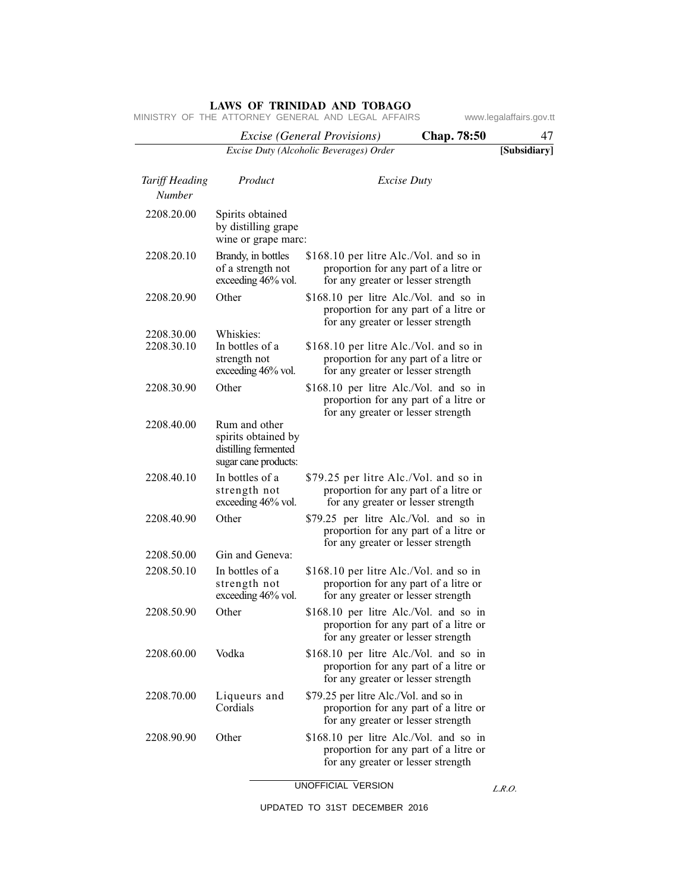| *Tariff Heading Number* | *Product* | *Excise Duty* |
|---|---|---|
| 2208.20.00 | Spirits obtained by distilling grape wine or grape marc: | |
| 2208.20.10 | Brandy, in bottles of a strength not exceeding 46% vol. | $168.10 per litre Alc./Vol. and so in proportion for any part of a litre or for any greater or lesser strength |
| 2208.20.90 | Other | $168.10 per litre Alc./Vol. and so in proportion for any part of a litre or for any greater or lesser strength |
| 2208.30.00 | Whiskies: | |
| 2208.30.10 | In bottles of a strength not exceeding 46% vol. | $168.10 per litre Alc./Vol. and so in proportion for any part of a litre or for any greater or lesser strength |
| 2208.30.90 | Other | $168.10 per litre Alc./Vol. and so in proportion for any part of a litre or for any greater or lesser strength |
| 2208.40.00 | Rum and other spirits obtained by distilling fermented sugar cane products: | |
| 2208.40.10 | In bottles of a strength not exceeding 46% vol. | $79.25 per litre Alc./Vol. and so in proportion for any part of a litre or for any greater or lesser strength |
| 2208.40.90 | Other | $79.25 per litre Alc./Vol. and so in proportion for any part of a litre or for any greater or lesser strength |
| 2208.50.00 | Gin and Geneva: | |
| 2208.50.10 | In bottles of a strength not exceeding 46% vol. | $168.10 per litre Alc./Vol. and so in proportion for any part of a litre or for any greater or lesser strength |
| 2208.50.90 | Other | $168.10 per litre Alc./Vol. and so in proportion for any part of a litre or for any greater or lesser strength |
| 2208.60.00 | Vodka | $168.10 per litre Alc./Vol. and so in proportion for any part of a litre or for any greater or lesser strength |
| 2208.70.00 | Liqueurs and Cordials | $79.25 per litre Alc./Vol. and so in proportion for any part of a litre or for any greater or lesser strength |
| 2208.90.90 | Other | $168.10 per litre Alc./Vol. and so in proportion for any part of a litre or for any greater or lesser strength |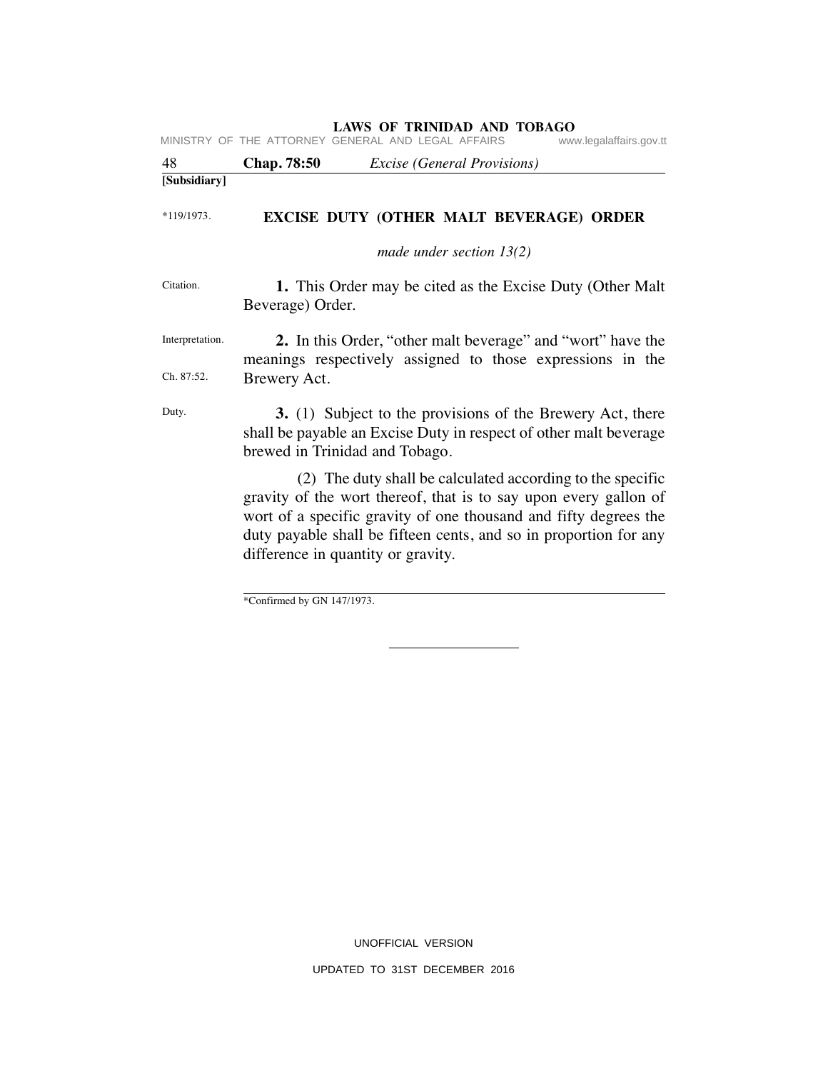[Subsidiary]

*119/1973.

# EXCISE DUTY (OTHER MALT BEVERAGE) ORDER

*made under section 13(2)*

Citation.

**1.** This Order may be cited as the Excise Duty (Other Malt Beverage) Order.

Interpretation.

Ch. 87:52.

**2.** In this Order, "other malt beverage" and "wort" have the meanings respectively assigned to those expressions in the Brewery Act.

Duty.

**3.** (1) Subject to the provisions of the Brewery Act, there shall be payable an Excise Duty in respect of other malt beverage brewed in Trinidad and Tobago.

(2) The duty shall be calculated according to the specific gravity of the wort thereof, that is to say upon every gallon of wort of a specific gravity of one thousand and fifty degrees the duty payable shall be fifteen cents, and so in proportion for any difference in quantity or gravity.

*Confirmed by GN 147/1973.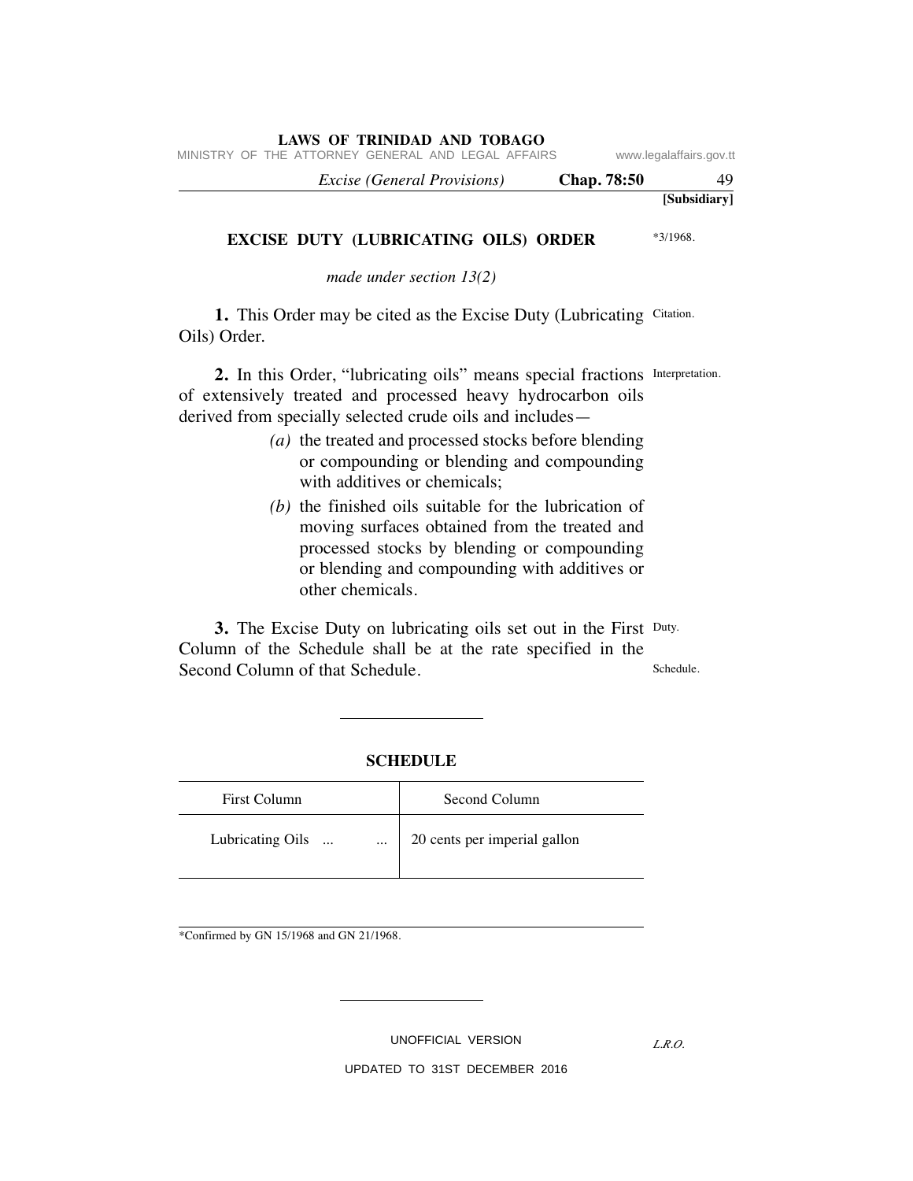[Subsidiary]

# EXCISE DUTY (LUBRICATING OILS) ORDER

*3/1968.

*made under section 13(2)*

**1.** This Order may be cited as the Excise Duty (Lubricating Oils) Order.

Citation.

**2.** In this Order, "lubricating oils" means special fractions of extensively treated and processed heavy hydrocarbon oils derived from specially selected crude oils and includes—

Interpretation.

*(a)* the treated and processed stocks before blending or compounding or blending and compounding with additives or chemicals;

*(b)* the finished oils suitable for the lubrication of moving surfaces obtained from the treated and processed stocks by blending or compounding or blending and compounding with additives or other chemicals.

**3.** The Excise Duty on lubricating oils set out in the First Column of the Schedule shall be at the rate specified in the Second Column of that Schedule.

Duty.

Schedule.

## SCHEDULE

| First Column | Second Column |
|---|---|
| Lubricating Oils ... ... | 20 cents per imperial gallon |

*Confirmed by GN 15/1968 and GN 21/1968.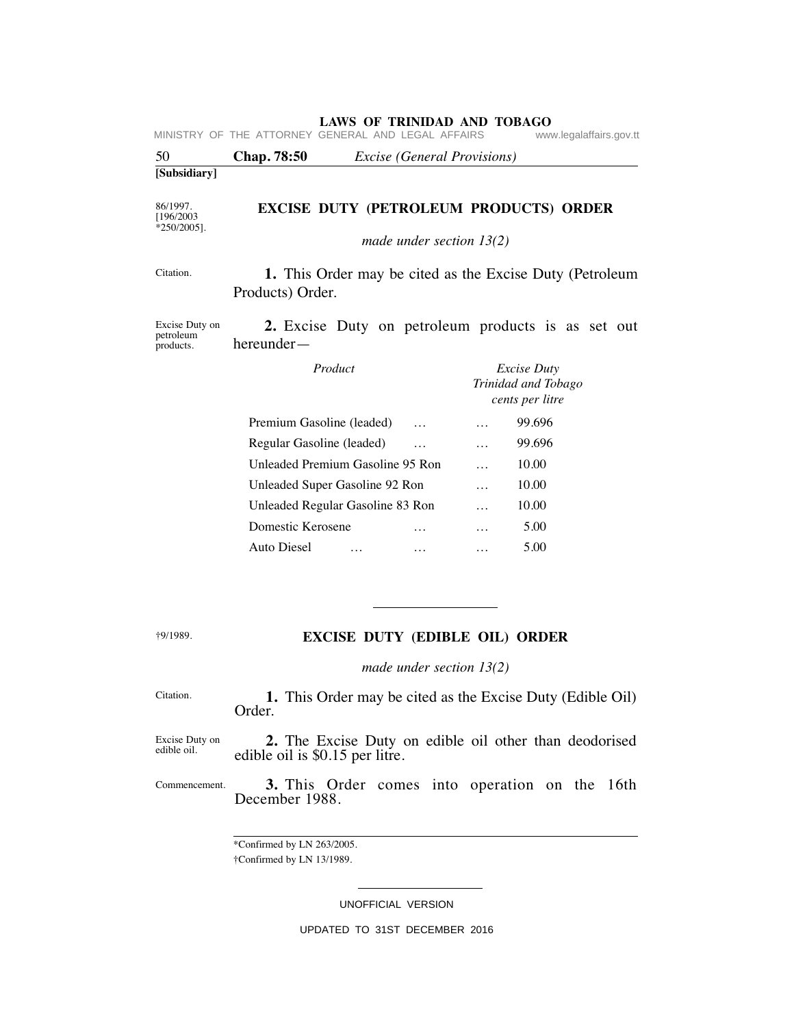**[Subsidiary]**

86/1997. [196/2003 *250/2005].

## EXCISE DUTY (PETROLEUM PRODUCTS) ORDER

*made under section 13(2)*

Citation.

**1.** This Order may be cited as the Excise Duty (Petroleum Products) Order.

Excise Duty on petroleum products.

**2.** Excise Duty on petroleum products is as set out hereunder—

| *Product* | *Excise Duty Trinidad and Tobago cents per litre* |
|---|---|
| Premium Gasoline (leaded) … … | 99.696 |
| Regular Gasoline (leaded) … … | 99.696 |
| Unleaded Premium Gasoline 95 Ron … | 10.00 |
| Unleaded Super Gasoline 92 Ron … | 10.00 |
| Unleaded Regular Gasoline 83 Ron … | 10.00 |
| Domestic Kerosene … … | 5.00 |
| Auto Diesel … … … | 5.00 |

---

†9/1989.

## EXCISE DUTY (EDIBLE OIL) ORDER

*made under section 13(2)*

Citation.

**1.** This Order may be cited as the Excise Duty (Edible Oil) Order.

Excise Duty on edible oil.

**2.** The Excise Duty on edible oil other than deodorised edible oil is $0.15 per litre.

Commencement.

**3.** This Order comes into operation on the 16th December 1988.

---

*Confirmed by LN 263/2005.

†Confirmed by LN 13/1989.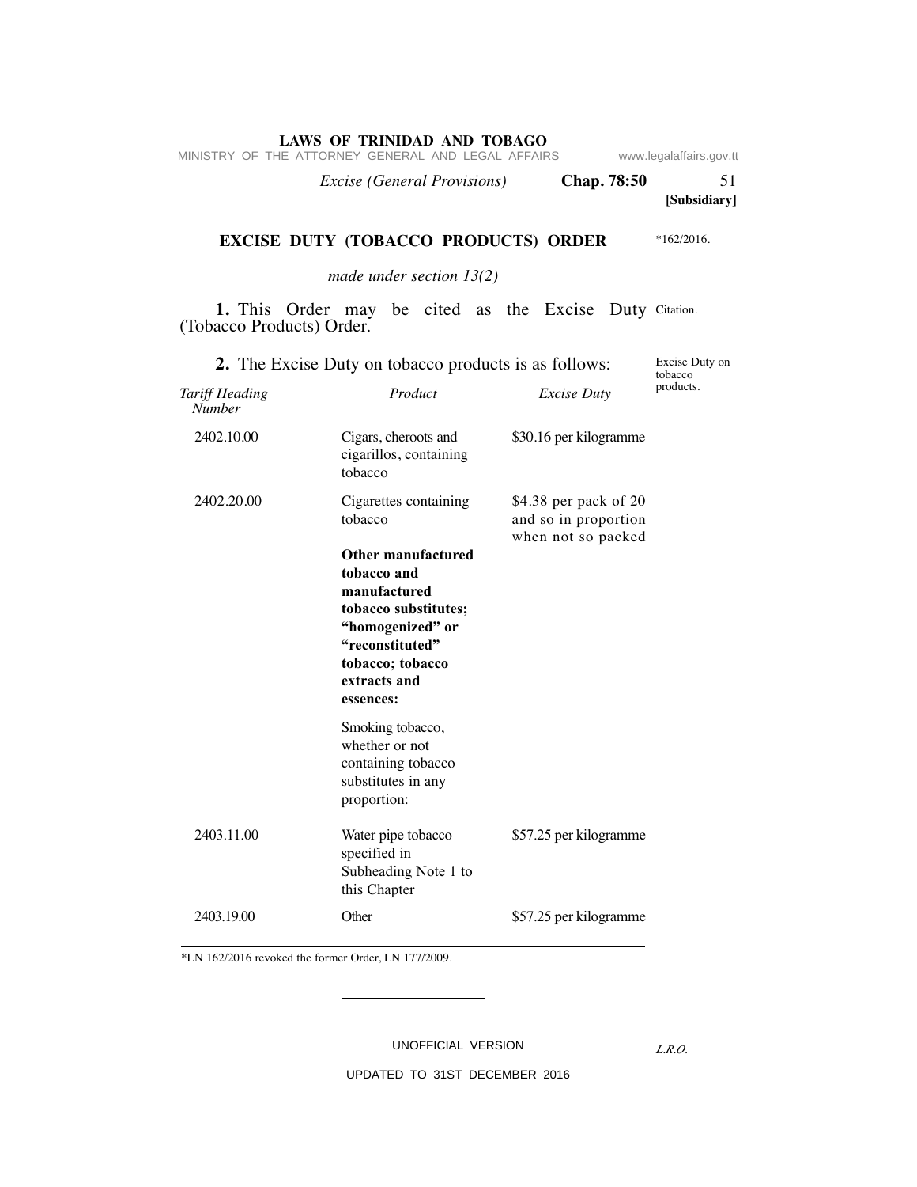**[Subsidiary]**

## EXCISE DUTY (TOBACCO PRODUCTS) ORDER

*162/2016.

*made under section 13(2)*

Citation.

**1.** This Order may be cited as the Excise Duty (Tobacco Products) Order.

Excise Duty on tobacco products.

**2.** The Excise Duty on tobacco products is as follows:

| *Tariff Heading Number* | *Product* | *Excise Duty* |
|---|---|---|
| 2402.10.00 | Cigars, cheroots and cigarillos, containing tobacco | $30.16 per kilogramme |
| 2402.20.00 | Cigarettes containing tobacco | $4.38 per pack of 20 and so in proportion when not so packed |
| | **Other manufactured tobacco and manufactured tobacco substitutes; "homogenized" or "reconstituted" tobacco; tobacco extracts and essences:** | |
| | Smoking tobacco, whether or not containing tobacco substitutes in any proportion: | |
| 2403.11.00 | Water pipe tobacco specified in Subheading Note 1 to this Chapter | $57.25 per kilogramme |
| 2403.19.00 | Other | $57.25 per kilogramme |

*LN 162/2016 revoked the former Order, LN 177/2009.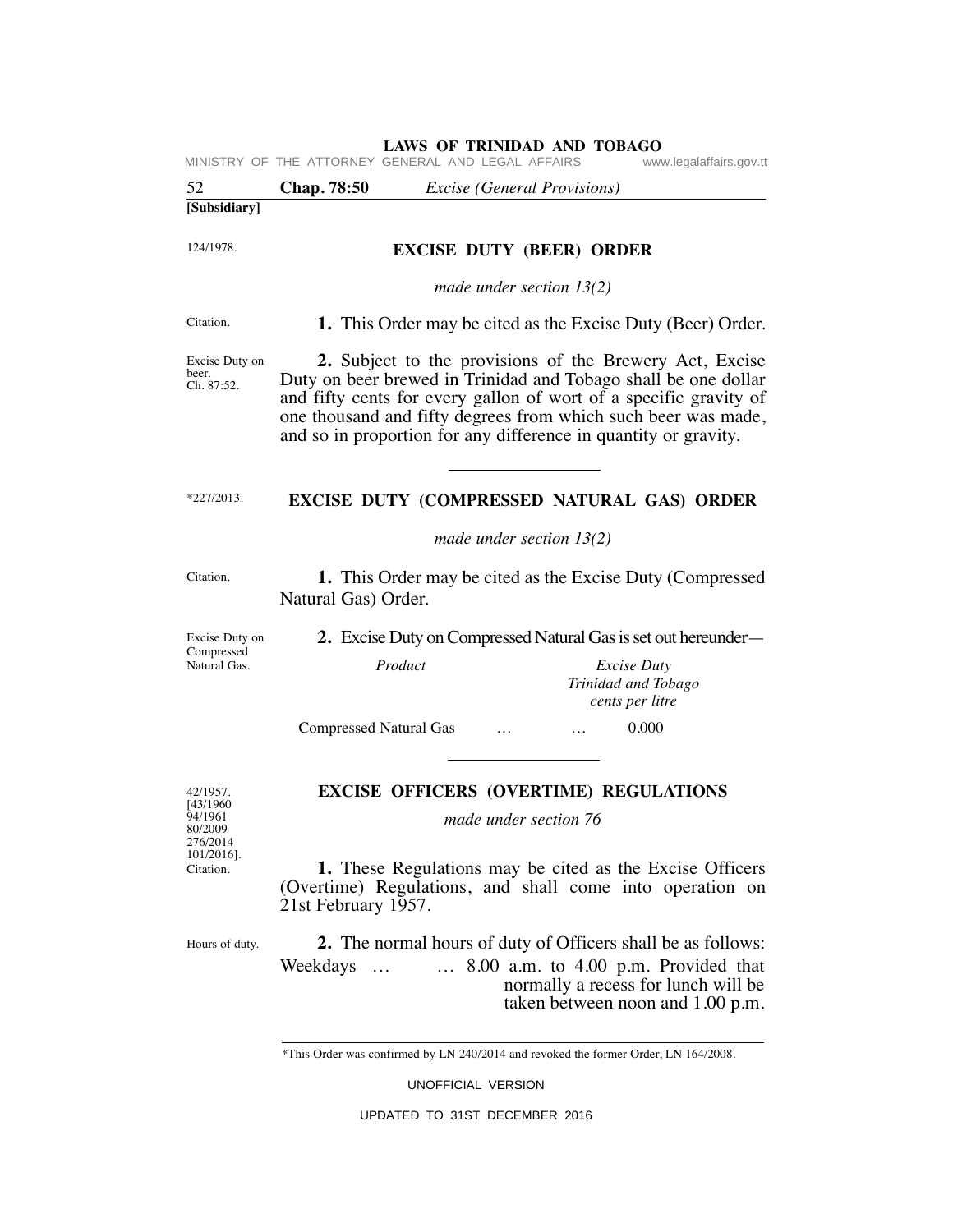**[Subsidiary]**

124/1978.

## EXCISE DUTY (BEER) ORDER

*made under section 13(2)*

Citation.

**1.** This Order may be cited as the Excise Duty (Beer) Order.

Excise Duty on beer. Ch. 87:52.

**2.** Subject to the provisions of the Brewery Act, Excise Duty on beer brewed in Trinidad and Tobago shall be one dollar and fifty cents for every gallon of wort of a specific gravity of one thousand and fifty degrees from which such beer was made, and so in proportion for any difference in quantity or gravity.

---

*227/2013.

## EXCISE DUTY (COMPRESSED NATURAL GAS) ORDER

*made under section 13(2)*

Citation.

**1.** This Order may be cited as the Excise Duty (Compressed Natural Gas) Order.

Excise Duty on Compressed Natural Gas.

**2.** Excise Duty on Compressed Natural Gas is set out hereunder—

| *Product* | *Excise Duty Trinidad and Tobago cents per litre* |
|---|---|
| Compressed Natural Gas … … | 0.000 |

---

42/1957. [43/1960 94/1961 80/2009 276/2014 101/2016].

## EXCISE OFFICERS (OVERTIME) REGULATIONS

*made under section 76*

Citation.

**1.** These Regulations may be cited as the Excise Officers (Overtime) Regulations, and shall come into operation on 21st February 1957.

Hours of duty.

**2.** The normal hours of duty of Officers shall be as follows:

Weekdays … … 8.00 a.m. to 4.00 p.m. Provided that normally a recess for lunch will be taken between noon and 1.00 p.m.

*This Order was confirmed by LN 240/2014 and revoked the former Order, LN 164/2008.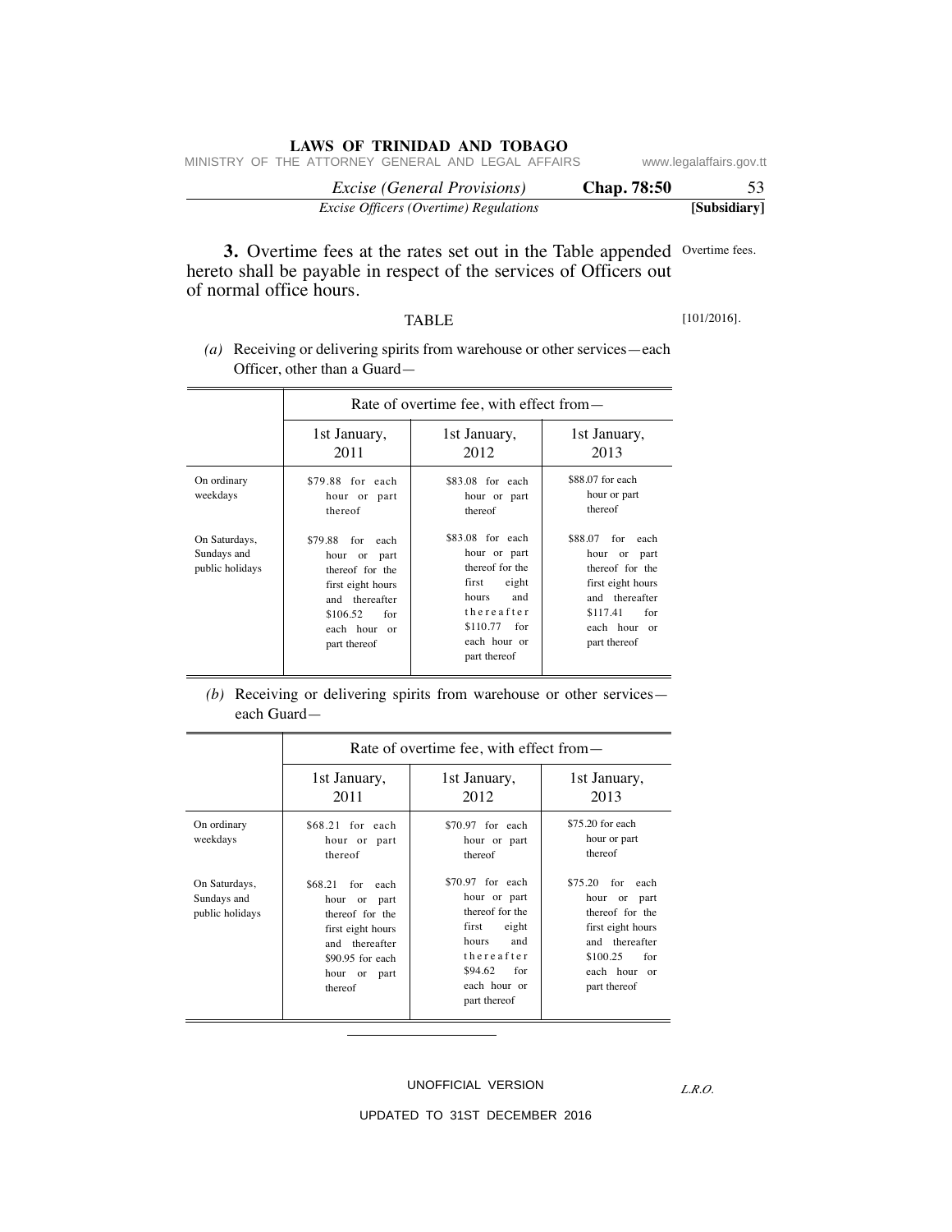**3.** Overtime fees at the rates set out in the Table appended hereto shall be payable in respect of the services of Officers out of normal office hours.

Overtime fees.

TABLE

[101/2016].

*(a)* Receiving or delivering spirits from warehouse or other services—each Officer, other than a Guard—

| | Rate of overtime fee, with effect from— | | |
|---|---|---|---|
| | 1st January, 2011 | 1st January, 2012 | 1st January, 2013 |
| On ordinary weekdays | $79.88 for each hour or part thereof | $83.08 for each hour or part thereof | $88.07 for each hour or part thereof |
| On Saturdays, Sundays and public holidays | $79.88 for each hour or part thereof for the first eight hours and thereafter $106.52 for each hour or part thereof | $83.08 for each hour or part thereof for the first eight hours and thereafter $110.77 for each hour or part thereof | $88.07 for each hour or part thereof for the first eight hours and thereafter $117.41 for each hour or part thereof |

*(b)* Receiving or delivering spirits from warehouse or other services—each Guard—

| | Rate of overtime fee, with effect from— | | |
|---|---|---|---|
| | 1st January, 2011 | 1st January, 2012 | 1st January, 2013 |
| On ordinary weekdays | $68.21 for each hour or part thereof | $70.97 for each hour or part thereof | $75.20 for each hour or part thereof |
| On Saturdays, Sundays and public holidays | $68.21 for each hour or part thereof for the first eight hours and thereafter $90.95 for each hour or part thereof | $70.97 for each hour or part thereof for the first eight hours and thereafter $94.62 for each hour or part thereof | $75.20 for each hour or part thereof for the first eight hours and thereafter $100.25 for each hour or part thereof |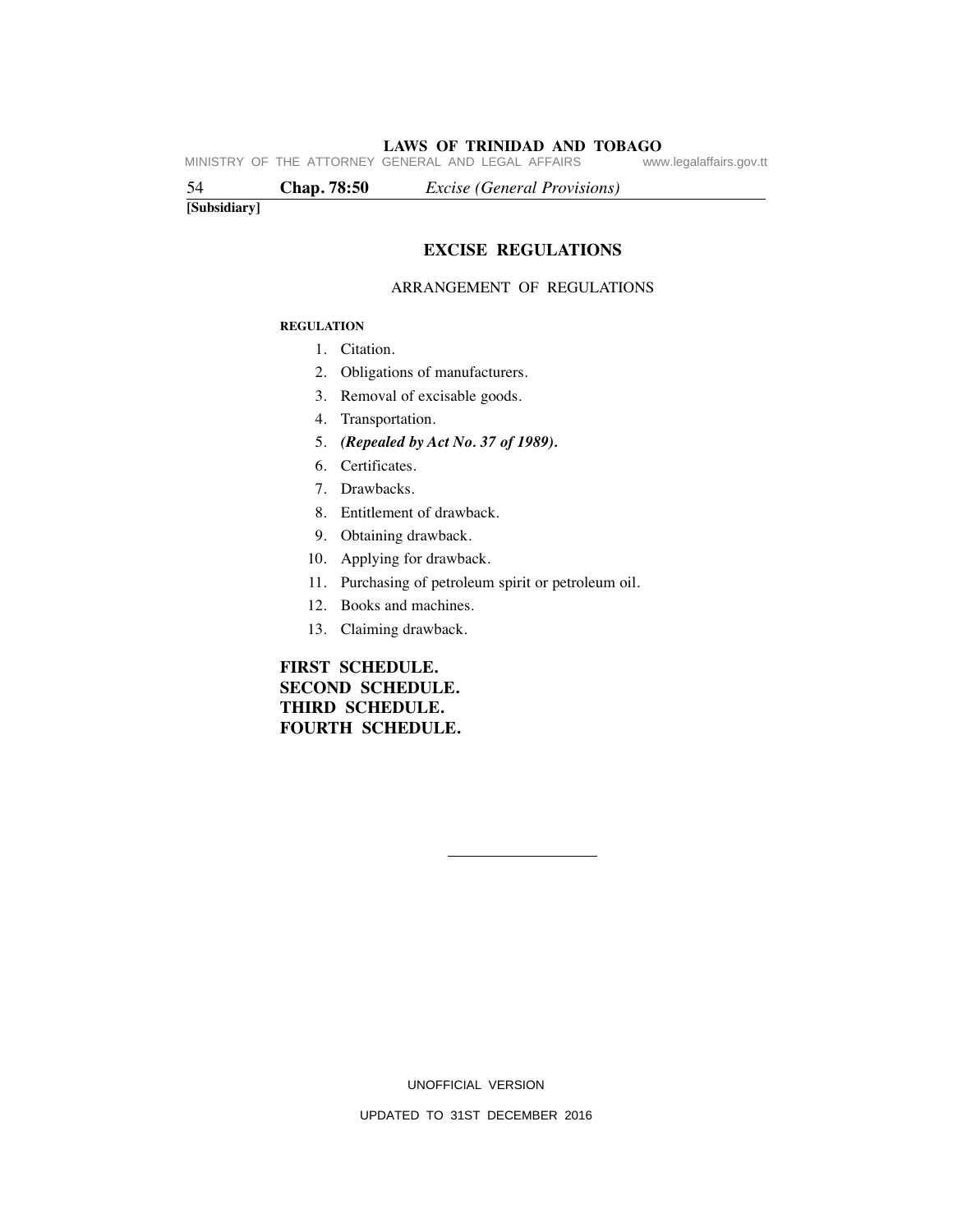**[Subsidiary]**

## EXCISE REGULATIONS

ARRANGEMENT OF REGULATIONS

**REGULATION**

1. Citation.
2. Obligations of manufacturers.
3. Removal of excisable goods.
4. Transportation.
5. ***(Repealed by Act No. 37 of 1989).***
6. Certificates.
7. Drawbacks.
8. Entitlement of drawback.
9. Obtaining drawback.
10. Applying for drawback.
11. Purchasing of petroleum spirit or petroleum oil.
12. Books and machines.
13. Claiming drawback.

**FIRST SCHEDULE.**
**SECOND SCHEDULE.**
**THIRD SCHEDULE.**
**FOURTH SCHEDULE.**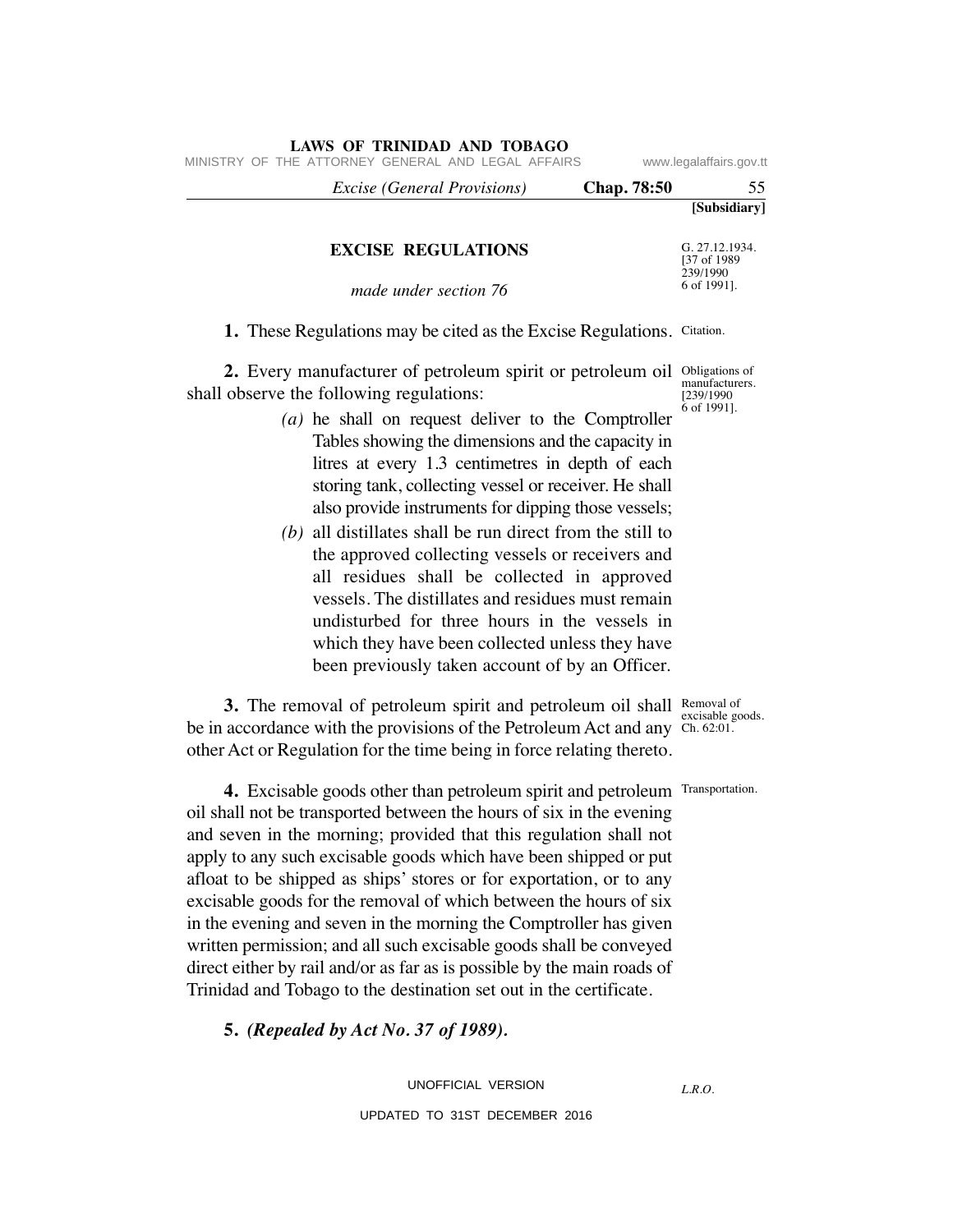[Subsidiary]

# EXCISE REGULATIONS

*made under section 76*

G. 27.12.1934. [37 of 1989 239/1990 6 of 1991].

**1.** These Regulations may be cited as the Excise Regulations. Citation.

**2.** Every manufacturer of petroleum spirit or petroleum oil shall observe the following regulations:

Obligations of manufacturers. [239/1990 6 of 1991].

*(a)* he shall on request deliver to the Comptroller Tables showing the dimensions and the capacity in litres at every 1.3 centimetres in depth of each storing tank, collecting vessel or receiver. He shall also provide instruments for dipping those vessels;

*(b)* all distillates shall be run direct from the still to the approved collecting vessels or receivers and all residues shall be collected in approved vessels. The distillates and residues must remain undisturbed for three hours in the vessels in which they have been collected unless they have been previously taken account of by an Officer.

**3.** The removal of petroleum spirit and petroleum oil shall be in accordance with the provisions of the Petroleum Act and any other Act or Regulation for the time being in force relating thereto.

Removal of excisable goods. Ch. 62:01.

**4.** Excisable goods other than petroleum spirit and petroleum oil shall not be transported between the hours of six in the evening and seven in the morning; provided that this regulation shall not apply to any such excisable goods which have been shipped or put afloat to be shipped as ships' stores or for exportation, or to any excisable goods for the removal of which between the hours of six in the evening and seven in the morning the Comptroller has given written permission; and all such excisable goods shall be conveyed direct either by rail and/or as far as is possible by the main roads of Trinidad and Tobago to the destination set out in the certificate.

Transportation.

**5.** ***(Repealed by Act No. 37 of 1989).***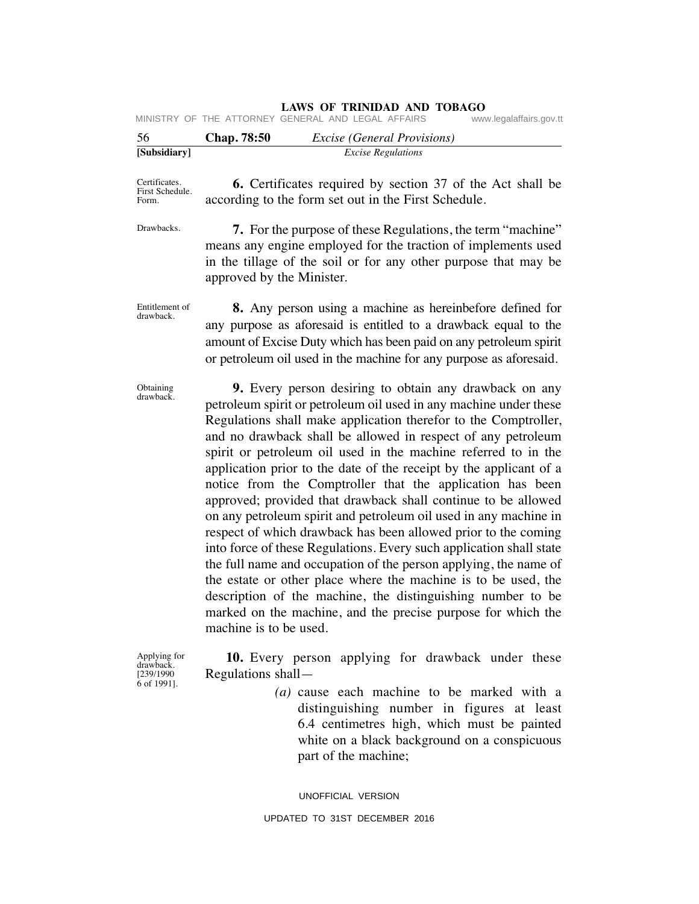Certificates. First Schedule. Form.

**6.** Certificates required by section 37 of the Act shall be according to the form set out in the First Schedule.

Drawbacks.

**7.** For the purpose of these Regulations, the term "machine" means any engine employed for the traction of implements used in the tillage of the soil or for any other purpose that may be approved by the Minister.

Entitlement of drawback.

**8.** Any person using a machine as hereinbefore defined for any purpose as aforesaid is entitled to a drawback equal to the amount of Excise Duty which has been paid on any petroleum spirit or petroleum oil used in the machine for any purpose as aforesaid.

Obtaining drawback.

**9.** Every person desiring to obtain any drawback on any petroleum spirit or petroleum oil used in any machine under these Regulations shall make application therefor to the Comptroller, and no drawback shall be allowed in respect of any petroleum spirit or petroleum oil used in the machine referred to in the application prior to the date of the receipt by the applicant of a notice from the Comptroller that the application has been approved; provided that drawback shall continue to be allowed on any petroleum spirit and petroleum oil used in any machine in respect of which drawback has been allowed prior to the coming into force of these Regulations. Every such application shall state the full name and occupation of the person applying, the name of the estate or other place where the machine is to be used, the description of the machine, the distinguishing number to be marked on the machine, and the precise purpose for which the machine is to be used.

Applying for drawback. [239/1990 6 of 1991].

**10.** Every person applying for drawback under these Regulations shall—

*(a)* cause each machine to be marked with a distinguishing number in figures at least 6.4 centimetres high, which must be painted white on a black background on a conspicuous part of the machine;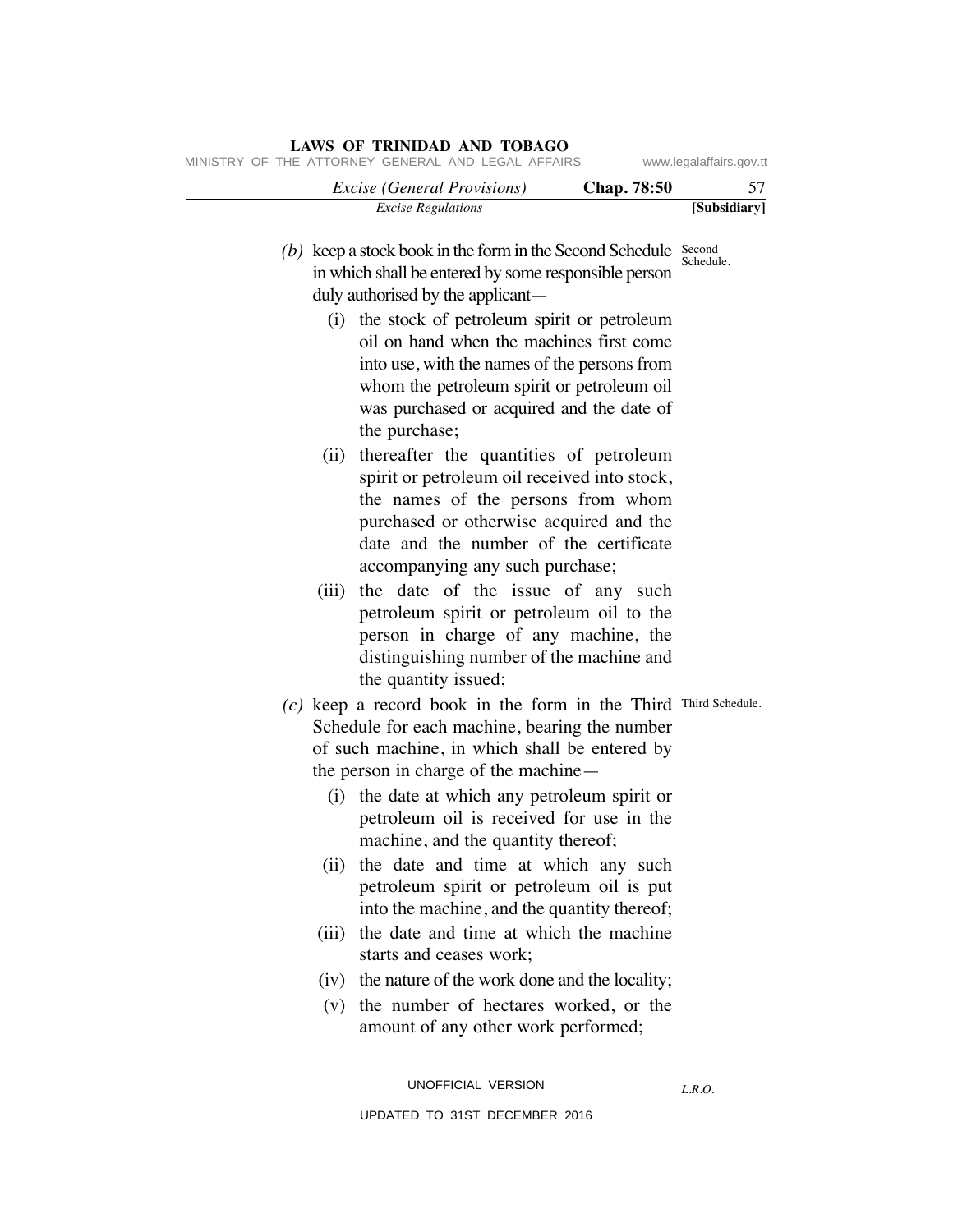(b) keep a stock book in the form in the Second Schedule in which shall be entered by some responsible person duly authorised by the applicant— Second Schedule.

   (i) the stock of petroleum spirit or petroleum oil on hand when the machines first come into use, with the names of the persons from whom the petroleum spirit or petroleum oil was purchased or acquired and the date of the purchase;

   (ii) thereafter the quantities of petroleum spirit or petroleum oil received into stock, the names of the persons from whom purchased or otherwise acquired and the date and the number of the certificate accompanying any such purchase;

   (iii) the date of the issue of any such petroleum spirit or petroleum oil to the person in charge of any machine, the distinguishing number of the machine and the quantity issued;

(c) keep a record book in the form in the Third Schedule for each machine, bearing the number of such machine, in which shall be entered by the person in charge of the machine— Third Schedule.

   (i) the date at which any petroleum spirit or petroleum oil is received for use in the machine, and the quantity thereof;

   (ii) the date and time at which any such petroleum spirit or petroleum oil is put into the machine, and the quantity thereof;

   (iii) the date and time at which the machine starts and ceases work;

   (iv) the nature of the work done and the locality;

   (v) the number of hectares worked, or the amount of any other work performed;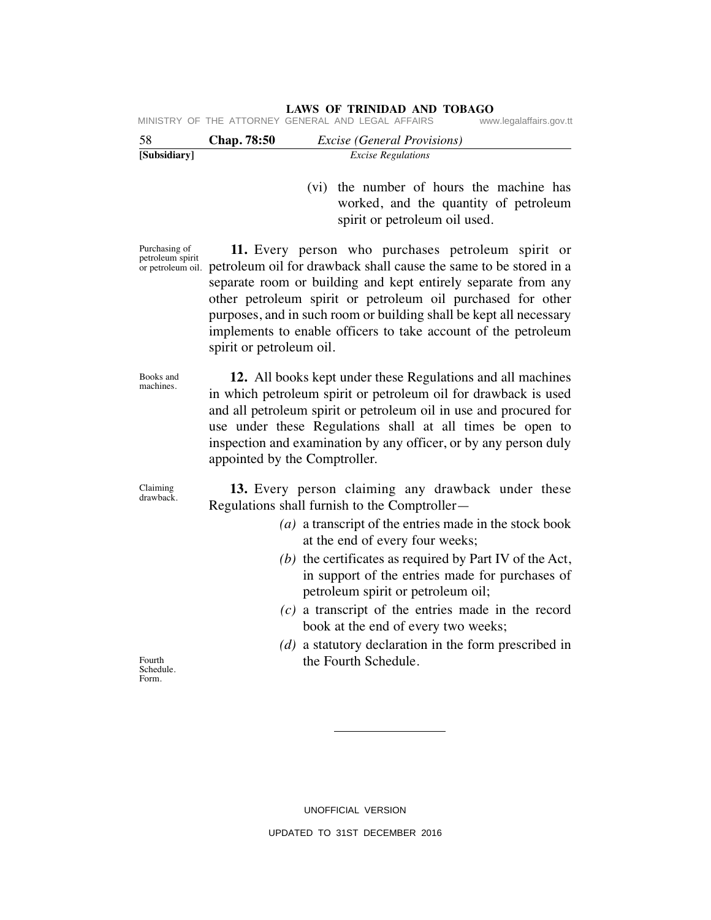(vi) the number of hours the machine has worked, and the quantity of petroleum spirit or petroleum oil used.

Purchasing of petroleum spirit or petroleum oil.

**11.** Every person who purchases petroleum spirit or petroleum oil for drawback shall cause the same to be stored in a separate room or building and kept entirely separate from any other petroleum spirit or petroleum oil purchased for other purposes, and in such room or building shall be kept all necessary implements to enable officers to take account of the petroleum spirit or petroleum oil.

Books and machines.

**12.** All books kept under these Regulations and all machines in which petroleum spirit or petroleum oil for drawback is used and all petroleum spirit or petroleum oil in use and procured for use under these Regulations shall at all times be open to inspection and examination by any officer, or by any person duly appointed by the Comptroller.

Claiming drawback.

**13.** Every person claiming any drawback under these Regulations shall furnish to the Comptroller—

*(a)* a transcript of the entries made in the stock book at the end of every four weeks;

*(b)* the certificates as required by Part IV of the Act, in support of the entries made for purchases of petroleum spirit or petroleum oil;

*(c)* a transcript of the entries made in the record book at the end of every two weeks;

*(d)* a statutory declaration in the form prescribed in the Fourth Schedule.

Fourth Schedule. Form.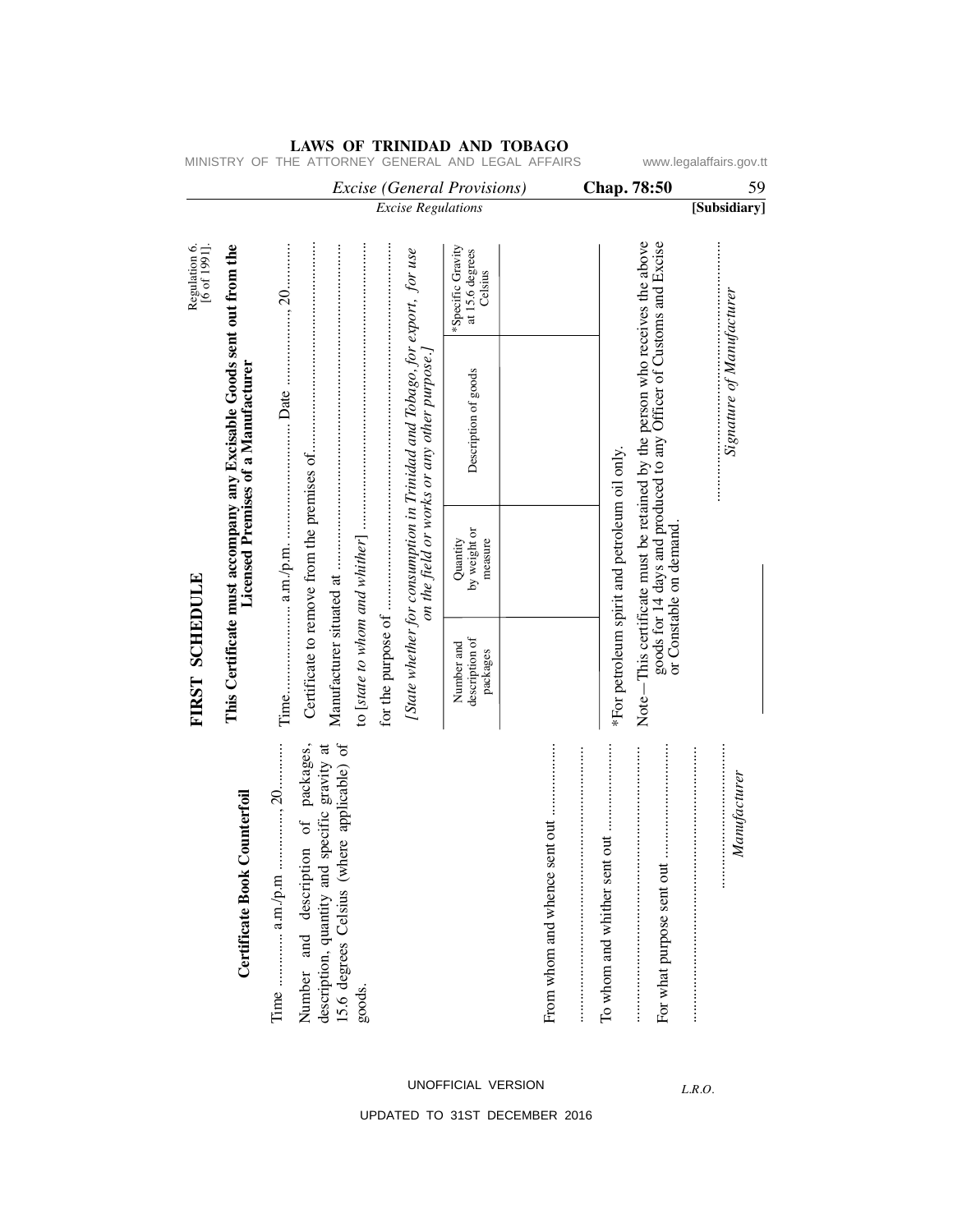## FIRST SCHEDULE

Regulation 6. [6 of 1991].

### Certificate Book Counterfoil

Time ............ a.m./p.m ............., 20..........

Number and description of packages, description, quantity and specific gravity at 15.6 degrees Celsius (where applicable) of goods.

From whom and whence sent out ...............

.................................................................

To whom and whither sent out ....................

.................................................................

For what purpose sent out .........................

.................................................................

.....................................

*Manufacturer*

### This Certificate must accompany any Excisable Goods sent out from the Licensed Premises of a Manufacturer

Time.................... a.m./p.m. ......................... Date ..................., 20..........

Certificate to remove from the premises of...................................................

Manufacturer situated at .................................................................................

to [*state to whom and whither*] ......................................................................

for the purpose of ...........................................................................................

[*State whether for consumption in Trinidad and Tobago, for export, for use on the field or works or any other purpose.*]

| Number and description of packages | Quantity by weight or measure | Description of goods | *Specific Gravity at 15.6 degrees Celsius |
|---|---|---|---|
| | | | |

*For petroleum spirit and petroleum oil only.

Note—This certificate must be retained by the person who receives the above goods for 14 days and produced to any Officer of Customs and Excise or Constable on demand.

.....................................

*Signature of Manufacturer*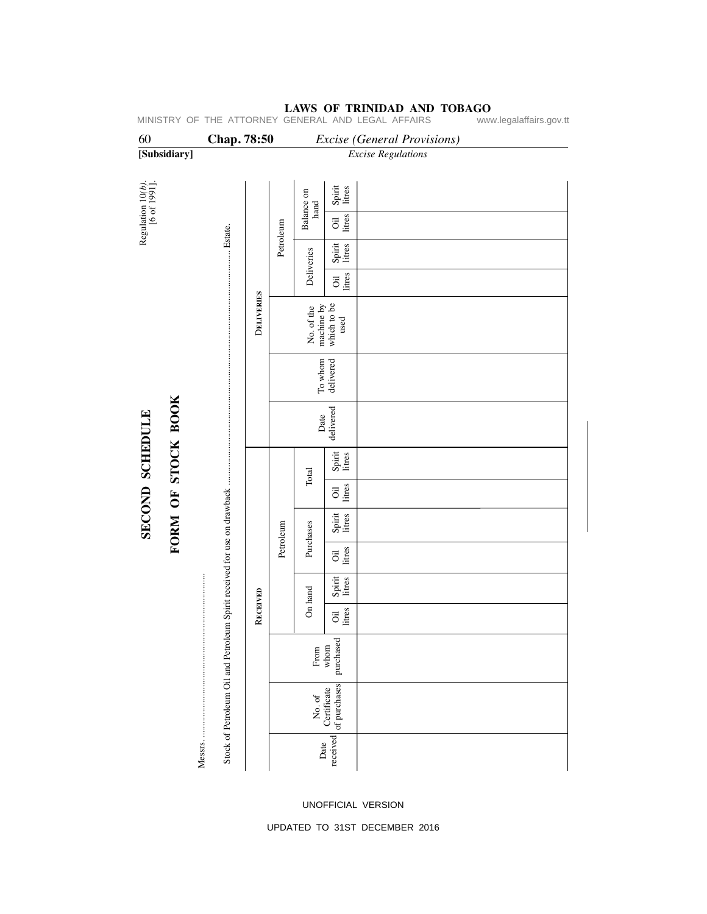Regulation 10(*b*). [6 of 1991].

# SECOND SCHEDULE

## FORM OF STOCK BOOK

Messrs. ............................................................

Stock of Petroleum Oil and Petroleum Spirit received for use on drawback .............................................. Estate.

| RECEIVED | | | | | | | | | DELIVERIES | | | | | | | |
|---|---|---|---|---|---|---|---|---|---|---|---|---|---|---|---|---|
| | | | Petroleum | | | | | | | | | Petroleum | | | | |
| Date received | No. of Certificate of purchases | From whom purchased | On hand | | Purchases | | Total | | Date delivered | To whom delivered | No. of the machine by which to be used | Deliveries | | Balance on hand | | |
| | | | Oil litres | Spirit litres | Oil litres | Spirit litres | Oil litres | Spirit litres | | | | Oil litres | Spirit litres | Oil litres | Spirit litres | |
| | | | | | | | | | | | | | | | | |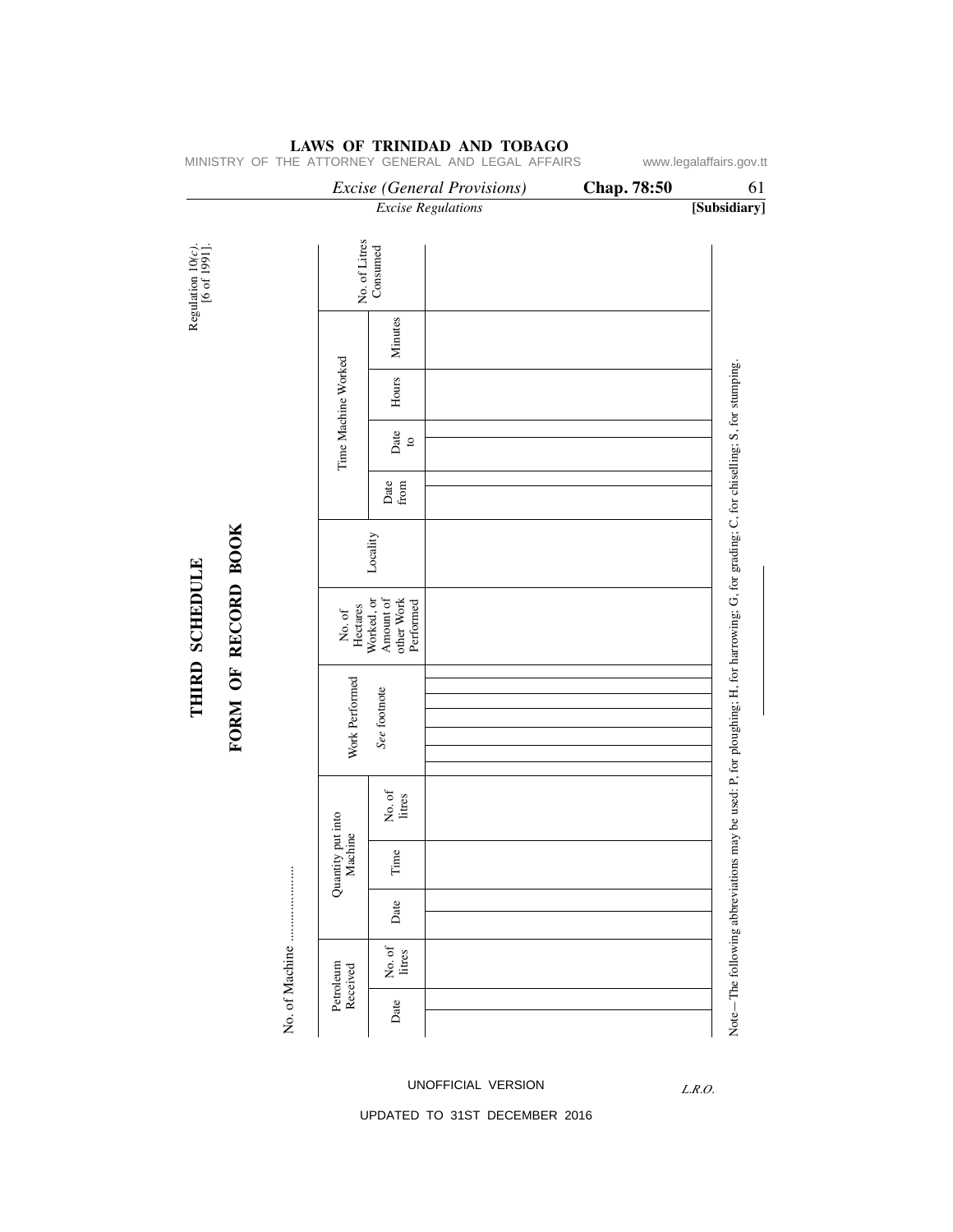Regulation 10(*c*).
[6 of 1991].

# THIRD SCHEDULE

## FORM OF RECORD BOOK

No. of Machine ......................

| Petroleum Received | | Quantity put into Machine | | | Work Performed | No. of Hectares Worked, or Amount of other Work Performed | Locality | Time Machine Worked | | | | No. of Litres Consumed |
|---|---|---|---|---|---|---|---|---|---|---|---|---|
| Date | No. of litres | Date | Time | No. of litres | *See* footnote | | | Date from | Date to | Hours | Minutes | |
| | | | | | | | | | | | | |

Note—The following abbreviations may be used: P, for ploughing; H, for harrowing; G, for grading; C, for chiselling; S, for stumping.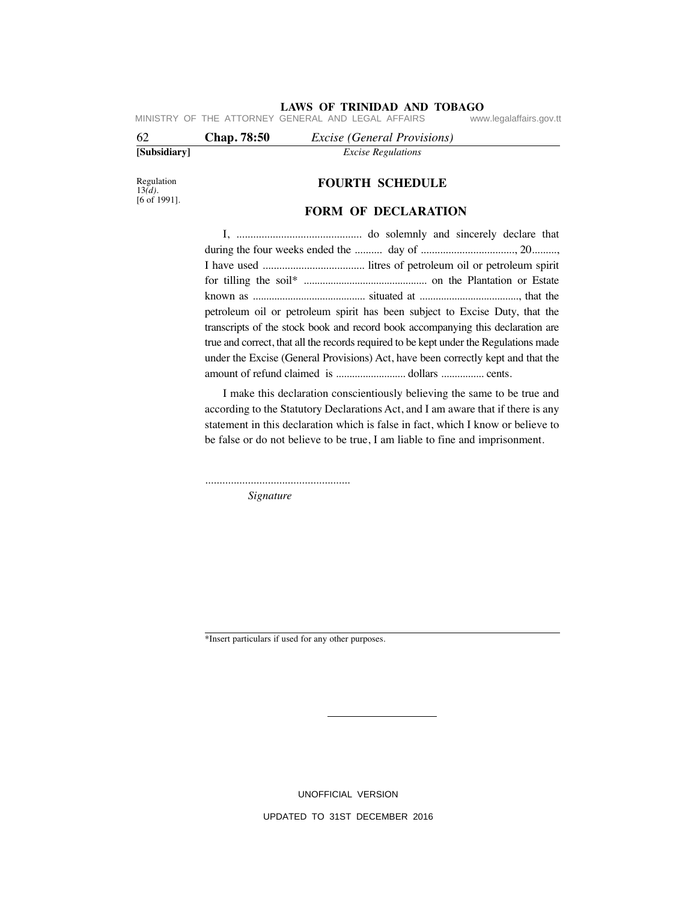Regulation 13(*d*).
[6 of 1991].

## FOURTH SCHEDULE

## FORM OF DECLARATION

I, ............................................ do solemnly and sincerely declare that during the four weeks ended the .......... day of .................................., 20........., I have used ..................................... litres of petroleum oil or petroleum spirit for tilling the soil* ............................................. on the Plantation or Estate known as .......................................... situated at ....................................., that the petroleum oil or petroleum spirit has been subject to Excise Duty, that the transcripts of the stock book and record book accompanying this declaration are true and correct, that all the records required to be kept under the Regulations made under the Excise (General Provisions) Act, have been correctly kept and that the amount of refund claimed is .......................... dollars ................ cents.

I make this declaration conscientiously believing the same to be true and according to the Statutory Declarations Act, and I am aware that if there is any statement in this declaration which is false in fact, which I know or believe to be false or do not believe to be true, I am liable to fine and imprisonment.

...................................................
*Signature*

*Insert particulars if used for any other purposes.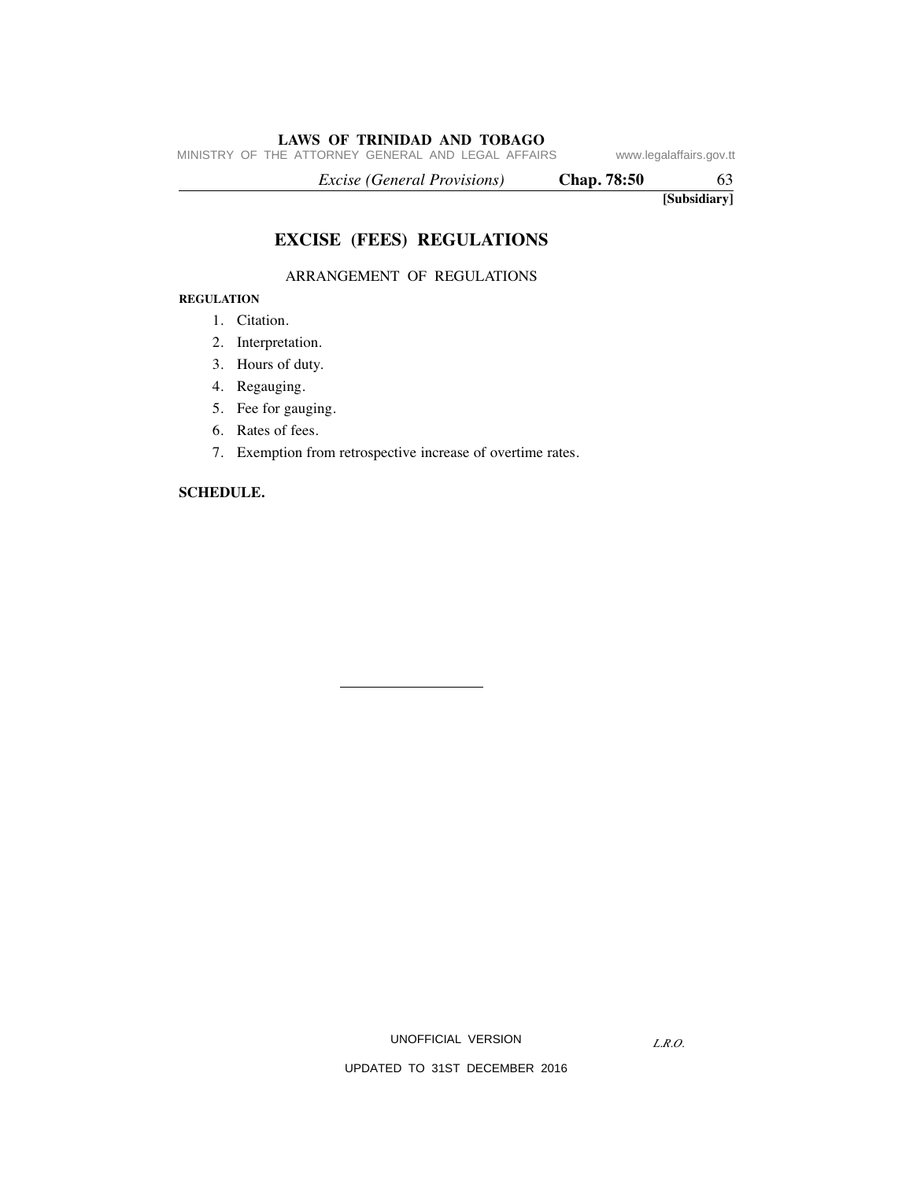[Subsidiary]

# EXCISE (FEES) REGULATIONS

ARRANGEMENT OF REGULATIONS

**REGULATION**

1. Citation.
2. Interpretation.
3. Hours of duty.
4. Regauging.
5. Fee for gauging.
6. Rates of fees.
7. Exemption from retrospective increase of overtime rates.

**SCHEDULE.**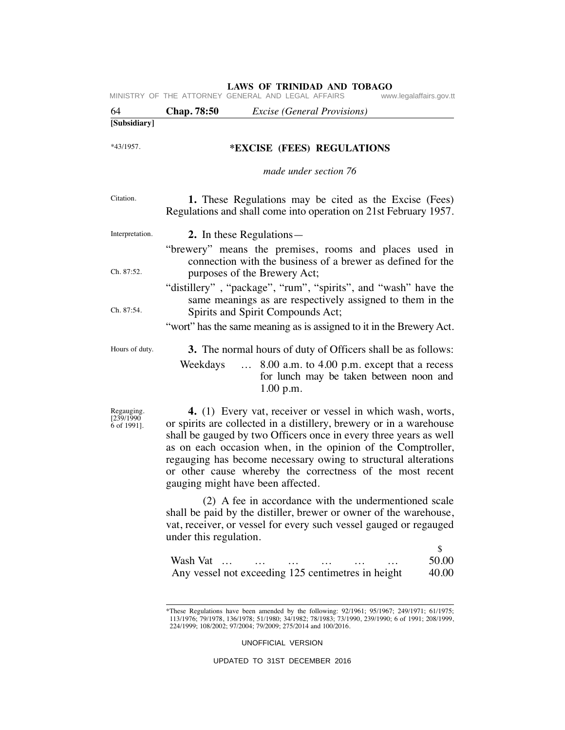[Subsidiary]

*43/1957.

# *EXCISE (FEES) REGULATIONS

*made under section 76*

Citation.

**1.** These Regulations may be cited as the Excise (Fees) Regulations and shall come into operation on 21st February 1957.

Interpretation.

**2.** In these Regulations—

"brewery" means the premises, rooms and places used in connection with the business of a brewer as defined for the purposes of the Brewery Act; (Ch. 87:52.)

"distillery" , "package", "rum", "spirits", and "wash" have the same meanings as are respectively assigned to them in the Spirits and Spirit Compounds Act; (Ch. 87:54.)

"wort" has the same meaning as is assigned to it in the Brewery Act.

Hours of duty.

**3.** The normal hours of duty of Officers shall be as follows:

Weekdays … 8.00 a.m. to 4.00 p.m. except that a recess for lunch may be taken between noon and 1.00 p.m.

Regauging. [239/1990 6 of 1991].

**4.** (1) Every vat, receiver or vessel in which wash, worts, or spirits are collected in a distillery, brewery or in a warehouse shall be gauged by two Officers once in every three years as well as on each occasion when, in the opinion of the Comptroller, regauging has become necessary owing to structural alterations or other cause whereby the correctness of the most recent gauging might have been affected.

(2) A fee in accordance with the undermentioned scale shall be paid by the distiller, brewer or owner of the warehouse, vat, receiver, or vessel for every such vessel gauged or regauged under this regulation.

| | $ |
|---|---|
| Wash Vat … … … … … … | 50.00 |
| Any vessel not exceeding 125 centimetres in height | 40.00 |

*These Regulations have been amended by the following: 92/1961; 95/1967; 249/1971; 61/1975; 113/1976; 79/1978, 136/1978; 51/1980; 34/1982; 78/1983; 73/1990, 239/1990; 6 of 1991; 208/1999, 224/1999; 108/2002; 97/2004; 79/2009; 275/2014 and 100/2016.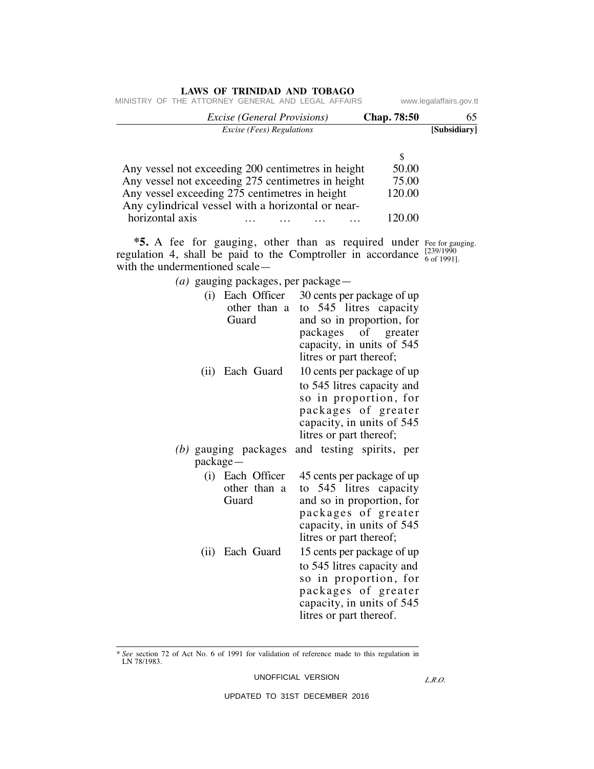| | $ |
|---|---|
| Any vessel not exceeding 200 centimetres in height | 50.00 |
| Any vessel not exceeding 275 centimetres in height | 75.00 |
| Any vessel exceeding 275 centimetres in height | 120.00 |
| Any cylindrical vessel with a horizontal or near-horizontal axis … … … … | 120.00 |

Fee for gauging. [239/1990 6 of 1991].

**\*5.** A fee for gauging, other than as required under regulation 4, shall be paid to the Comptroller in accordance with the undermentioned scale—

*(a)* gauging packages, per package—

| | |
|---|---|
| (i) Each Officer other than a Guard | 30 cents per package of up to 545 litres capacity and so in proportion, for packages of greater capacity, in units of 545 litres or part thereof; |
| (ii) Each Guard | 10 cents per package of up to 545 litres capacity and so in proportion, for packages of greater capacity, in units of 545 litres or part thereof; |

*(b)* gauging packages and testing spirits, per package—

| | |
|---|---|
| (i) Each Officer other than a Guard | 45 cents per package of up to 545 litres capacity and so in proportion, for packages of greater capacity, in units of 545 litres or part thereof; |
| (ii) Each Guard | 15 cents per package of up to 545 litres capacity and so in proportion, for packages of greater capacity, in units of 545 litres or part thereof. |

\* *See* section 72 of Act No. 6 of 1991 for validation of reference made to this regulation in LN 78/1983.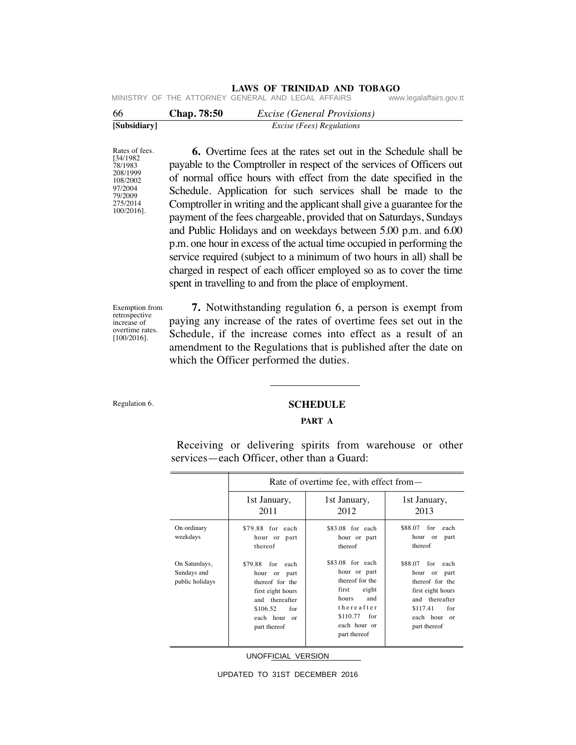Rates of fees. [34/1982 78/1983 208/1999 108/2002 97/2004 79/2009 275/2014 100/2016].

**6.** Overtime fees at the rates set out in the Schedule shall be payable to the Comptroller in respect of the services of Officers out of normal office hours with effect from the date specified in the Schedule. Application for such services shall be made to the Comptroller in writing and the applicant shall give a guarantee for the payment of the fees chargeable, provided that on Saturdays, Sundays and Public Holidays and on weekdays between 5.00 p.m. and 6.00 p.m. one hour in excess of the actual time occupied in performing the service required (subject to a minimum of two hours in all) shall be charged in respect of each officer employed so as to cover the time spent in travelling to and from the place of employment.

Exemption from retrospective increase of overtime rates. [100/2016].

**7.** Notwithstanding regulation 6, a person is exempt from paying any increase of the rates of overtime fees set out in the Schedule, if the increase comes into effect as a result of an amendment to the Regulations that is published after the date on which the Officer performed the duties.

---

Regulation 6.

## SCHEDULE

### PART A

Receiving or delivering spirits from warehouse or other services—each Officer, other than a Guard:

| | Rate of overtime fee, with effect from— | | |
|---|---|---|---|
| | 1st January, 2011 | 1st January, 2012 | 1st January, 2013 |
| On ordinary weekdays | $79.88 for each hour or part thereof | $83.08 for each hour or part thereof | $88.07 for each hour or part thereof |
| On Saturdays, Sundays and public holidays | $79.88 for each hour or part thereof for the first eight hours and thereafter $106.52 for each hour or part thereof | $83.08 for each hour or part thereof for the first eight hours and thereafter $110.77 for each hour or part thereof | $88.07 for each hour or part thereof for the first eight hours and thereafter $117.41 for each hour or part thereof |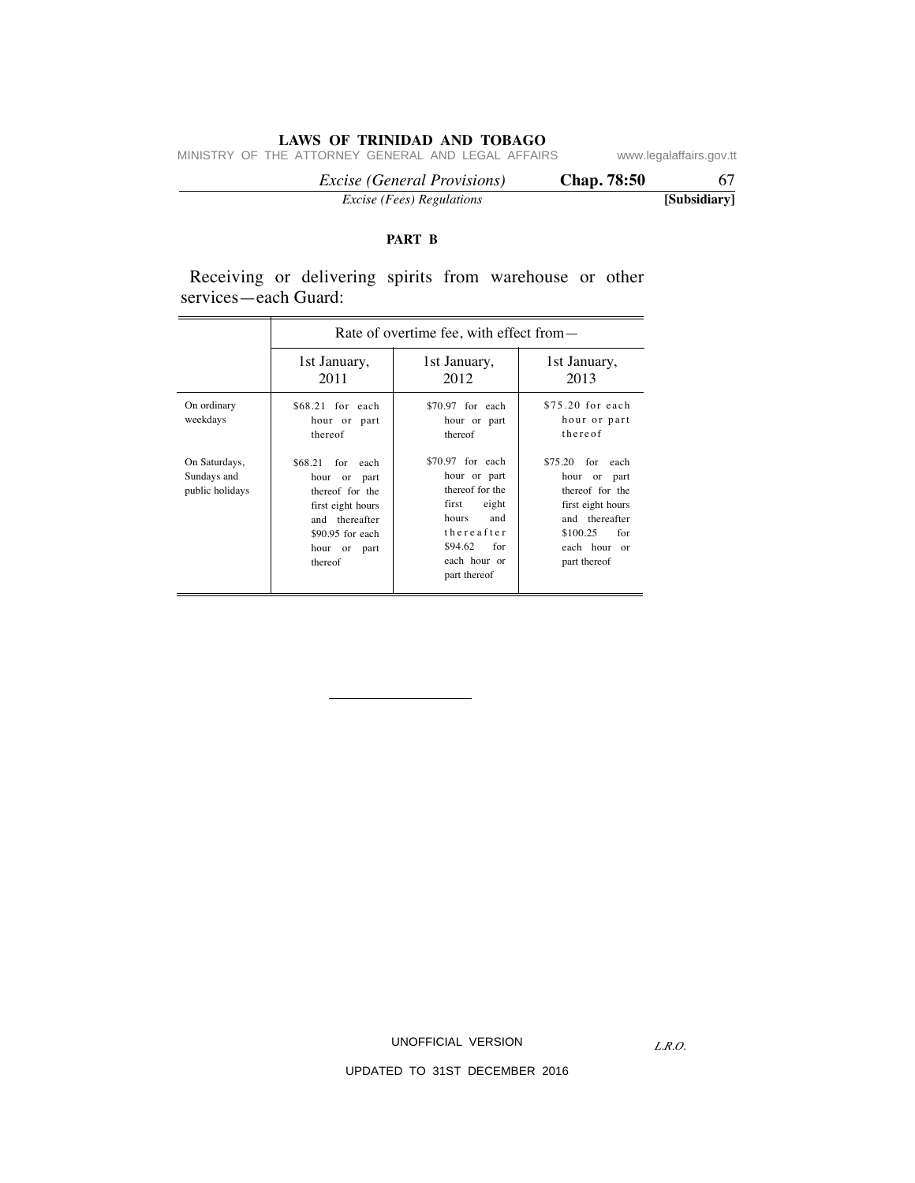## PART B

Receiving or delivering spirits from warehouse or other services—each Guard:

| | Rate of overtime fee, with effect from— | | |
|---|---|---|---|
| | 1st January, 2011 | 1st January, 2012 | 1st January, 2013 |
| On ordinary weekdays | $68.21 for each hour or part thereof | $70.97 for each hour or part thereof | $75.20 for each hour or part thereof |
| On Saturdays, Sundays and public holidays | $68.21 for each hour or part thereof for the first eight hours and thereafter $90.95 for each hour or part thereof | $70.97 for each hour or part thereof for the first eight hours and thereafter $94.62 for each hour or part thereof | $75.20 for each hour or part thereof for the first eight hours and thereafter $100.25 for each hour or part thereof |